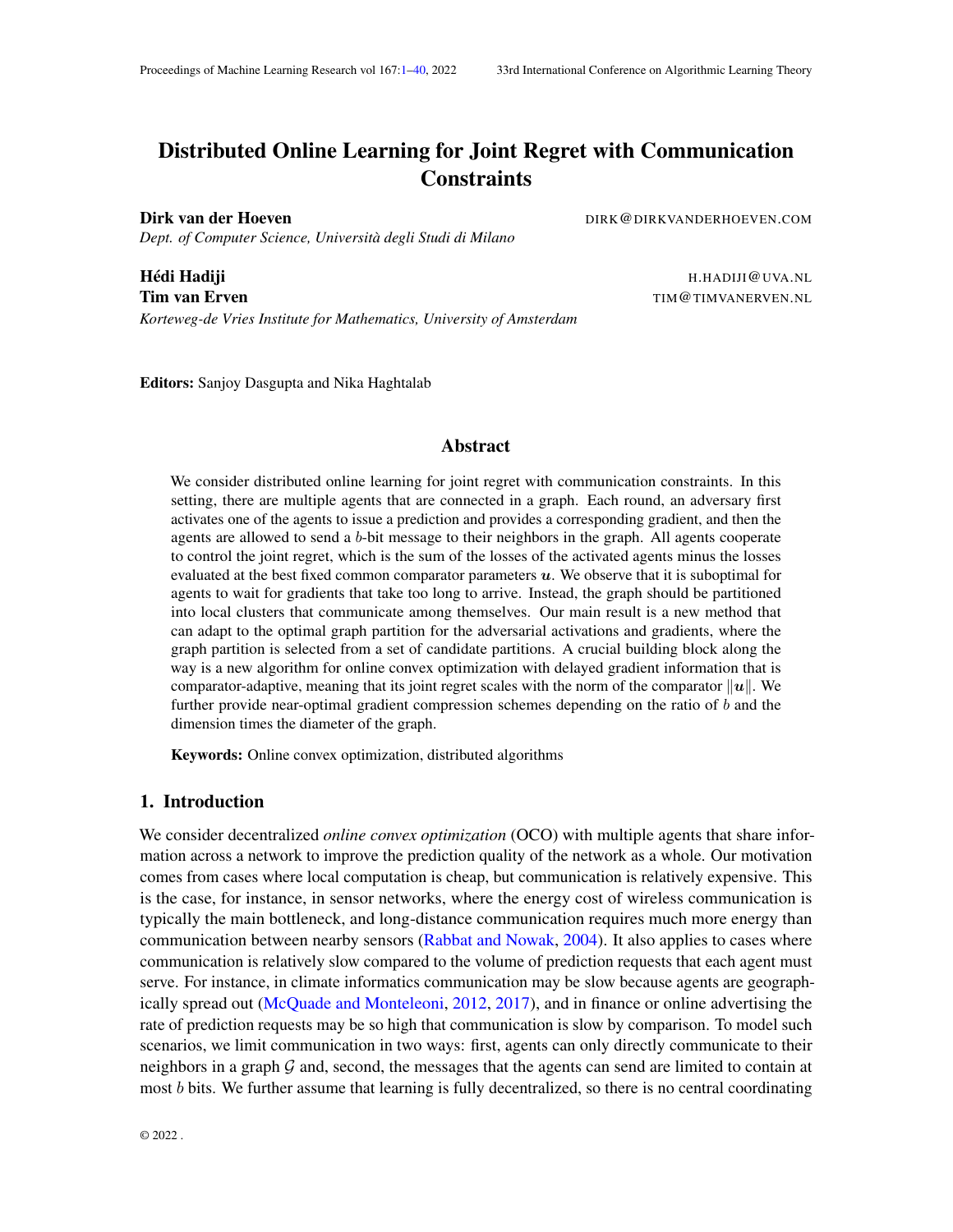# Distributed Online Learning for Joint Regret with Communication Constraints

**Dirk van der Hoeven** DIRK@DIRKVANDERHOEVEN.COM
*Dept. of Computer Science, Università degli Studi di Milano*

**Hédi Hadiji** H.HADIJI@UVA.NL
**Tim van Erven** TIM@TIMVANERVEN.NL
*Korteweg-de Vries Institute for Mathematics, University of Amsterdam*

**Editors:** Sanjoy Dasgupta and Nika Haghtalab

## Abstract

We consider distributed online learning for joint regret with communication constraints. In this setting, there are multiple agents that are connected in a graph. Each round, an adversary first activates one of the agents to issue a prediction and provides a corresponding gradient, and then the agents are allowed to send a $b$-bit message to their neighbors in the graph. All agents cooperate to control the joint regret, which is the sum of the losses of the activated agents minus the losses evaluated at the best fixed common comparator parameters $\boldsymbol{u}$. We observe that it is suboptimal for agents to wait for gradients that take too long to arrive. Instead, the graph should be partitioned into local clusters that communicate among themselves. Our main result is a new method that can adapt to the optimal graph partition for the adversarial activations and gradients, where the graph partition is selected from a set of candidate partitions. A crucial building block along the way is a new algorithm for online convex optimization with delayed gradient information that is comparator-adaptive, meaning that its joint regret scales with the norm of the comparator $\|\boldsymbol{u}\|$. We further provide near-optimal gradient compression schemes depending on the ratio of $b$ and the dimension times the diameter of the graph.

**Keywords:** Online convex optimization, distributed algorithms

## 1. Introduction

We consider decentralized *online convex optimization* (OCO) with multiple agents that share information across a network to improve the prediction quality of the network as a whole. Our motivation comes from cases where local computation is cheap, but communication is relatively expensive. This is the case, for instance, in sensor networks, where the energy cost of wireless communication is typically the main bottleneck, and long-distance communication requires much more energy than communication between nearby sensors (Rabbat and Nowak, 2004). It also applies to cases where communication is relatively slow compared to the volume of prediction requests that each agent must serve. For instance, in climate informatics communication may be slow because agents are geographically spread out (McQuade and Monteleoni, 2012, 2017), and in finance or online advertising the rate of prediction requests may be so high that communication is slow by comparison. To model such scenarios, we limit communication in two ways: first, agents can only directly communicate to their neighbors in a graph $\mathcal{G}$ and, second, the messages that the agents can send are limited to contain at most $b$ bits. We further assume that learning is fully decentralized, so there is no central coordinating

© 2022 .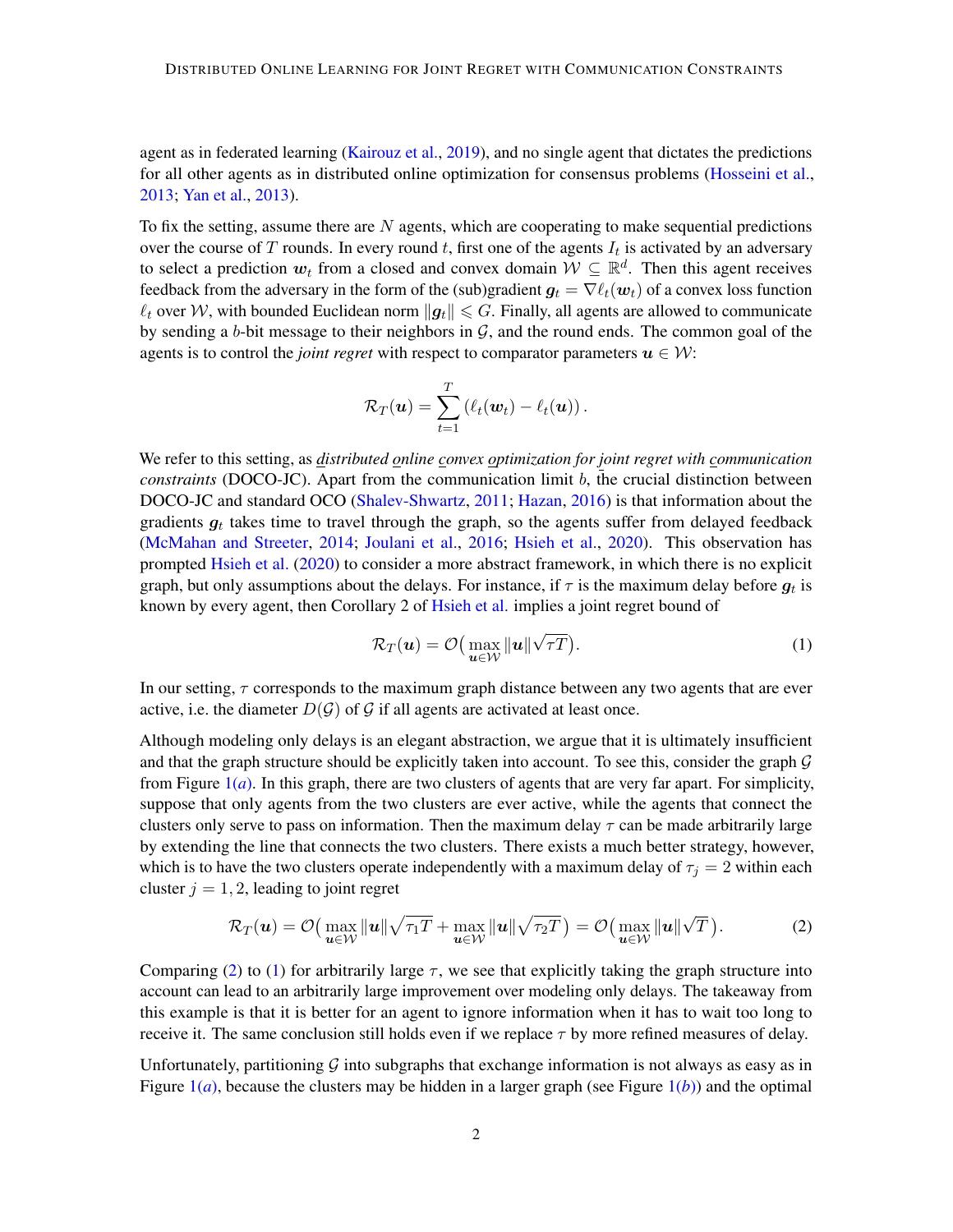agent as in federated learning (Kairouz et al., 2019), and no single agent that dictates the predictions for all other agents as in distributed online optimization for consensus problems (Hosseini et al., 2013; Yan et al., 2013).

To fix the setting, assume there are $N$ agents, which are cooperating to make sequential predictions over the course of $T$ rounds. In every round $t$, first one of the agents $I_t$ is activated by an adversary to select a prediction $\boldsymbol{w}_t$ from a closed and convex domain $\mathcal{W} \subseteq \mathbb{R}^d$. Then this agent receives feedback from the adversary in the form of the (sub)gradient $\boldsymbol{g}_t = \nabla \ell_t(\boldsymbol{w}_t)$ of a convex loss function $\ell_t$ over $\mathcal{W}$, with bounded Euclidean norm $\|\boldsymbol{g}_t\| \leqslant G$. Finally, all agents are allowed to communicate by sending a $b$-bit message to their neighbors in $\mathcal{G}$, and the round ends. The common goal of the agents is to control the *joint regret* with respect to comparator parameters $\boldsymbol{u} \in \mathcal{W}$:

$$\mathcal{R}_T(\boldsymbol{u}) = \sum_{t=1}^{T} \left(\ell_t(\boldsymbol{w}_t) - \ell_t(\boldsymbol{u})\right).$$

We refer to this setting, as *distributed online convex optimization for joint regret with communication constraints* (DOCO-JC). Apart from the communication limit $b$, the crucial distinction between DOCO-JC and standard OCO (Shalev-Shwartz, 2011; Hazan, 2016) is that information about the gradients $\boldsymbol{g}_t$ takes time to travel through the graph, so the agents suffer from delayed feedback (McMahan and Streeter, 2014; Joulani et al., 2016; Hsieh et al., 2020). This observation has prompted Hsieh et al. (2020) to consider a more abstract framework, in which there is no explicit graph, but only assumptions about the delays. For instance, if $\tau$ is the maximum delay before $\boldsymbol{g}_t$ is known by every agent, then Corollary 2 of Hsieh et al. implies a joint regret bound of

$$\mathcal{R}_T(\boldsymbol{u}) = \mathcal{O}\big(\max_{\boldsymbol{u}\in\mathcal{W}} \|\boldsymbol{u}\|\sqrt{\tau T}\big). \tag{1}$$

In our setting, $\tau$ corresponds to the maximum graph distance between any two agents that are ever active, i.e. the diameter $D(\mathcal{G})$ of $\mathcal{G}$ if all agents are activated at least once.

Although modeling only delays is an elegant abstraction, we argue that it is ultimately insufficient and that the graph structure should be explicitly taken into account. To see this, consider the graph $\mathcal{G}$ from Figure 1(*a*). In this graph, there are two clusters of agents that are very far apart. For simplicity, suppose that only agents from the two clusters are ever active, while the agents that connect the clusters only serve to pass on information. Then the maximum delay $\tau$ can be made arbitrarily large by extending the line that connects the two clusters. There exists a much better strategy, however, which is to have the two clusters operate independently with a maximum delay of $\tau_j = 2$ within each cluster $j = 1, 2$, leading to joint regret

$$\mathcal{R}_T(\boldsymbol{u}) = \mathcal{O}\big(\max_{\boldsymbol{u}\in\mathcal{W}} \|\boldsymbol{u}\|\sqrt{\tau_1 T} + \max_{\boldsymbol{u}\in\mathcal{W}} \|\boldsymbol{u}\|\sqrt{\tau_2 T}\big) = \mathcal{O}\big(\max_{\boldsymbol{u}\in\mathcal{W}} \|\boldsymbol{u}\|\sqrt{T}\big). \tag{2}$$

Comparing (2) to (1) for arbitrarily large $\tau$, we see that explicitly taking the graph structure into account can lead to an arbitrarily large improvement over modeling only delays. The takeaway from this example is that it is better for an agent to ignore information when it has to wait too long to receive it. The same conclusion still holds even if we replace $\tau$ by more refined measures of delay.

Unfortunately, partitioning $\mathcal{G}$ into subgraphs that exchange information is not always as easy as in Figure 1(*a*), because the clusters may be hidden in a larger graph (see Figure 1(*b*)) and the optimal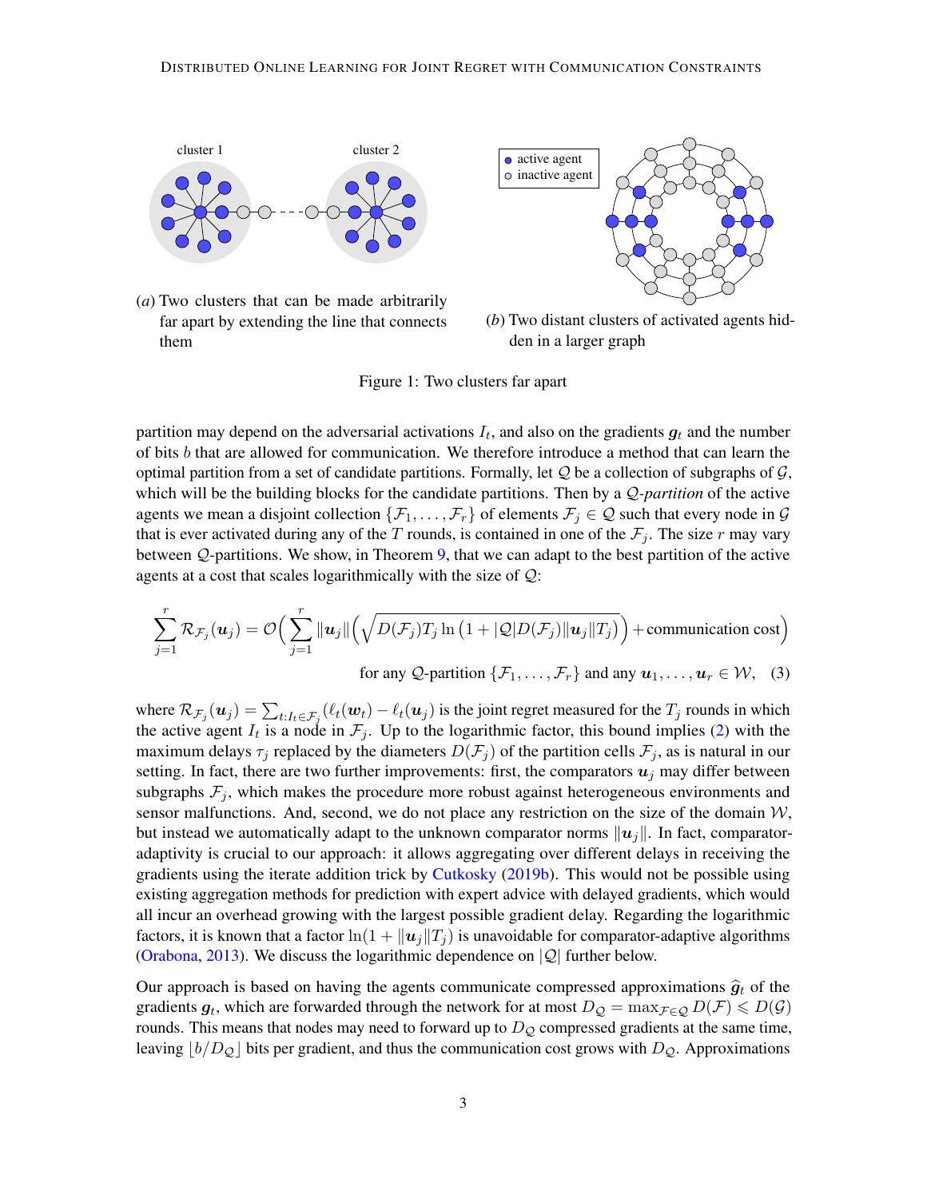(*a*) Two clusters that can be made arbitrarily far apart by extending the line that connects them

(*b*) Two distant clusters of activated agents hidden in a larger graph

Figure 1: Two clusters far apart

partition may depend on the adversarial activations $I_t$, and also on the gradients $\boldsymbol{g}_t$ and the number of bits $b$ that are allowed for communication. We therefore introduce a method that can learn the optimal partition from a set of candidate partitions. Formally, let $\mathcal{Q}$ be a collection of subgraphs of $\mathcal{G}$, which will be the building blocks for the candidate partitions. Then by a *$\mathcal{Q}$-partition* of the active agents we mean a disjoint collection $\{\mathcal{F}_1, \ldots, \mathcal{F}_r\}$ of elements $\mathcal{F}_j \in \mathcal{Q}$ such that every node in $\mathcal{G}$ that is ever activated during any of the $T$ rounds, is contained in one of the $\mathcal{F}_j$. The size $r$ may vary between $\mathcal{Q}$-partitions. We show, in Theorem 9, that we can adapt to the best partition of the active agents at a cost that scales logarithmically with the size of $\mathcal{Q}$:

$$\sum_{j=1}^{r} \mathcal{R}_{\mathcal{F}_j}(\boldsymbol{u}_j) = \mathcal{O}\Big( \sum_{j=1}^{r} \|\boldsymbol{u}_j\| \Big( \sqrt{D(\mathcal{F}_j) T_j \ln\big(1 + |\mathcal{Q}| D(\mathcal{F}_j) \|\boldsymbol{u}_j\| T_j\big)} \Big) + \text{communication cost} \Big)$$

$$\text{for any } \mathcal{Q}\text{-partition } \{\mathcal{F}_1, \ldots, \mathcal{F}_r\} \text{ and any } \boldsymbol{u}_1, \ldots, \boldsymbol{u}_r \in \mathcal{W}, \quad (3)$$

where $\mathcal{R}_{\mathcal{F}_j}(\boldsymbol{u}_j) = \sum_{t: I_t \in \mathcal{F}_j} (\ell_t(\boldsymbol{w}_t) - \ell_t(\boldsymbol{u}_j))$ is the joint regret measured for the $T_j$ rounds in which the active agent $I_t$ is a node in $\mathcal{F}_j$. Up to the logarithmic factor, this bound implies (2) with the maximum delays $\tau_j$ replaced by the diameters $D(\mathcal{F}_j)$ of the partition cells $\mathcal{F}_j$, as is natural in our setting. In fact, there are two further improvements: first, the comparators $\boldsymbol{u}_j$ may differ between subgraphs $\mathcal{F}_j$, which makes the procedure more robust against heterogeneous environments and sensor malfunctions. And, second, we do not place any restriction on the size of the domain $\mathcal{W}$, but instead we automatically adapt to the unknown comparator norms $\|\boldsymbol{u}_j\|$. In fact, comparator-adaptivity is crucial to our approach: it allows aggregating over different delays in receiving the gradients using the iterate addition trick by Cutkosky (2019b). This would not be possible using existing aggregation methods for prediction with expert advice with delayed gradients, which would all incur an overhead growing with the largest possible gradient delay. Regarding the logarithmic factors, it is known that a factor $\ln(1 + \|\boldsymbol{u}_j\| T_j)$ is unavoidable for comparator-adaptive algorithms (Orabona, 2013). We discuss the logarithmic dependence on $|\mathcal{Q}|$ further below.

Our approach is based on having the agents communicate compressed approximations $\widehat{\boldsymbol{g}}_t$ of the gradients $\boldsymbol{g}_t$, which are forwarded through the network for at most $D_{\mathcal{Q}} = \max_{\mathcal{F} \in \mathcal{Q}} D(\mathcal{F}) \leqslant D(\mathcal{G})$ rounds. This means that nodes may need to forward up to $D_{\mathcal{Q}}$ compressed gradients at the same time, leaving $\lfloor b / D_{\mathcal{Q}} \rfloor$ bits per gradient, and thus the communication cost grows with $D_{\mathcal{Q}}$. Approximations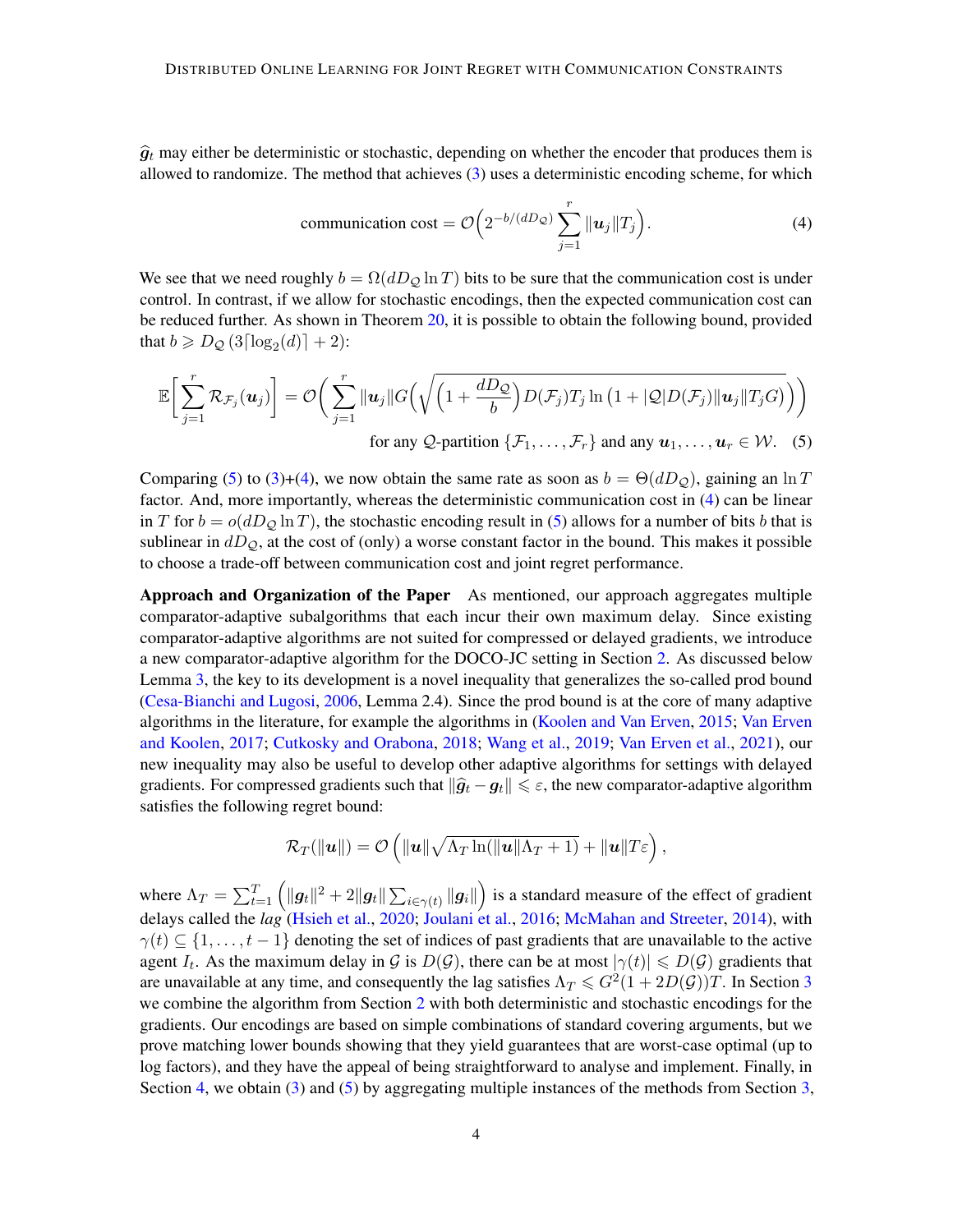$\widehat{\boldsymbol{g}}_t$ may either be deterministic or stochastic, depending on whether the encoder that produces them is allowed to randomize. The method that achieves (3) uses a deterministic encoding scheme, for which

$$\text{communication cost} = \mathcal{O}\Big(2^{-b/(dD_{\mathcal{Q}})} \sum_{j=1}^{r} \|\boldsymbol{u}_j\| T_j\Big). \tag{4}$$

We see that we need roughly $b = \Omega(dD_{\mathcal{Q}} \ln T)$ bits to be sure that the communication cost is under control. In contrast, if we allow for stochastic encodings, then the expected communication cost can be reduced further. As shown in Theorem 20, it is possible to obtain the following bound, provided that $b \geqslant D_{\mathcal{Q}} \left(3\lceil \log_2(d) \rceil + 2\right)$:

$$\mathbb{E}\Big[\sum_{j=1}^{r} \mathcal{R}_{\mathcal{F}_j}(\boldsymbol{u}_j)\Big] = \mathcal{O}\Big(\sum_{j=1}^{r} \|\boldsymbol{u}_j\| G \Big(\sqrt{\Big(1 + \frac{dD_{\mathcal{Q}}}{b}\Big) D(\mathcal{F}_j) T_j \ln\left(1 + |\mathcal{Q}| D(\mathcal{F}_j) \|\boldsymbol{u}_j\| T_j G\right)}\Big)\Big)$$

$$\text{for any } \mathcal{Q}\text{-partition } \{\mathcal{F}_1, \ldots, \mathcal{F}_r\} \text{ and any } \boldsymbol{u}_1, \ldots, \boldsymbol{u}_r \in \mathcal{W}. \tag{5}$$

Comparing (5) to (3)+(4), we now obtain the same rate as soon as $b = \Theta(dD_{\mathcal{Q}})$, gaining an $\ln T$ factor. And, more importantly, whereas the deterministic communication cost in (4) can be linear in $T$ for $b = o(dD_{\mathcal{Q}} \ln T)$, the stochastic encoding result in (5) allows for a number of bits $b$ that is sublinear in $dD_{\mathcal{Q}}$, at the cost of (only) a worse constant factor in the bound. This makes it possible to choose a trade-off between communication cost and joint regret performance.

**Approach and Organization of the Paper** As mentioned, our approach aggregates multiple comparator-adaptive subalgorithms that each incur their own maximum delay. Since existing comparator-adaptive algorithms are not suited for compressed or delayed gradients, we introduce a new comparator-adaptive algorithm for the DOCO-JC setting in Section 2. As discussed below Lemma 3, the key to its development is a novel inequality that generalizes the so-called prod bound (Cesa-Bianchi and Lugosi, 2006, Lemma 2.4). Since the prod bound is at the core of many adaptive algorithms in the literature, for example the algorithms in (Koolen and Van Erven, 2015; Van Erven and Koolen, 2017; Cutkosky and Orabona, 2018; Wang et al., 2019; Van Erven et al., 2021), our new inequality may also be useful to develop other adaptive algorithms for settings with delayed gradients. For compressed gradients such that $\|\widehat{\boldsymbol{g}}_t - \boldsymbol{g}_t\| \leqslant \varepsilon$, the new comparator-adaptive algorithm satisfies the following regret bound:

$$\mathcal{R}_T(\|\boldsymbol{u}\|) = \mathcal{O}\left(\|\boldsymbol{u}\| \sqrt{\Lambda_T \ln(\|\boldsymbol{u}\| \Lambda_T + 1)} + \|\boldsymbol{u}\| T \varepsilon\right),$$

where $\Lambda_T = \sum_{t=1}^{T} \left(\|\boldsymbol{g}_t\|^2 + 2\|\boldsymbol{g}_t\| \sum_{i \in \gamma(t)} \|\boldsymbol{g}_i\|\right)$ is a standard measure of the effect of gradient delays called the *lag* (Hsieh et al., 2020; Joulani et al., 2016; McMahan and Streeter, 2014), with $\gamma(t) \subseteq \{1, \ldots, t-1\}$ denoting the set of indices of past gradients that are unavailable to the active agent $I_t$. As the maximum delay in $\mathcal{G}$ is $D(\mathcal{G})$, there can be at most $|\gamma(t)| \leqslant D(\mathcal{G})$ gradients that are unavailable at any time, and consequently the lag satisfies $\Lambda_T \leqslant G^2(1 + 2D(\mathcal{G}))T$. In Section 3 we combine the algorithm from Section 2 with both deterministic and stochastic encodings for the gradients. Our encodings are based on simple combinations of standard covering arguments, but we prove matching lower bounds showing that they yield guarantees that are worst-case optimal (up to log factors), and they have the appeal of being straightforward to analyse and implement. Finally, in Section 4, we obtain (3) and (5) by aggregating multiple instances of the methods from Section 3,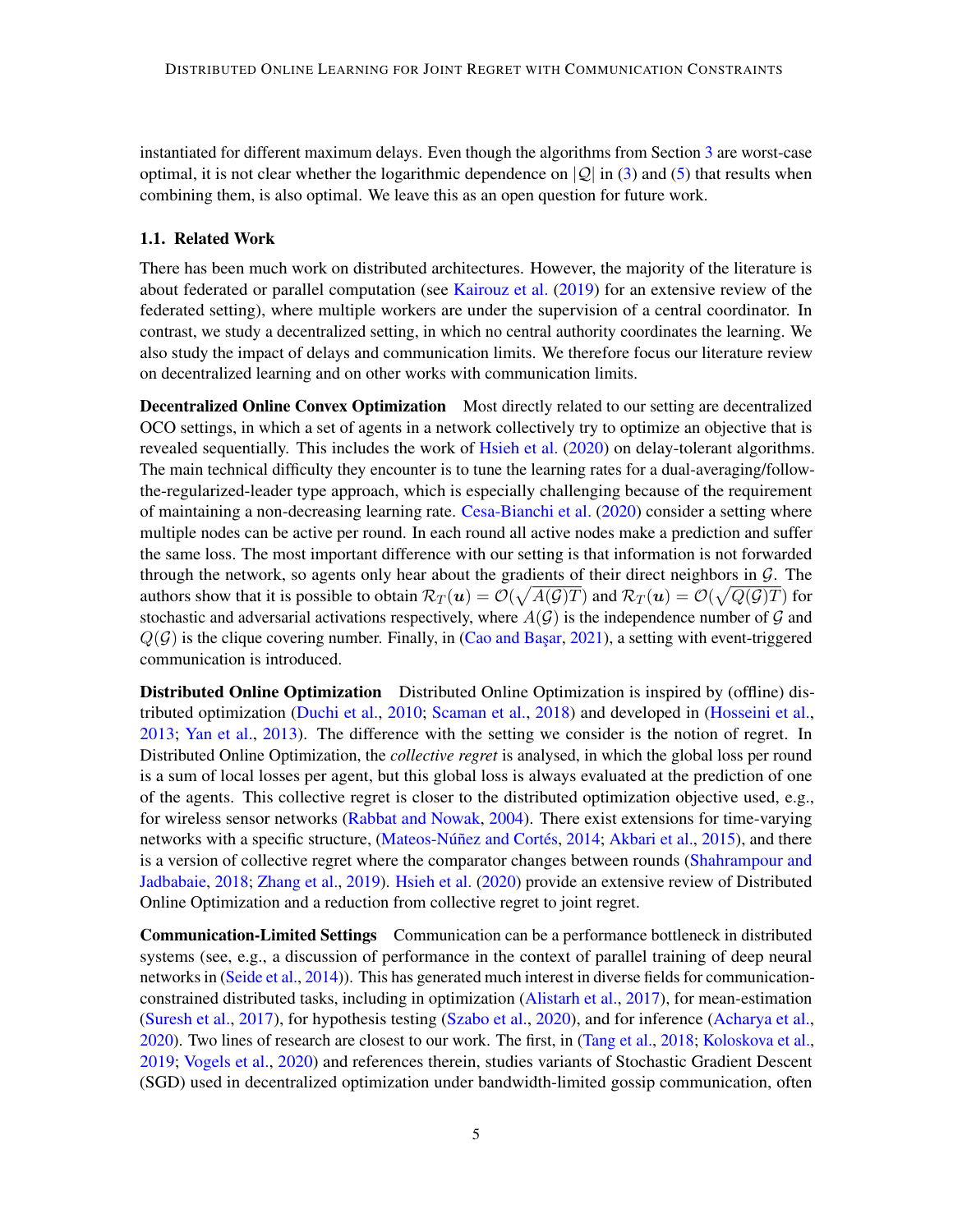instantiated for different maximum delays. Even though the algorithms from Section 3 are worst-case optimal, it is not clear whether the logarithmic dependence on $|\mathcal{Q}|$ in (3) and (5) that results when combining them, is also optimal. We leave this as an open question for future work.

### 1.1. Related Work

There has been much work on distributed architectures. However, the majority of the literature is about federated or parallel computation (see Kairouz et al. (2019) for an extensive review of the federated setting), where multiple workers are under the supervision of a central coordinator. In contrast, we study a decentralized setting, in which no central authority coordinates the learning. We also study the impact of delays and communication limits. We therefore focus our literature review on decentralized learning and on other works with communication limits.

**Decentralized Online Convex Optimization** Most directly related to our setting are decentralized OCO settings, in which a set of agents in a network collectively try to optimize an objective that is revealed sequentially. This includes the work of Hsieh et al. (2020) on delay-tolerant algorithms. The main technical difficulty they encounter is to tune the learning rates for a dual-averaging/follow-the-regularized-leader type approach, which is especially challenging because of the requirement of maintaining a non-decreasing learning rate. Cesa-Bianchi et al. (2020) consider a setting where multiple nodes can be active per round. In each round all active nodes make a prediction and suffer the same loss. The most important difference with our setting is that information is not forwarded through the network, so agents only hear about the gradients of their direct neighbors in $\mathcal{G}$. The authors show that it is possible to obtain $\mathcal{R}_T(\boldsymbol{u}) = \mathcal{O}(\sqrt{A(\mathcal{G})T})$ and $\mathcal{R}_T(\boldsymbol{u}) = \mathcal{O}(\sqrt{Q(\mathcal{G})T})$ for stochastic and adversarial activations respectively, where $A(\mathcal{G})$ is the independence number of $\mathcal{G}$ and $Q(\mathcal{G})$ is the clique covering number. Finally, in (Cao and Başar, 2021), a setting with event-triggered communication is introduced.

**Distributed Online Optimization** Distributed Online Optimization is inspired by (offline) distributed optimization (Duchi et al., 2010; Scaman et al., 2018) and developed in (Hosseini et al., 2013; Yan et al., 2013). The difference with the setting we consider is the notion of regret. In Distributed Online Optimization, the *collective regret* is analysed, in which the global loss per round is a sum of local losses per agent, but this global loss is always evaluated at the prediction of one of the agents. This collective regret is closer to the distributed optimization objective used, e.g., for wireless sensor networks (Rabbat and Nowak, 2004). There exist extensions for time-varying networks with a specific structure, (Mateos-Núñez and Cortés, 2014; Akbari et al., 2015), and there is a version of collective regret where the comparator changes between rounds (Shahrampour and Jadbabaie, 2018; Zhang et al., 2019). Hsieh et al. (2020) provide an extensive review of Distributed Online Optimization and a reduction from collective regret to joint regret.

**Communication-Limited Settings** Communication can be a performance bottleneck in distributed systems (see, e.g., a discussion of performance in the context of parallel training of deep neural networks in (Seide et al., 2014)). This has generated much interest in diverse fields for communication-constrained distributed tasks, including in optimization (Alistarh et al., 2017), for mean-estimation (Suresh et al., 2017), for hypothesis testing (Szabo et al., 2020), and for inference (Acharya et al., 2020). Two lines of research are closest to our work. The first, in (Tang et al., 2018; Koloskova et al., 2019; Vogels et al., 2020) and references therein, studies variants of Stochastic Gradient Descent (SGD) used in decentralized optimization under bandwidth-limited gossip communication, often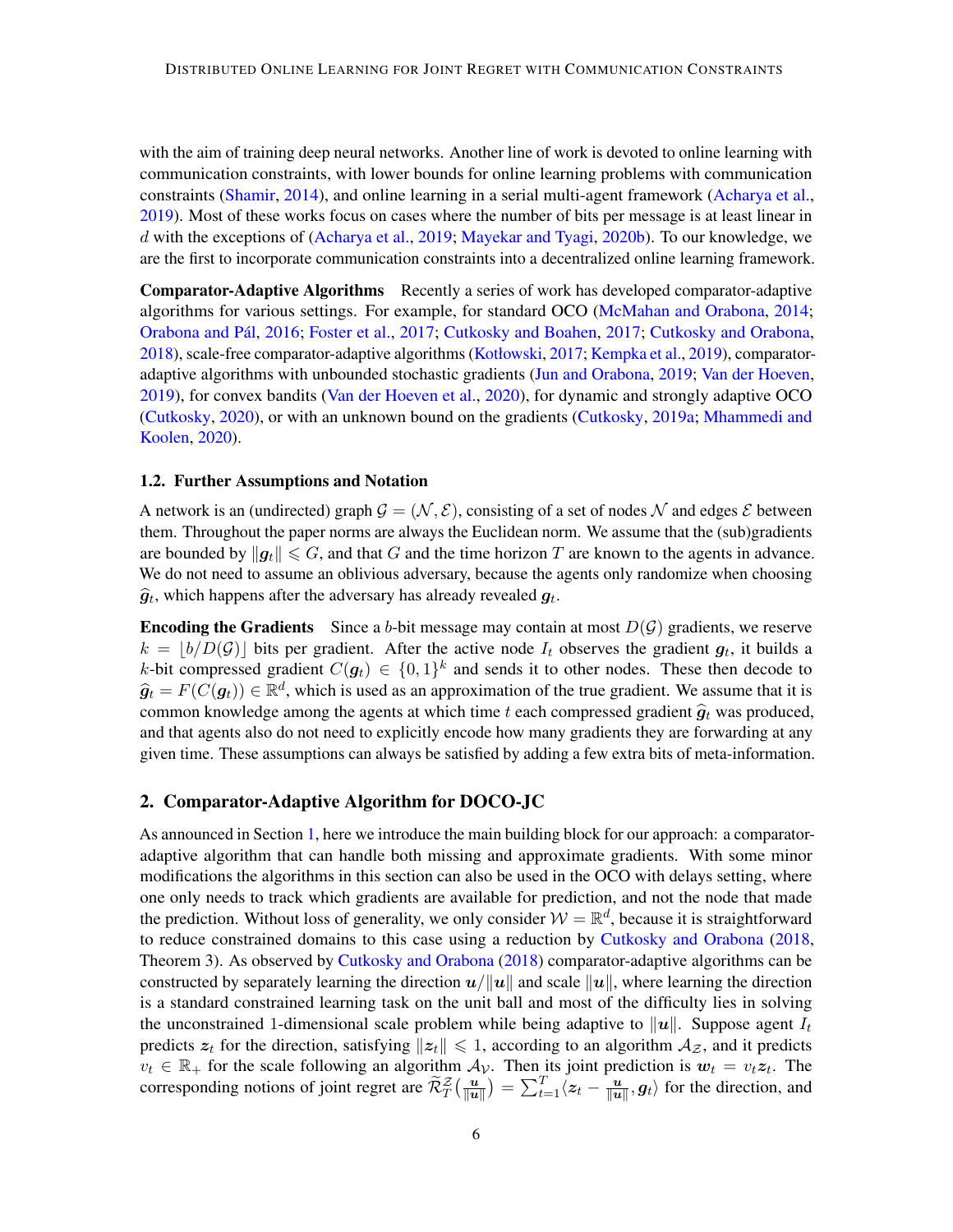with the aim of training deep neural networks. Another line of work is devoted to online learning with communication constraints, with lower bounds for online learning problems with communication constraints (Shamir, 2014), and online learning in a serial multi-agent framework (Acharya et al., 2019). Most of these works focus on cases where the number of bits per message is at least linear in $d$ with the exceptions of (Acharya et al., 2019; Mayekar and Tyagi, 2020b). To our knowledge, we are the first to incorporate communication constraints into a decentralized online learning framework.

**Comparator-Adaptive Algorithms** Recently a series of work has developed comparator-adaptive algorithms for various settings. For example, for standard OCO (McMahan and Orabona, 2014; Orabona and Pál, 2016; Foster et al., 2017; Cutkosky and Boahen, 2017; Cutkosky and Orabona, 2018), scale-free comparator-adaptive algorithms (Kotłowski, 2017; Kempka et al., 2019), comparator-adaptive algorithms with unbounded stochastic gradients (Jun and Orabona, 2019; Van der Hoeven, 2019), for convex bandits (Van der Hoeven et al., 2020), for dynamic and strongly adaptive OCO (Cutkosky, 2020), or with an unknown bound on the gradients (Cutkosky, 2019a; Mhammedi and Koolen, 2020).

### 1.2. Further Assumptions and Notation

A network is an (undirected) graph $\mathcal{G} = (\mathcal{N}, \mathcal{E})$, consisting of a set of nodes $\mathcal{N}$ and edges $\mathcal{E}$ between them. Throughout the paper norms are always the Euclidean norm. We assume that the (sub)gradients are bounded by $\|\boldsymbol{g}_t\| \leqslant G$, and that $G$ and the time horizon $T$ are known to the agents in advance. We do not need to assume an oblivious adversary, because the agents only randomize when choosing $\widehat{\boldsymbol{g}}_t$, which happens after the adversary has already revealed $\boldsymbol{g}_t$.

**Encoding the Gradients** Since a $b$-bit message may contain at most $D(\mathcal{G})$ gradients, we reserve $k = \lfloor b/D(\mathcal{G}) \rfloor$ bits per gradient. After the active node $I_t$ observes the gradient $\boldsymbol{g}_t$, it builds a $k$-bit compressed gradient $C(\boldsymbol{g}_t) \in \{0,1\}^k$ and sends it to other nodes. These then decode to $\widehat{\boldsymbol{g}}_t = F(C(\boldsymbol{g}_t)) \in \mathbb{R}^d$, which is used as an approximation of the true gradient. We assume that it is common knowledge among the agents at which time $t$ each compressed gradient $\widehat{\boldsymbol{g}}_t$ was produced, and that agents also do not need to explicitly encode how many gradients they are forwarding at any given time. These assumptions can always be satisfied by adding a few extra bits of meta-information.

## 2. Comparator-Adaptive Algorithm for DOCO-JC

As announced in Section 1, here we introduce the main building block for our approach: a comparator-adaptive algorithm that can handle both missing and approximate gradients. With some minor modifications the algorithms in this section can also be used in the OCO with delays setting, where one only needs to track which gradients are available for prediction, and not the node that made the prediction. Without loss of generality, we only consider $\mathcal{W} = \mathbb{R}^d$, because it is straightforward to reduce constrained domains to this case using a reduction by Cutkosky and Orabona (2018, Theorem 3). As observed by Cutkosky and Orabona (2018) comparator-adaptive algorithms can be constructed by separately learning the direction $\boldsymbol{u}/\|\boldsymbol{u}\|$ and scale $\|\boldsymbol{u}\|$, where learning the direction is a standard constrained learning task on the unit ball and most of the difficulty lies in solving the unconstrained 1-dimensional scale problem while being adaptive to $\|\boldsymbol{u}\|$. Suppose agent $I_t$ predicts $\boldsymbol{z}_t$ for the direction, satisfying $\|\boldsymbol{z}_t\| \leqslant 1$, according to an algorithm $\mathcal{A}_{\mathcal{Z}}$, and it predicts $v_t \in \mathbb{R}_+$ for the scale following an algorithm $\mathcal{A}_{\mathcal{V}}$. Then its joint prediction is $\boldsymbol{w}_t = v_t \boldsymbol{z}_t$. The corresponding notions of joint regret are $\widetilde{\mathcal{R}}_T^{\mathcal{Z}}\big(\frac{\boldsymbol{u}}{\|\boldsymbol{u}\|}\big) = \sum_{t=1}^T \langle \boldsymbol{z}_t - \frac{\boldsymbol{u}}{\|\boldsymbol{u}\|}, \boldsymbol{g}_t \rangle$ for the direction, and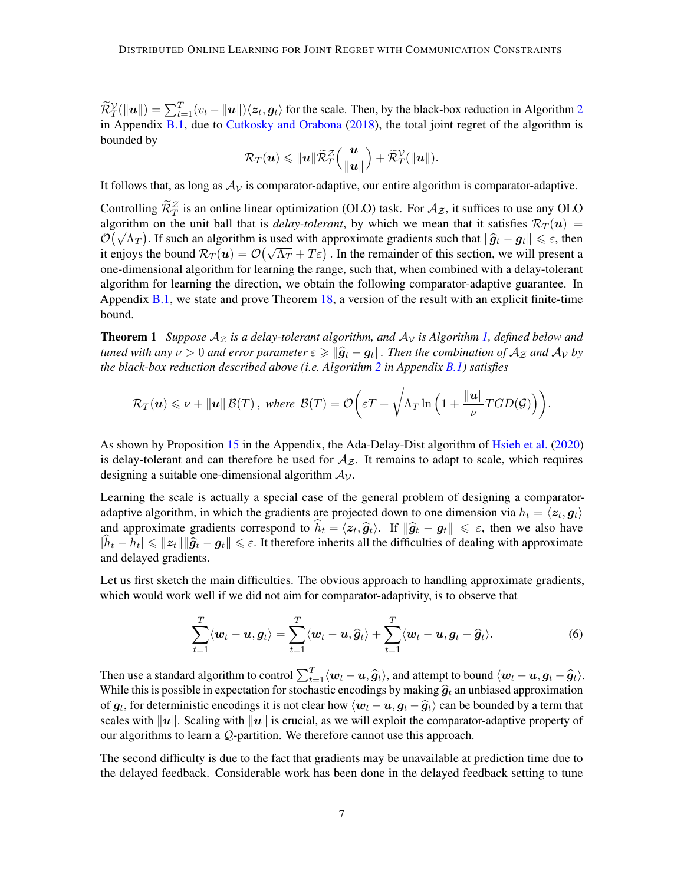$\widetilde{\mathcal{R}}_T^{\mathcal{V}}(\|\boldsymbol{u}\|) = \sum_{t=1}^T (v_t - \|\boldsymbol{u}\|)\langle \boldsymbol{z}_t, \boldsymbol{g}_t\rangle$ for the scale. Then, by the black-box reduction in Algorithm 2 in Appendix B.1, due to Cutkosky and Orabona (2018), the total joint regret of the algorithm is bounded by

$$\mathcal{R}_T(\boldsymbol{u}) \leqslant \|\boldsymbol{u}\| \widetilde{\mathcal{R}}_T^{\mathcal{Z}}\Big(\frac{\boldsymbol{u}}{\|\boldsymbol{u}\|}\Big) + \widetilde{\mathcal{R}}_T^{\mathcal{V}}(\|\boldsymbol{u}\|).$$

It follows that, as long as $\mathcal{A}_{\mathcal{V}}$ is comparator-adaptive, our entire algorithm is comparator-adaptive.

Controlling $\widetilde{\mathcal{R}}_T^{\mathcal{Z}}$ is an online linear optimization (OLO) task. For $\mathcal{A}_{\mathcal{Z}}$, it suffices to use any OLO algorithm on the unit ball that is *delay-tolerant*, by which we mean that it satisfies $\mathcal{R}_T(\boldsymbol{u}) = \mathcal{O}\big(\sqrt{\Lambda_T}\big)$. If such an algorithm is used with approximate gradients such that $\|\widehat{\boldsymbol{g}}_t - \boldsymbol{g}_t\| \leqslant \varepsilon$, then it enjoys the bound $\mathcal{R}_T(\boldsymbol{u}) = \mathcal{O}\big(\sqrt{\Lambda_T} + T\varepsilon\big)$ . In the remainder of this section, we will present a one-dimensional algorithm for learning the range, such that, when combined with a delay-tolerant algorithm for learning the direction, we obtain the following comparator-adaptive guarantee. In Appendix B.1, we state and prove Theorem 18, a version of the result with an explicit finite-time bound.

**Theorem 1** *Suppose $\mathcal{A}_{\mathcal{Z}}$ is a delay-tolerant algorithm, and $\mathcal{A}_{\mathcal{V}}$ is Algorithm 1, defined below and tuned with any $\nu > 0$ and error parameter $\varepsilon \geqslant \|\widehat{\boldsymbol{g}}_t - \boldsymbol{g}_t\|$. Then the combination of $\mathcal{A}_{\mathcal{Z}}$ and $\mathcal{A}_{\mathcal{V}}$ by the black-box reduction described above (i.e. Algorithm 2 in Appendix B.1) satisfies*

$$\mathcal{R}_T(\boldsymbol{u}) \leqslant \nu + \|\boldsymbol{u}\|\, \mathcal{B}(T)\,, \text{ where } \mathcal{B}(T) = \mathcal{O}\bigg(\varepsilon T + \sqrt{\Lambda_T \ln\Big(1 + \frac{\|\boldsymbol{u}\|}{\nu} TGD(\mathcal{G})\Big)}\bigg).$$

As shown by Proposition 15 in the Appendix, the Ada-Delay-Dist algorithm of Hsieh et al. (2020) is delay-tolerant and can therefore be used for $\mathcal{A}_{\mathcal{Z}}$. It remains to adapt to scale, which requires designing a suitable one-dimensional algorithm $\mathcal{A}_{\mathcal{V}}$.

Learning the scale is actually a special case of the general problem of designing a comparator-adaptive algorithm, in which the gradients are projected down to one dimension via $h_t = \langle \boldsymbol{z}_t, \boldsymbol{g}_t\rangle$ and approximate gradients correspond to $\widehat{h}_t = \langle \boldsymbol{z}_t, \widehat{\boldsymbol{g}}_t\rangle$. If $\|\widehat{\boldsymbol{g}}_t - \boldsymbol{g}_t\| \leqslant \varepsilon$, then we also have $|\widehat{h}_t - h_t| \leqslant \|\boldsymbol{z}_t\|\|\widehat{\boldsymbol{g}}_t - \boldsymbol{g}_t\| \leqslant \varepsilon$. It therefore inherits all the difficulties of dealing with approximate and delayed gradients.

Let us first sketch the main difficulties. The obvious approach to handling approximate gradients, which would work well if we did not aim for comparator-adaptivity, is to observe that

$$\sum_{t=1}^T \langle \boldsymbol{w}_t - \boldsymbol{u}, \boldsymbol{g}_t\rangle = \sum_{t=1}^T \langle \boldsymbol{w}_t - \boldsymbol{u}, \widehat{\boldsymbol{g}}_t\rangle + \sum_{t=1}^T \langle \boldsymbol{w}_t - \boldsymbol{u}, \boldsymbol{g}_t - \widehat{\boldsymbol{g}}_t\rangle. \tag{6}$$

Then use a standard algorithm to control $\sum_{t=1}^T \langle \boldsymbol{w}_t - \boldsymbol{u}, \widehat{\boldsymbol{g}}_t\rangle$, and attempt to bound $\langle \boldsymbol{w}_t - \boldsymbol{u}, \boldsymbol{g}_t - \widehat{\boldsymbol{g}}_t\rangle$. While this is possible in expectation for stochastic encodings by making $\widehat{\boldsymbol{g}}_t$ an unbiased approximation of $\boldsymbol{g}_t$, for deterministic encodings it is not clear how $\langle \boldsymbol{w}_t - \boldsymbol{u}, \boldsymbol{g}_t - \widehat{\boldsymbol{g}}_t\rangle$ can be bounded by a term that scales with $\|\boldsymbol{u}\|$. Scaling with $\|\boldsymbol{u}\|$ is crucial, as we will exploit the comparator-adaptive property of our algorithms to learn a $\mathcal{Q}$-partition. We therefore cannot use this approach.

The second difficulty is due to the fact that gradients may be unavailable at prediction time due to the delayed feedback. Considerable work has been done in the delayed feedback setting to tune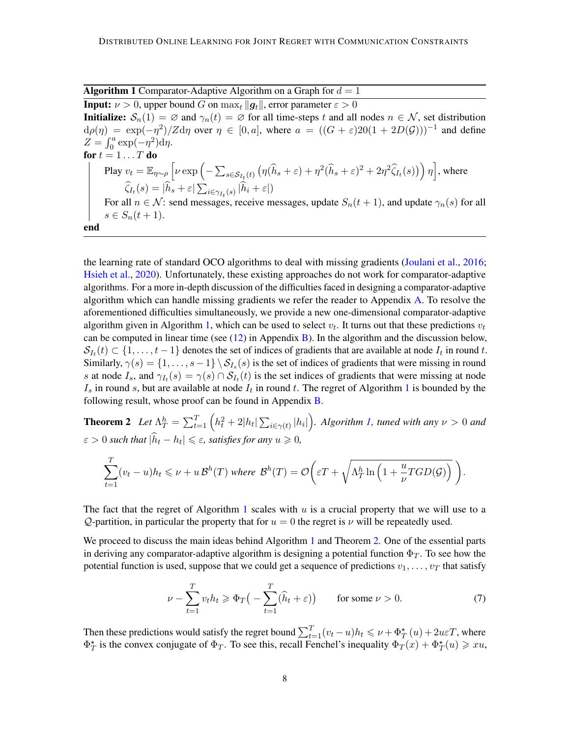**Algorithm 1** Comparator-Adaptive Algorithm on a Graph for $d = 1$

**Input:** $\nu > 0$, upper bound $G$ on $\max_t \|\boldsymbol{g}_t\|$, error parameter $\varepsilon > 0$

**Initialize:** $\mathcal{S}_n(1) = \varnothing$ and $\gamma_n(t) = \varnothing$ for all time-steps $t$ and all nodes $n \in \mathcal{N}$, set distribution $\mathrm{d}\rho(\eta) = \exp(-\eta^2)/Z \mathrm{d}\eta$ over $\eta \in [0, a]$, where $a = ((G + \varepsilon)20(1 + 2D(\mathcal{G})))^{-1}$ and define $Z = \int_0^a \exp(-\eta^2)\mathrm{d}\eta$.

**for** $t = 1 \ldots T$ **do**

  Play $v_t = \mathbb{E}_{\eta \sim \rho}\left[\nu \exp\left(-\sum_{s \in \mathcal{S}_{I_t}(t)} \left(\eta(\widehat{h}_s + \varepsilon) + \eta^2(\widehat{h}_s + \varepsilon)^2 + 2\eta^2 \widehat{\zeta}_{I_t}(s)\right)\right)\eta\right]$, where

    $\widehat{\zeta}_{I_t}(s) = |\widehat{h}_s + \varepsilon| \sum_{i \in \gamma_{I_t}(s)} |\widehat{h}_i + \varepsilon|)$

  For all $n \in \mathcal{N}$: send messages, receive messages, update $S_n(t+1)$, and update $\gamma_n(s)$ for all $s \in S_n(t+1)$.

**end**

the learning rate of standard OCO algorithms to deal with missing gradients (Joulani et al., 2016; Hsieh et al., 2020). Unfortunately, these existing approaches do not work for comparator-adaptive algorithms. For a more in-depth discussion of the difficulties faced in designing a comparator-adaptive algorithm which can handle missing gradients we refer the reader to Appendix A. To resolve the aforementioned difficulties simultaneously, we provide a new one-dimensional comparator-adaptive algorithm given in Algorithm 1, which can be used to select $v_t$. It turns out that these predictions $v_t$ can be computed in linear time (see (12) in Appendix B). In the algorithm and the discussion below, $\mathcal{S}_{I_t}(t) \subset \{1, \ldots, t-1\}$ denotes the set of indices of gradients that are available at node $I_t$ in round $t$. Similarly, $\gamma(s) = \{1, \ldots, s-1\} \setminus \mathcal{S}_{I_s}(s)$ is the set of indices of gradients that were missing in round $s$ at node $I_s$, and $\gamma_{I_t}(s) = \gamma(s) \cap \mathcal{S}_{I_t}(t)$ is the set indices of gradients that were missing at node $I_s$ in round $s$, but are available at node $I_t$ in round $t$. The regret of Algorithm 1 is bounded by the following result, whose proof can be found in Appendix B.

**Theorem 2** *Let $\Lambda_T^h = \sum_{t=1}^T \left(h_t^2 + 2|h_t| \sum_{i \in \gamma(t)} |h_i|\right)$. Algorithm 1, tuned with any $\nu > 0$ and $\varepsilon > 0$ such that $|\widehat{h}_t - h_t| \leqslant \varepsilon$, satisfies for any $u \geqslant 0$,*

$$\sum_{t=1}^T (v_t - u)h_t \leqslant \nu + u\,\mathcal{B}^h(T) \text{ where } \mathcal{B}^h(T) = \mathcal{O}\left(\varepsilon T + \sqrt{\Lambda_T^h \ln\left(1 + \frac{u}{\nu} TGD(\mathcal{G})\right)}\right).$$

The fact that the regret of Algorithm 1 scales with $u$ is a crucial property that we will use to a $\mathcal{Q}$-partition, in particular the property that for $u = 0$ the regret is $\nu$ will be repeatedly used.

We proceed to discuss the main ideas behind Algorithm 1 and Theorem 2. One of the essential parts in deriving any comparator-adaptive algorithm is designing a potential function $\Phi_T$. To see how the potential function is used, suppose that we could get a sequence of predictions $v_1, \ldots, v_T$ that satisfy

$$\nu - \sum_{t=1}^T v_t h_t \geqslant \Phi_T\big(-\sum_{t=1}^T (\widehat{h}_t + \varepsilon)\big) \qquad \text{for some } \nu > 0. \tag{7}$$

Then these predictions would satisfy the regret bound $\sum_{t=1}^T (v_t - u)h_t \leqslant \nu + \Phi_T^\star(u) + 2u\varepsilon T$, where $\Phi_T^\star$ is the convex conjugate of $\Phi_T$. To see this, recall Fenchel's inequality $\Phi_T(x) + \Phi_T^\star(u) \geqslant xu$,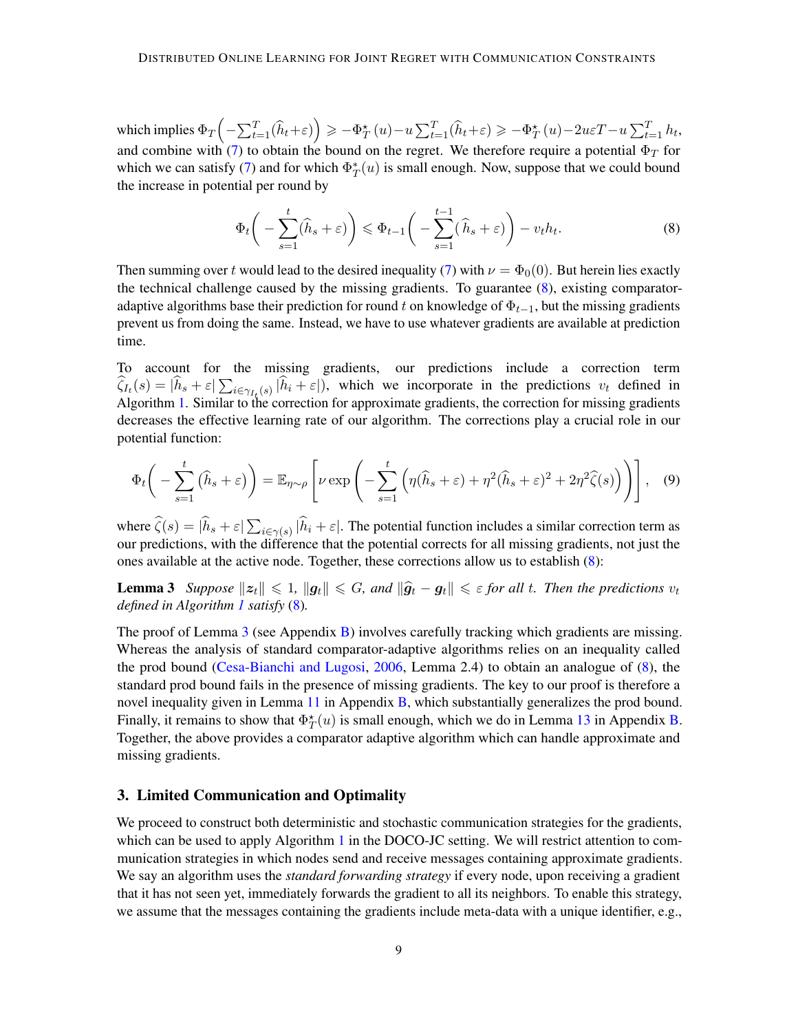which implies $\Phi_T\Big(-\sum_{t=1}^T(\widehat{h}_t+\varepsilon)\Big) \geqslant -\Phi_T^\star(u) - u\sum_{t=1}^T(\widehat{h}_t+\varepsilon) \geqslant -\Phi_T^\star(u) - 2u\varepsilon T - u\sum_{t=1}^T h_t$, and combine with (7) to obtain the bound on the regret. We therefore require a potential $\Phi_T$ for which we can satisfy (7) and for which $\Phi_T^*(u)$ is small enough. Now, suppose that we could bound the increase in potential per round by

$$\Phi_t\bigg(-\sum_{s=1}^t(\widehat{h}_s+\varepsilon)\bigg) \leqslant \Phi_{t-1}\bigg(-\sum_{s=1}^{t-1}(\widehat{h}_s+\varepsilon)\bigg) - v_t h_t. \tag{8}$$

Then summing over $t$ would lead to the desired inequality (7) with $\nu = \Phi_0(0)$. But herein lies exactly the technical challenge caused by the missing gradients. To guarantee (8), existing comparator-adaptive algorithms base their prediction for round $t$ on knowledge of $\Phi_{t-1}$, but the missing gradients prevent us from doing the same. Instead, we have to use whatever gradients are available at prediction time.

To account for the missing gradients, our predictions include a correction term $\widehat{\zeta}_{I_t}(s) = |\widehat{h}_s+\varepsilon|\sum_{i\in\gamma_{I_t}(s)}|\widehat{h}_i+\varepsilon|)$, which we incorporate in the predictions $v_t$ defined in Algorithm 1. Similar to the correction for approximate gradients, the correction for missing gradients decreases the effective learning rate of our algorithm. The corrections play a crucial role in our potential function:

$$\Phi_t\bigg(-\sum_{s=1}^t\big(\widehat{h}_s+\varepsilon\big)\bigg) = \mathbb{E}_{\eta\sim\rho}\left[\nu\exp\left(-\sum_{s=1}^t\Big(\eta(\widehat{h}_s+\varepsilon)+\eta^2(\widehat{h}_s+\varepsilon)^2+2\eta^2\widehat{\zeta}(s)\Big)\right)\right], \tag{9}$$

where $\widehat{\zeta}(s) = |\widehat{h}_s+\varepsilon|\sum_{i\in\gamma(s)}|\widehat{h}_i+\varepsilon|$. The potential function includes a similar correction term as our predictions, with the difference that the potential corrects for all missing gradients, not just the ones available at the active node. Together, these corrections allow us to establish (8):

**Lemma 3** *Suppose $\|\boldsymbol{z}_t\| \leqslant 1$, $\|\boldsymbol{g}_t\| \leqslant G$, and $\|\widehat{\boldsymbol{g}}_t - \boldsymbol{g}_t\| \leqslant \varepsilon$ for all $t$. Then the predictions $v_t$ defined in Algorithm 1 satisfy* (8)*.*

The proof of Lemma 3 (see Appendix B) involves carefully tracking which gradients are missing. Whereas the analysis of standard comparator-adaptive algorithms relies on an inequality called the prod bound (Cesa-Bianchi and Lugosi, 2006, Lemma 2.4) to obtain an analogue of (8), the standard prod bound fails in the presence of missing gradients. The key to our proof is therefore a novel inequality given in Lemma 11 in Appendix B, which substantially generalizes the prod bound. Finally, it remains to show that $\Phi_T^\star(u)$ is small enough, which we do in Lemma 13 in Appendix B. Together, the above provides a comparator adaptive algorithm which can handle approximate and missing gradients.

## 3. Limited Communication and Optimality

We proceed to construct both deterministic and stochastic communication strategies for the gradients, which can be used to apply Algorithm 1 in the DOCO-JC setting. We will restrict attention to communication strategies in which nodes send and receive messages containing approximate gradients. We say an algorithm uses the *standard forwarding strategy* if every node, upon receiving a gradient that it has not seen yet, immediately forwards the gradient to all its neighbors. To enable this strategy, we assume that the messages containing the gradients include meta-data with a unique identifier, e.g.,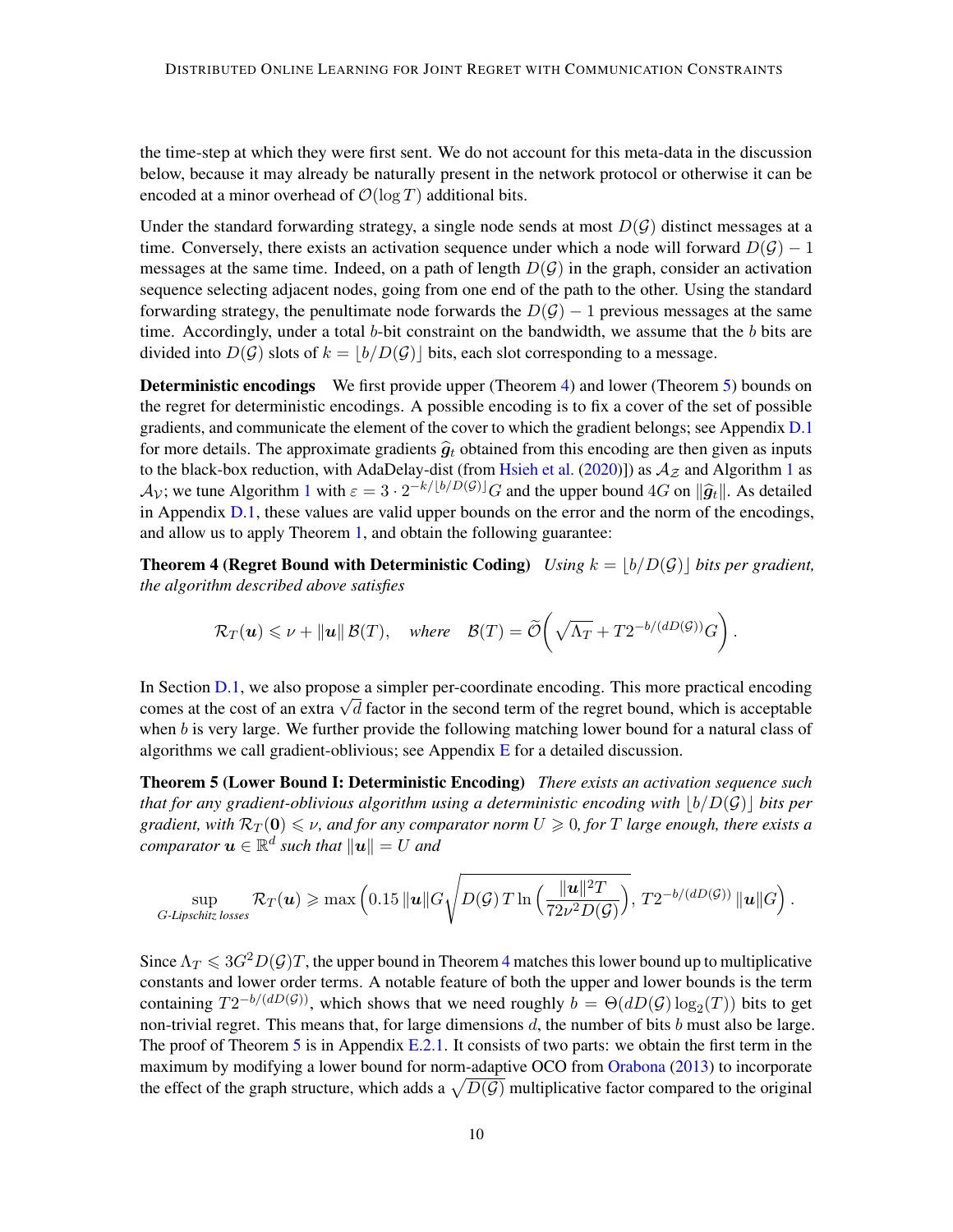the time-step at which they were first sent. We do not account for this meta-data in the discussion below, because it may already be naturally present in the network protocol or otherwise it can be encoded at a minor overhead of $\mathcal{O}(\log T)$ additional bits.

Under the standard forwarding strategy, a single node sends at most $D(\mathcal{G})$ distinct messages at a time. Conversely, there exists an activation sequence under which a node will forward $D(\mathcal{G}) - 1$ messages at the same time. Indeed, on a path of length $D(\mathcal{G})$ in the graph, consider an activation sequence selecting adjacent nodes, going from one end of the path to the other. Using the standard forwarding strategy, the penultimate node forwards the $D(\mathcal{G}) - 1$ previous messages at the same time. Accordingly, under a total $b$-bit constraint on the bandwidth, we assume that the $b$ bits are divided into $D(\mathcal{G})$ slots of $k = \lfloor b/D(\mathcal{G}) \rfloor$ bits, each slot corresponding to a message.

**Deterministic encodings** We first provide upper (Theorem 4) and lower (Theorem 5) bounds on the regret for deterministic encodings. A possible encoding is to fix a cover of the set of possible gradients, and communicate the element of the cover to which the gradient belongs; see Appendix D.1 for more details. The approximate gradients $\widehat{\boldsymbol{g}}_t$ obtained from this encoding are then given as inputs to the black-box reduction, with AdaDelay-dist (from Hsieh et al. (2020)]) as $\mathcal{A}_{\mathcal{Z}}$ and Algorithm 1 as $\mathcal{A}_{\mathcal{V}}$; we tune Algorithm 1 with $\varepsilon = 3 \cdot 2^{-k/\lfloor b/D(\mathcal{G}) \rfloor} G$ and the upper bound $4G$ on $\|\widehat{\boldsymbol{g}}_t\|$. As detailed in Appendix D.1, these values are valid upper bounds on the error and the norm of the encodings, and allow us to apply Theorem 1, and obtain the following guarantee:

**Theorem 4 (Regret Bound with Deterministic Coding)** *Using $k = \lfloor b/D(\mathcal{G}) \rfloor$ bits per gradient, the algorithm described above satisfies*

$$\mathcal{R}_T(\boldsymbol{u}) \leqslant \nu + \|\boldsymbol{u}\| \, \mathcal{B}(T), \quad \textit{where} \quad \mathcal{B}(T) = \widetilde{\mathcal{O}}\bigg( \sqrt{\Lambda_T} + T 2^{-b/(dD(\mathcal{G}))} G \bigg) .$$

In Section D.1, we also propose a simpler per-coordinate encoding. This more practical encoding comes at the cost of an extra $\sqrt{d}$ factor in the second term of the regret bound, which is acceptable when $b$ is very large. We further provide the following matching lower bound for a natural class of algorithms we call gradient-oblivious; see Appendix E for a detailed discussion.

**Theorem 5 (Lower Bound I: Deterministic Encoding)** *There exists an activation sequence such that for any gradient-oblivious algorithm using a deterministic encoding with $\lfloor b/D(\mathcal{G}) \rfloor$ bits per gradient, with $\mathcal{R}_T(\boldsymbol{0}) \leqslant \nu$, and for any comparator norm $U \geqslant 0$, for $T$ large enough, there exists a comparator $\boldsymbol{u} \in \mathbb{R}^d$ such that $\|\boldsymbol{u}\| = U$ and*

$$\sup_{G\text{-Lipschitz losses}} \mathcal{R}_T(\boldsymbol{u}) \geqslant \max \left( 0.15 \, \|\boldsymbol{u}\| G \sqrt{D(\mathcal{G}) \, T \ln\left( \frac{\|\boldsymbol{u}\|^2 T}{72 \nu^2 D(\mathcal{G})} \right)}, \, T 2^{-b/(dD(\mathcal{G}))} \, \|\boldsymbol{u}\| G \right) .$$

Since $\Lambda_T \leqslant 3G^2 D(\mathcal{G}) T$, the upper bound in Theorem 4 matches this lower bound up to multiplicative constants and lower order terms. A notable feature of both the upper and lower bounds is the term containing $T2^{-b/(dD(\mathcal{G}))}$, which shows that we need roughly $b = \Theta(dD(\mathcal{G}) \log_2(T))$ bits to get non-trivial regret. This means that, for large dimensions $d$, the number of bits $b$ must also be large. The proof of Theorem 5 is in Appendix E.2.1. It consists of two parts: we obtain the first term in the maximum by modifying a lower bound for norm-adaptive OCO from Orabona (2013) to incorporate the effect of the graph structure, which adds a $\sqrt{D(\mathcal{G})}$ multiplicative factor compared to the original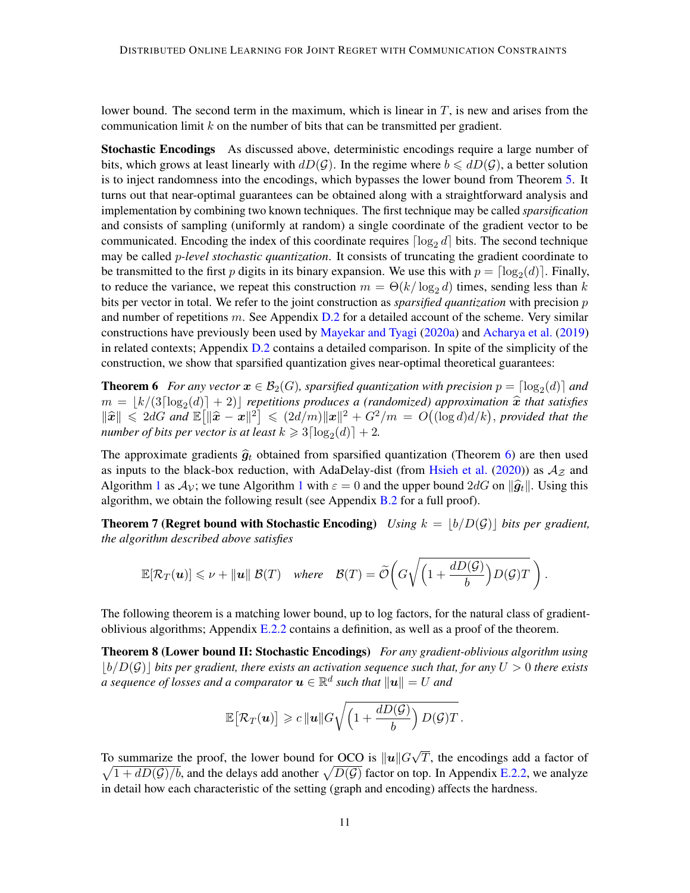lower bound. The second term in the maximum, which is linear in $T$, is new and arises from the communication limit $k$ on the number of bits that can be transmitted per gradient.

**Stochastic Encodings** As discussed above, deterministic encodings require a large number of bits, which grows at least linearly with $dD(\mathcal{G})$. In the regime where $b \leqslant dD(\mathcal{G})$, a better solution is to inject randomness into the encodings, which bypasses the lower bound from Theorem 5. It turns out that near-optimal guarantees can be obtained along with a straightforward analysis and implementation by combining two known techniques. The first technique may be called *sparsification* and consists of sampling (uniformly at random) a single coordinate of the gradient vector to be communicated. Encoding the index of this coordinate requires $\lceil \log_2 d \rceil$ bits. The second technique may be called $p$*-level stochastic quantization*. It consists of truncating the gradient coordinate to be transmitted to the first $p$ digits in its binary expansion. We use this with $p = \lceil \log_2(d) \rceil$. Finally, to reduce the variance, we repeat this construction $m = \Theta(k/\log_2 d)$ times, sending less than $k$ bits per vector in total. We refer to the joint construction as *sparsified quantization* with precision $p$ and number of repetitions $m$. See Appendix D.2 for a detailed account of the scheme. Very similar constructions have previously been used by Mayekar and Tyagi (2020a) and Acharya et al. (2019) in related contexts; Appendix D.2 contains a detailed comparison. In spite of the simplicity of the construction, we show that sparsified quantization gives near-optimal theoretical guarantees:

**Theorem 6** *For any vector $\boldsymbol{x} \in \mathcal{B}_2(G)$, sparsified quantization with precision $p = \lceil \log_2(d) \rceil$ and $m = \lfloor k/(3\lceil \log_2(d) \rceil + 2) \rfloor$ repetitions produces a (randomized) approximation $\widehat{\boldsymbol{x}}$ that satisfies $\|\widehat{\boldsymbol{x}}\| \leqslant 2dG$ and $\mathbb{E}\big[\|\widehat{\boldsymbol{x}} - \boldsymbol{x}\|^2\big] \leqslant (2d/m)\|\boldsymbol{x}\|^2 + G^2/m = O\big((\log d)d/k\big)$, provided that the number of bits per vector is at least $k \geqslant 3\lceil \log_2(d) \rceil + 2$.*

The approximate gradients $\widehat{\boldsymbol{g}}_t$ obtained from sparsified quantization (Theorem 6) are then used as inputs to the black-box reduction, with AdaDelay-dist (from Hsieh et al. (2020)) as $\mathcal{A}_{\mathcal{Z}}$ and Algorithm 1 as $\mathcal{A}_{\mathcal{V}}$; we tune Algorithm 1 with $\varepsilon = 0$ and the upper bound $2dG$ on $\|\widehat{\boldsymbol{g}}_t\|$. Using this algorithm, we obtain the following result (see Appendix B.2 for a full proof).

**Theorem 7 (Regret bound with Stochastic Encoding)** *Using $k = \lfloor b/D(\mathcal{G}) \rfloor$ bits per gradient, the algorithm described above satisfies*

$$\mathbb{E}[\mathcal{R}_T(\boldsymbol{u})] \leqslant \nu + \|\boldsymbol{u}\| \, \mathcal{B}(T) \quad \text{where} \quad \mathcal{B}(T) = \widetilde{\mathcal{O}}\left( G\sqrt{\left(1 + \frac{dD(\mathcal{G})}{b}\right) D(\mathcal{G}) T} \right).$$

The following theorem is a matching lower bound, up to log factors, for the natural class of gradient-oblivious algorithms; Appendix E.2.2 contains a definition, as well as a proof of the theorem.

**Theorem 8 (Lower bound II: Stochastic Encodings)** *For any gradient-oblivious algorithm using $\lfloor b/D(\mathcal{G}) \rfloor$ bits per gradient, there exists an activation sequence such that, for any $U > 0$ there exists a sequence of losses and a comparator $\mathbf{u} \in \mathbb{R}^d$ such that $\|\boldsymbol{u}\| = U$ and*

$$\mathbb{E}\big[\mathcal{R}_T(\boldsymbol{u})\big] \geqslant c\,\|\boldsymbol{u}\| G \sqrt{\left(1 + \frac{dD(\mathcal{G})}{b}\right) D(\mathcal{G}) T}\,.$$

To summarize the proof, the lower bound for OCO is $\|\boldsymbol{u}\|G\sqrt{T}$, the encodings add a factor of $\sqrt{1 + dD(\mathcal{G})/b}$, and the delays add another $\sqrt{D(\mathcal{G})}$ factor on top. In Appendix E.2.2, we analyze in detail how each characteristic of the setting (graph and encoding) affects the hardness.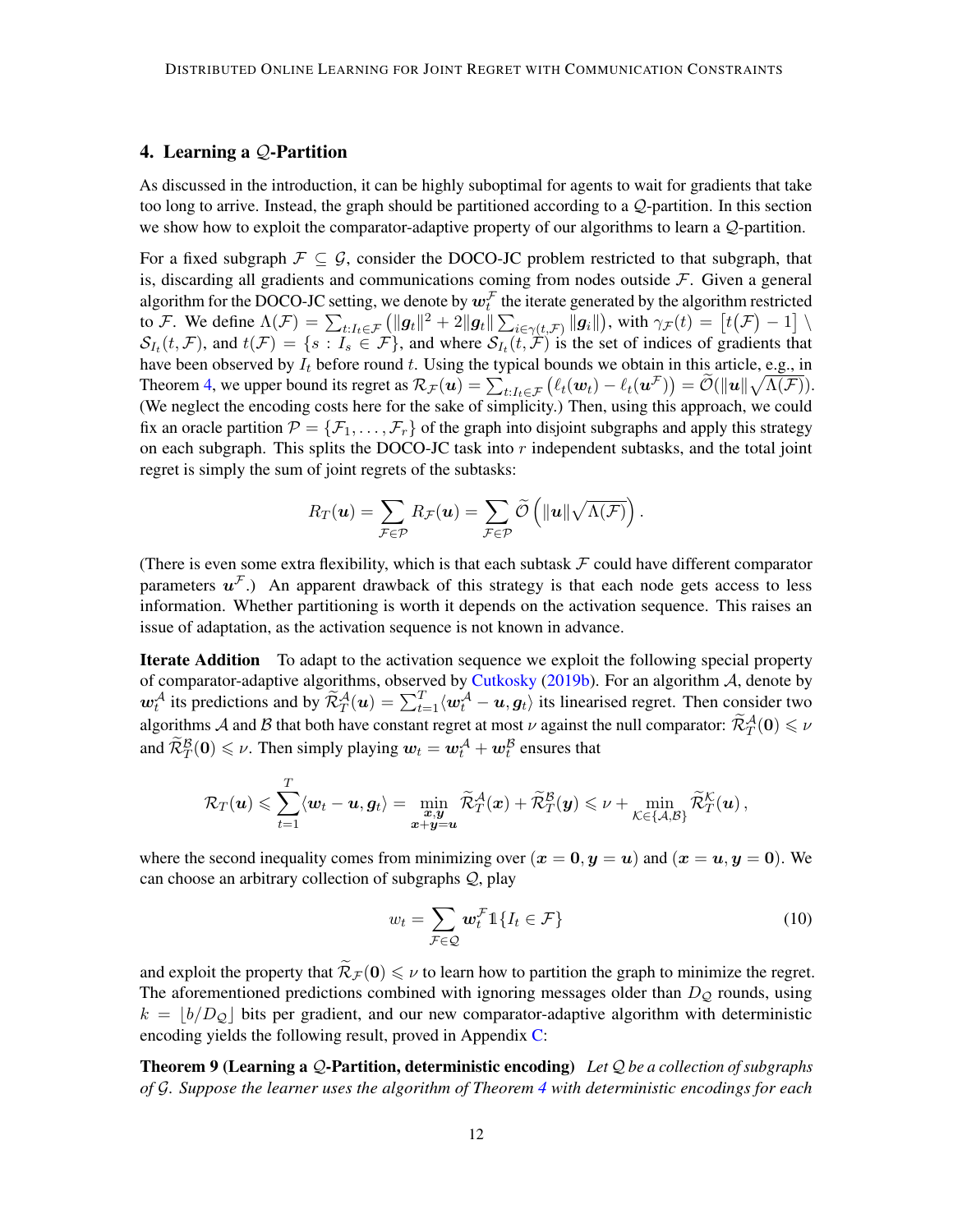## 4. Learning a $\mathcal{Q}$-Partition

As discussed in the introduction, it can be highly suboptimal for agents to wait for gradients that take too long to arrive. Instead, the graph should be partitioned according to a $\mathcal{Q}$-partition. In this section we show how to exploit the comparator-adaptive property of our algorithms to learn a $\mathcal{Q}$-partition.

For a fixed subgraph $\mathcal{F} \subseteq \mathcal{G}$, consider the DOCO-JC problem restricted to that subgraph, that is, discarding all gradients and communications coming from nodes outside $\mathcal{F}$. Given a general algorithm for the DOCO-JC setting, we denote by $\boldsymbol{w}_t^{\mathcal{F}}$ the iterate generated by the algorithm restricted to $\mathcal{F}$. We define $\Lambda(\mathcal{F}) = \sum_{t:I_t \in \mathcal{F}} \left(\|\boldsymbol{g}_t\|^2 + 2\|\boldsymbol{g}_t\| \sum_{i \in \gamma(t,\mathcal{F})} \|\boldsymbol{g}_i\|\right)$, with $\gamma_{\mathcal{F}}(t) = \left[t(\mathcal{F}) - 1\right] \setminus \mathcal{S}_{I_t}(t, \mathcal{F})$, and $t(\mathcal{F}) = \{s : I_s \in \mathcal{F}\}$, and where $\mathcal{S}_{I_t}(t, \mathcal{F})$ is the set of indices of gradients that have been observed by $I_t$ before round $t$. Using the typical bounds we obtain in this article, e.g., in Theorem 4, we upper bound its regret as $\mathcal{R}_{\mathcal{F}}(\boldsymbol{u}) = \sum_{t:I_t \in \mathcal{F}} \left(\ell_t(\boldsymbol{w}_t) - \ell_t(\boldsymbol{u}^{\mathcal{F}})\right) = \widetilde{\mathcal{O}}(\|\boldsymbol{u}\|\sqrt{\Lambda(\mathcal{F})})$. (We neglect the encoding costs here for the sake of simplicity.) Then, using this approach, we could fix an oracle partition $\mathcal{P} = \{\mathcal{F}_1, \ldots, \mathcal{F}_r\}$ of the graph into disjoint subgraphs and apply this strategy on each subgraph. This splits the DOCO-JC task into $r$ independent subtasks, and the total joint regret is simply the sum of joint regrets of the subtasks:

$$R_T(\boldsymbol{u}) = \sum_{\mathcal{F} \in \mathcal{P}} R_{\mathcal{F}}(\boldsymbol{u}) = \sum_{\mathcal{F} \in \mathcal{P}} \widetilde{\mathcal{O}}\left(\|\boldsymbol{u}\|\sqrt{\Lambda(\mathcal{F})}\right).$$

(There is even some extra flexibility, which is that each subtask $\mathcal{F}$ could have different comparator parameters $\boldsymbol{u}^{\mathcal{F}}$.) An apparent drawback of this strategy is that each node gets access to less information. Whether partitioning is worth it depends on the activation sequence. This raises an issue of adaptation, as the activation sequence is not known in advance.

**Iterate Addition** To adapt to the activation sequence we exploit the following special property of comparator-adaptive algorithms, observed by Cutkosky (2019b). For an algorithm $\mathcal{A}$, denote by $\boldsymbol{w}_t^{\mathcal{A}}$ its predictions and by $\widetilde{\mathcal{R}}_T^{\mathcal{A}}(\boldsymbol{u}) = \sum_{t=1}^T \langle \boldsymbol{w}_t^{\mathcal{A}} - \boldsymbol{u}, \boldsymbol{g}_t \rangle$ its linearised regret. Then consider two algorithms $\mathcal{A}$ and $\mathcal{B}$ that both have constant regret at most $\nu$ against the null comparator: $\widetilde{\mathcal{R}}_T^{\mathcal{A}}(\boldsymbol{0}) \leqslant \nu$ and $\widetilde{\mathcal{R}}_T^{\mathcal{B}}(\boldsymbol{0}) \leqslant \nu$. Then simply playing $\boldsymbol{w}_t = \boldsymbol{w}_t^{\mathcal{A}} + \boldsymbol{w}_t^{\mathcal{B}}$ ensures that

$$\mathcal{R}_T(\boldsymbol{u}) \leqslant \sum_{t=1}^T \langle \boldsymbol{w}_t - \boldsymbol{u}, \boldsymbol{g}_t \rangle = \min_{\substack{\boldsymbol{x},\boldsymbol{y} \\ \boldsymbol{x}+\boldsymbol{y}=\boldsymbol{u}}} \widetilde{\mathcal{R}}_T^{\mathcal{A}}(\boldsymbol{x}) + \widetilde{\mathcal{R}}_T^{\mathcal{B}}(\boldsymbol{y}) \leqslant \nu + \min_{\mathcal{K} \in \{\mathcal{A},\mathcal{B}\}} \widetilde{\mathcal{R}}_T^{\mathcal{K}}(\boldsymbol{u}),$$

where the second inequality comes from minimizing over $(\boldsymbol{x} = \boldsymbol{0}, \boldsymbol{y} = \boldsymbol{u})$ and $(\boldsymbol{x} = \boldsymbol{u}, \boldsymbol{y} = \boldsymbol{0})$. We can choose an arbitrary collection of subgraphs $\mathcal{Q}$, play

$$w_t = \sum_{\mathcal{F} \in \mathcal{Q}} \boldsymbol{w}_t^{\mathcal{F}} \mathbb{1}\{I_t \in \mathcal{F}\} \tag{10}$$

and exploit the property that $\widetilde{\mathcal{R}}_{\mathcal{F}}(\boldsymbol{0}) \leqslant \nu$ to learn how to partition the graph to minimize the regret. The aforementioned predictions combined with ignoring messages older than $D_{\mathcal{Q}}$ rounds, using $k = \lfloor b/D_{\mathcal{Q}} \rfloor$ bits per gradient, and our new comparator-adaptive algorithm with deterministic encoding yields the following result, proved in Appendix C:

**Theorem 9 (Learning a $\mathcal{Q}$-Partition, deterministic encoding)** *Let $\mathcal{Q}$ be a collection of subgraphs of $\mathcal{G}$. Suppose the learner uses the algorithm of Theorem 4 with deterministic encodings for each*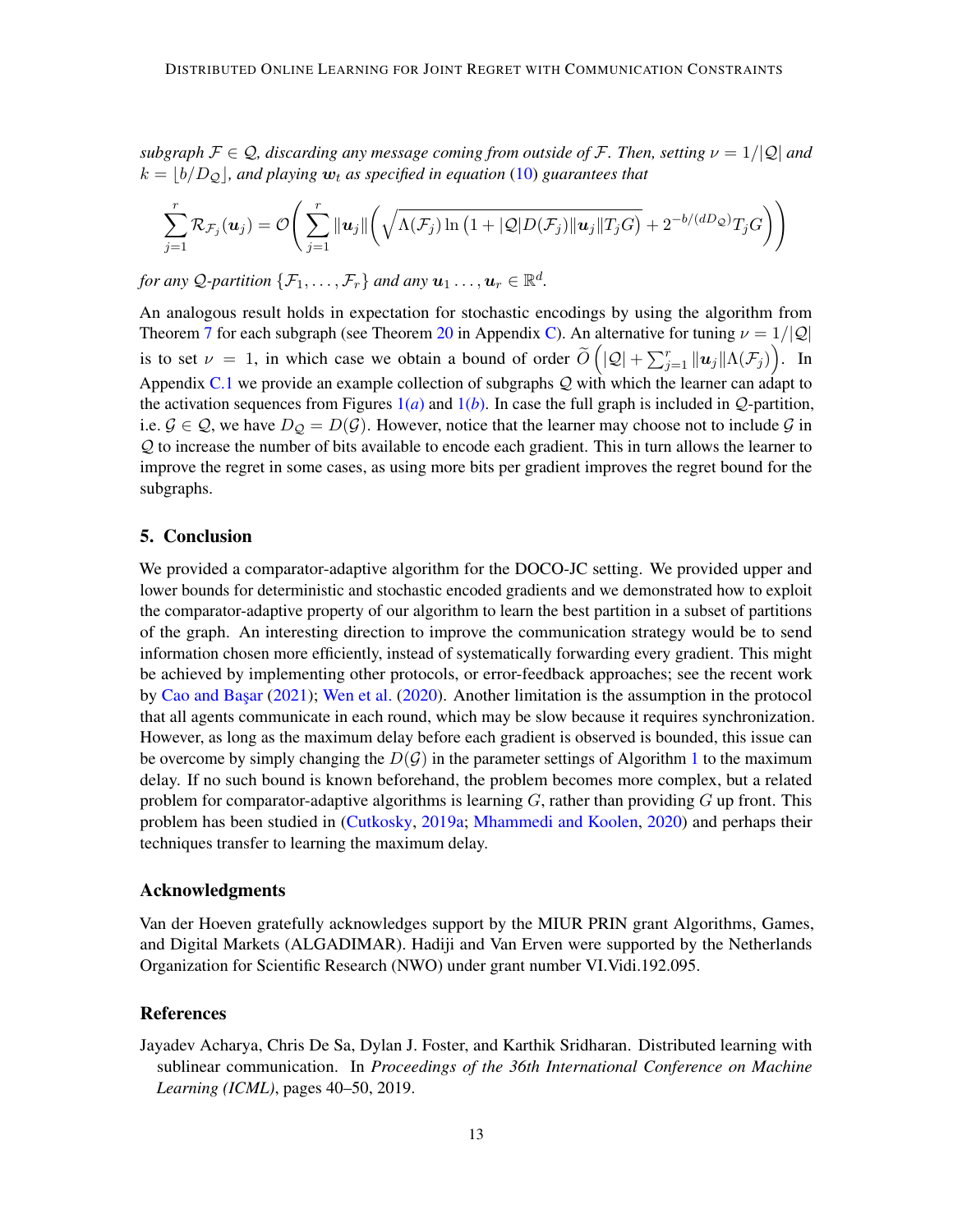*subgraph $\mathcal{F} \in \mathcal{Q}$, discarding any message coming from outside of $\mathcal{F}$. Then, setting $\nu = 1/|\mathcal{Q}|$ and $k = \lfloor b/D_{\mathcal{Q}} \rfloor$, and playing $\boldsymbol{w}_t$ as specified in equation (10) guarantees that*

$$\sum_{j=1}^{r} \mathcal{R}_{\mathcal{F}_j}(\boldsymbol{u}_j) = \mathcal{O}\left( \sum_{j=1}^{r} \|\boldsymbol{u}_j\| \left( \sqrt{\Lambda(\mathcal{F}_j) \ln\left(1 + |\mathcal{Q}| D(\mathcal{F}_j) \|\boldsymbol{u}_j\| T_j G\right)} + 2^{-b/(d D_{\mathcal{Q}})} T_j G \right) \right)$$

*for any $\mathcal{Q}$-partition $\{\mathcal{F}_1, \ldots, \mathcal{F}_r\}$ and any $\boldsymbol{u}_1 \ldots, \boldsymbol{u}_r \in \mathbb{R}^d$.*

An analogous result holds in expectation for stochastic encodings by using the algorithm from Theorem 7 for each subgraph (see Theorem 20 in Appendix C). An alternative for tuning $\nu = 1/|\mathcal{Q}|$ is to set $\nu = 1$, in which case we obtain a bound of order $\widetilde{O}\left(|\mathcal{Q}| + \sum_{j=1}^{r} \|\boldsymbol{u}_j\| \Lambda(\mathcal{F}_j)\right)$. In Appendix C.1 we provide an example collection of subgraphs $\mathcal{Q}$ with which the learner can adapt to the activation sequences from Figures 1(*a*) and 1(*b*). In case the full graph is included in $\mathcal{Q}$-partition, i.e. $\mathcal{G} \in \mathcal{Q}$, we have $D_{\mathcal{Q}} = D(\mathcal{G})$. However, notice that the learner may choose not to include $\mathcal{G}$ in $\mathcal{Q}$ to increase the number of bits available to encode each gradient. This in turn allows the learner to improve the regret in some cases, as using more bits per gradient improves the regret bound for the subgraphs.

## 5. Conclusion

We provided a comparator-adaptive algorithm for the DOCO-JC setting. We provided upper and lower bounds for deterministic and stochastic encoded gradients and we demonstrated how to exploit the comparator-adaptive property of our algorithm to learn the best partition in a subset of partitions of the graph. An interesting direction to improve the communication strategy would be to send information chosen more efficiently, instead of systematically forwarding every gradient. This might be achieved by implementing other protocols, or error-feedback approaches; see the recent work by Cao and Başar (2021); Wen et al. (2020). Another limitation is the assumption in the protocol that all agents communicate in each round, which may be slow because it requires synchronization. However, as long as the maximum delay before each gradient is observed is bounded, this issue can be overcome by simply changing the $D(\mathcal{G})$ in the parameter settings of Algorithm 1 to the maximum delay. If no such bound is known beforehand, the problem becomes more complex, but a related problem for comparator-adaptive algorithms is learning $G$, rather than providing $G$ up front. This problem has been studied in (Cutkosky, 2019a; Mhammedi and Koolen, 2020) and perhaps their techniques transfer to learning the maximum delay.

### Acknowledgments

Van der Hoeven gratefully acknowledges support by the MIUR PRIN grant Algorithms, Games, and Digital Markets (ALGADIMAR). Hadiji and Van Erven were supported by the Netherlands Organization for Scientific Research (NWO) under grant number VI.Vidi.192.095.

### References

Jayadev Acharya, Chris De Sa, Dylan J. Foster, and Karthik Sridharan. Distributed learning with sublinear communication. In *Proceedings of the 36th International Conference on Machine Learning (ICML)*, pages 40–50, 2019.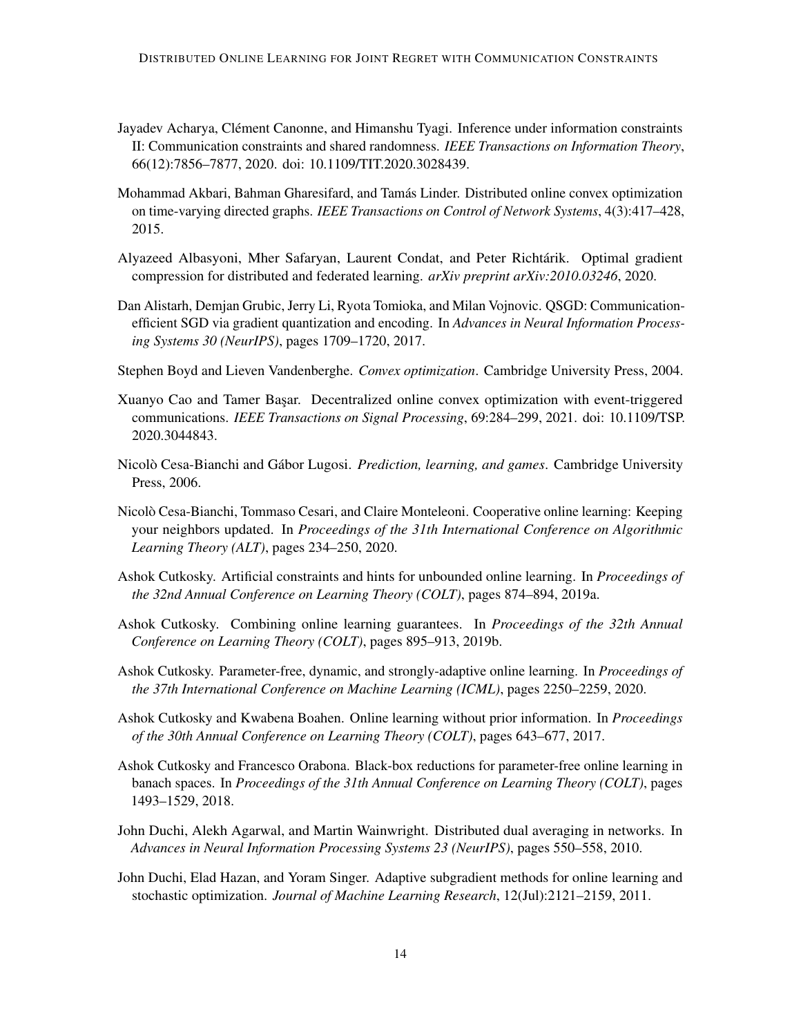Jayadev Acharya, Clément Canonne, and Himanshu Tyagi. Inference under information constraints II: Communication constraints and shared randomness. *IEEE Transactions on Information Theory*, 66(12):7856–7877, 2020. doi: 10.1109/TIT.2020.3028439.

Mohammad Akbari, Bahman Gharesifard, and Tamás Linder. Distributed online convex optimization on time-varying directed graphs. *IEEE Transactions on Control of Network Systems*, 4(3):417–428, 2015.

Alyazeed Albasyoni, Mher Safaryan, Laurent Condat, and Peter Richtárik. Optimal gradient compression for distributed and federated learning. *arXiv preprint arXiv:2010.03246*, 2020.

Dan Alistarh, Demjan Grubic, Jerry Li, Ryota Tomioka, and Milan Vojnovic. QSGD: Communication-efficient SGD via gradient quantization and encoding. In *Advances in Neural Information Processing Systems 30 (NeurIPS)*, pages 1709–1720, 2017.

Stephen Boyd and Lieven Vandenberghe. *Convex optimization*. Cambridge University Press, 2004.

Xuanyo Cao and Tamer Başar. Decentralized online convex optimization with event-triggered communications. *IEEE Transactions on Signal Processing*, 69:284–299, 2021. doi: 10.1109/TSP.2020.3044843.

Nicolò Cesa-Bianchi and Gábor Lugosi. *Prediction, learning, and games*. Cambridge University Press, 2006.

Nicolò Cesa-Bianchi, Tommaso Cesari, and Claire Monteleoni. Cooperative online learning: Keeping your neighbors updated. In *Proceedings of the 31th International Conference on Algorithmic Learning Theory (ALT)*, pages 234–250, 2020.

Ashok Cutkosky. Artificial constraints and hints for unbounded online learning. In *Proceedings of the 32nd Annual Conference on Learning Theory (COLT)*, pages 874–894, 2019a.

Ashok Cutkosky. Combining online learning guarantees. In *Proceedings of the 32th Annual Conference on Learning Theory (COLT)*, pages 895–913, 2019b.

Ashok Cutkosky. Parameter-free, dynamic, and strongly-adaptive online learning. In *Proceedings of the 37th International Conference on Machine Learning (ICML)*, pages 2250–2259, 2020.

Ashok Cutkosky and Kwabena Boahen. Online learning without prior information. In *Proceedings of the 30th Annual Conference on Learning Theory (COLT)*, pages 643–677, 2017.

Ashok Cutkosky and Francesco Orabona. Black-box reductions for parameter-free online learning in banach spaces. In *Proceedings of the 31th Annual Conference on Learning Theory (COLT)*, pages 1493–1529, 2018.

John Duchi, Alekh Agarwal, and Martin Wainwright. Distributed dual averaging in networks. In *Advances in Neural Information Processing Systems 23 (NeurIPS)*, pages 550–558, 2010.

John Duchi, Elad Hazan, and Yoram Singer. Adaptive subgradient methods for online learning and stochastic optimization. *Journal of Machine Learning Research*, 12(Jul):2121–2159, 2011.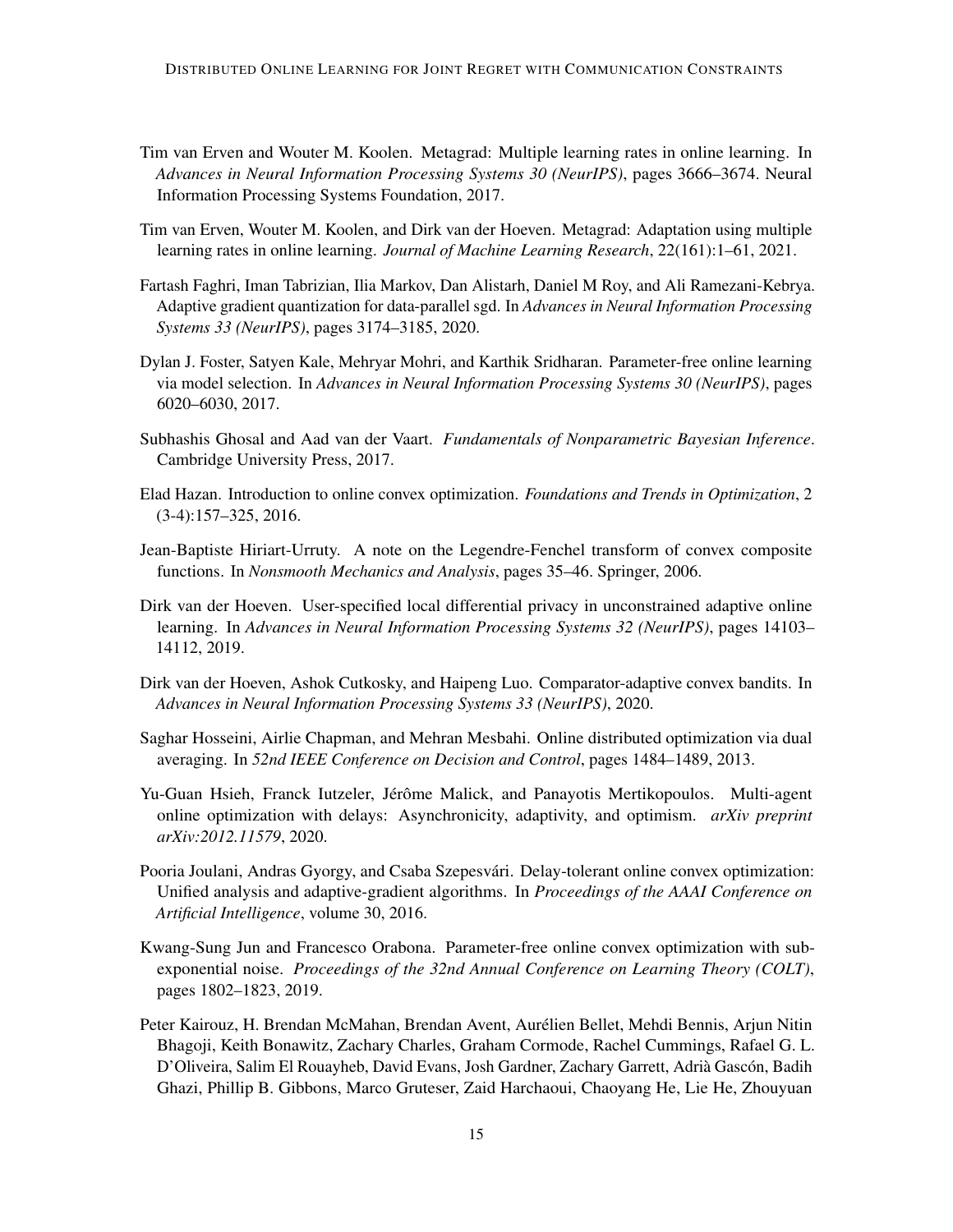Tim van Erven and Wouter M. Koolen. Metagrad: Multiple learning rates in online learning. In *Advances in Neural Information Processing Systems 30 (NeurIPS)*, pages 3666–3674. Neural Information Processing Systems Foundation, 2017.

Tim van Erven, Wouter M. Koolen, and Dirk van der Hoeven. Metagrad: Adaptation using multiple learning rates in online learning. *Journal of Machine Learning Research*, 22(161):1–61, 2021.

Fartash Faghri, Iman Tabrizian, Ilia Markov, Dan Alistarh, Daniel M Roy, and Ali Ramezani-Kebrya. Adaptive gradient quantization for data-parallel sgd. In *Advances in Neural Information Processing Systems 33 (NeurIPS)*, pages 3174–3185, 2020.

Dylan J. Foster, Satyen Kale, Mehryar Mohri, and Karthik Sridharan. Parameter-free online learning via model selection. In *Advances in Neural Information Processing Systems 30 (NeurIPS)*, pages 6020–6030, 2017.

Subhashis Ghosal and Aad van der Vaart. *Fundamentals of Nonparametric Bayesian Inference*. Cambridge University Press, 2017.

Elad Hazan. Introduction to online convex optimization. *Foundations and Trends in Optimization*, 2 (3-4):157–325, 2016.

Jean-Baptiste Hiriart-Urruty. A note on the Legendre-Fenchel transform of convex composite functions. In *Nonsmooth Mechanics and Analysis*, pages 35–46. Springer, 2006.

Dirk van der Hoeven. User-specified local differential privacy in unconstrained adaptive online learning. In *Advances in Neural Information Processing Systems 32 (NeurIPS)*, pages 14103–14112, 2019.

Dirk van der Hoeven, Ashok Cutkosky, and Haipeng Luo. Comparator-adaptive convex bandits. In *Advances in Neural Information Processing Systems 33 (NeurIPS)*, 2020.

Saghar Hosseini, Airlie Chapman, and Mehran Mesbahi. Online distributed optimization via dual averaging. In *52nd IEEE Conference on Decision and Control*, pages 1484–1489, 2013.

Yu-Guan Hsieh, Franck Iutzeler, Jérôme Malick, and Panayotis Mertikopoulos. Multi-agent online optimization with delays: Asynchronicity, adaptivity, and optimism. *arXiv preprint arXiv:2012.11579*, 2020.

Pooria Joulani, Andras Gyorgy, and Csaba Szepesvári. Delay-tolerant online convex optimization: Unified analysis and adaptive-gradient algorithms. In *Proceedings of the AAAI Conference on Artificial Intelligence*, volume 30, 2016.

Kwang-Sung Jun and Francesco Orabona. Parameter-free online convex optimization with sub-exponential noise. *Proceedings of the 32nd Annual Conference on Learning Theory (COLT)*, pages 1802–1823, 2019.

Peter Kairouz, H. Brendan McMahan, Brendan Avent, Aurélien Bellet, Mehdi Bennis, Arjun Nitin Bhagoji, Keith Bonawitz, Zachary Charles, Graham Cormode, Rachel Cummings, Rafael G. L. D'Oliveira, Salim El Rouayheb, David Evans, Josh Gardner, Zachary Garrett, Adrià Gascón, Badih Ghazi, Phillip B. Gibbons, Marco Gruteser, Zaid Harchaoui, Chaoyang He, Lie He, Zhouyuan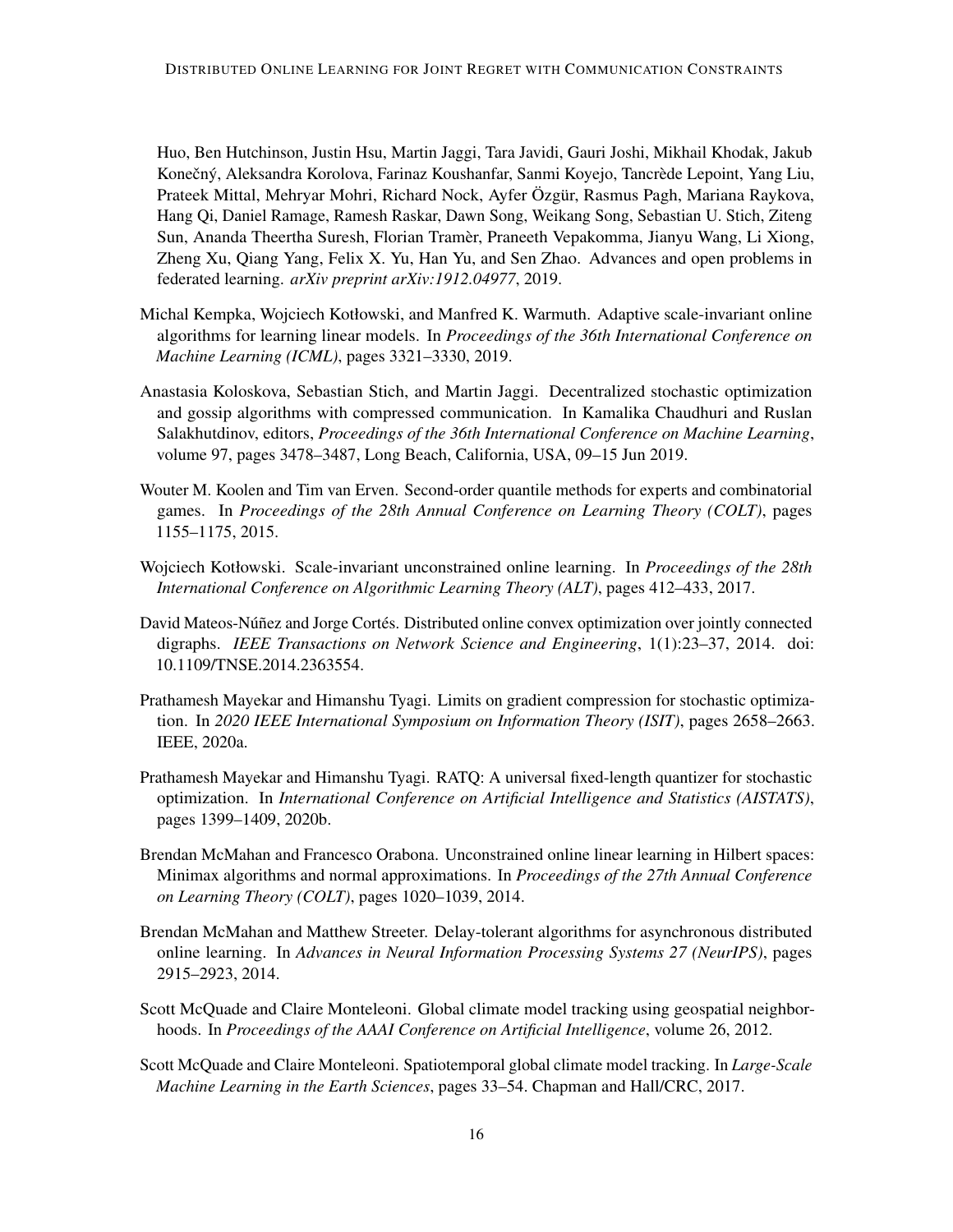Huo, Ben Hutchinson, Justin Hsu, Martin Jaggi, Tara Javidi, Gauri Joshi, Mikhail Khodak, Jakub Konečný, Aleksandra Korolova, Farinaz Koushanfar, Sanmi Koyejo, Tancrède Lepoint, Yang Liu, Prateek Mittal, Mehryar Mohri, Richard Nock, Ayfer Özgür, Rasmus Pagh, Mariana Raykova, Hang Qi, Daniel Ramage, Ramesh Raskar, Dawn Song, Weikang Song, Sebastian U. Stich, Ziteng Sun, Ananda Theertha Suresh, Florian Tramèr, Praneeth Vepakomma, Jianyu Wang, Li Xiong, Zheng Xu, Qiang Yang, Felix X. Yu, Han Yu, and Sen Zhao. Advances and open problems in federated learning. *arXiv preprint arXiv:1912.04977*, 2019.

Michal Kempka, Wojciech Kotłowski, and Manfred K. Warmuth. Adaptive scale-invariant online algorithms for learning linear models. In *Proceedings of the 36th International Conference on Machine Learning (ICML)*, pages 3321–3330, 2019.

Anastasia Koloskova, Sebastian Stich, and Martin Jaggi. Decentralized stochastic optimization and gossip algorithms with compressed communication. In Kamalika Chaudhuri and Ruslan Salakhutdinov, editors, *Proceedings of the 36th International Conference on Machine Learning*, volume 97, pages 3478–3487, Long Beach, California, USA, 09–15 Jun 2019.

Wouter M. Koolen and Tim van Erven. Second-order quantile methods for experts and combinatorial games. In *Proceedings of the 28th Annual Conference on Learning Theory (COLT)*, pages 1155–1175, 2015.

Wojciech Kotłowski. Scale-invariant unconstrained online learning. In *Proceedings of the 28th International Conference on Algorithmic Learning Theory (ALT)*, pages 412–433, 2017.

David Mateos-Núñez and Jorge Cortés. Distributed online convex optimization over jointly connected digraphs. *IEEE Transactions on Network Science and Engineering*, 1(1):23–37, 2014. doi: 10.1109/TNSE.2014.2363554.

Prathamesh Mayekar and Himanshu Tyagi. Limits on gradient compression for stochastic optimization. In *2020 IEEE International Symposium on Information Theory (ISIT)*, pages 2658–2663. IEEE, 2020a.

Prathamesh Mayekar and Himanshu Tyagi. RATQ: A universal fixed-length quantizer for stochastic optimization. In *International Conference on Artificial Intelligence and Statistics (AISTATS)*, pages 1399–1409, 2020b.

Brendan McMahan and Francesco Orabona. Unconstrained online linear learning in Hilbert spaces: Minimax algorithms and normal approximations. In *Proceedings of the 27th Annual Conference on Learning Theory (COLT)*, pages 1020–1039, 2014.

Brendan McMahan and Matthew Streeter. Delay-tolerant algorithms for asynchronous distributed online learning. In *Advances in Neural Information Processing Systems 27 (NeurIPS)*, pages 2915–2923, 2014.

Scott McQuade and Claire Monteleoni. Global climate model tracking using geospatial neighborhoods. In *Proceedings of the AAAI Conference on Artificial Intelligence*, volume 26, 2012.

Scott McQuade and Claire Monteleoni. Spatiotemporal global climate model tracking. In *Large-Scale Machine Learning in the Earth Sciences*, pages 33–54. Chapman and Hall/CRC, 2017.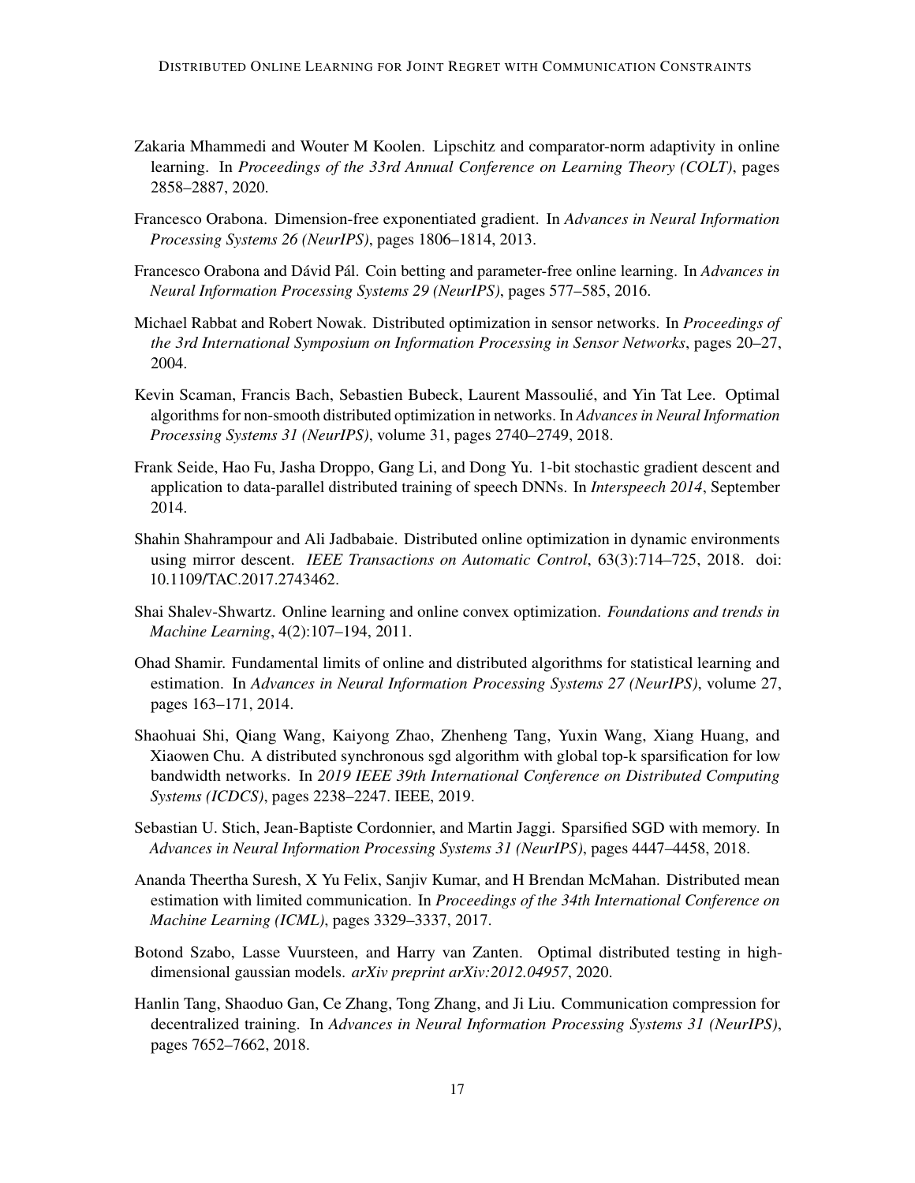Zakaria Mhammedi and Wouter M Koolen. Lipschitz and comparator-norm adaptivity in online learning. In *Proceedings of the 33rd Annual Conference on Learning Theory (COLT)*, pages 2858–2887, 2020.

Francesco Orabona. Dimension-free exponentiated gradient. In *Advances in Neural Information Processing Systems 26 (NeurIPS)*, pages 1806–1814, 2013.

Francesco Orabona and Dávid Pál. Coin betting and parameter-free online learning. In *Advances in Neural Information Processing Systems 29 (NeurIPS)*, pages 577–585, 2016.

Michael Rabbat and Robert Nowak. Distributed optimization in sensor networks. In *Proceedings of the 3rd International Symposium on Information Processing in Sensor Networks*, pages 20–27, 2004.

Kevin Scaman, Francis Bach, Sebastien Bubeck, Laurent Massoulié, and Yin Tat Lee. Optimal algorithms for non-smooth distributed optimization in networks. In *Advances in Neural Information Processing Systems 31 (NeurIPS)*, volume 31, pages 2740–2749, 2018.

Frank Seide, Hao Fu, Jasha Droppo, Gang Li, and Dong Yu. 1-bit stochastic gradient descent and application to data-parallel distributed training of speech DNNs. In *Interspeech 2014*, September 2014.

Shahin Shahrampour and Ali Jadbabaie. Distributed online optimization in dynamic environments using mirror descent. *IEEE Transactions on Automatic Control*, 63(3):714–725, 2018. doi: 10.1109/TAC.2017.2743462.

Shai Shalev-Shwartz. Online learning and online convex optimization. *Foundations and trends in Machine Learning*, 4(2):107–194, 2011.

Ohad Shamir. Fundamental limits of online and distributed algorithms for statistical learning and estimation. In *Advances in Neural Information Processing Systems 27 (NeurIPS)*, volume 27, pages 163–171, 2014.

Shaohuai Shi, Qiang Wang, Kaiyong Zhao, Zhenheng Tang, Yuxin Wang, Xiang Huang, and Xiaowen Chu. A distributed synchronous sgd algorithm with global top-k sparsification for low bandwidth networks. In *2019 IEEE 39th International Conference on Distributed Computing Systems (ICDCS)*, pages 2238–2247. IEEE, 2019.

Sebastian U. Stich, Jean-Baptiste Cordonnier, and Martin Jaggi. Sparsified SGD with memory. In *Advances in Neural Information Processing Systems 31 (NeurIPS)*, pages 4447–4458, 2018.

Ananda Theertha Suresh, X Yu Felix, Sanjiv Kumar, and H Brendan McMahan. Distributed mean estimation with limited communication. In *Proceedings of the 34th International Conference on Machine Learning (ICML)*, pages 3329–3337, 2017.

Botond Szabo, Lasse Vuursteen, and Harry van Zanten. Optimal distributed testing in high-dimensional gaussian models. *arXiv preprint arXiv:2012.04957*, 2020.

Hanlin Tang, Shaoduo Gan, Ce Zhang, Tong Zhang, and Ji Liu. Communication compression for decentralized training. In *Advances in Neural Information Processing Systems 31 (NeurIPS)*, pages 7652–7662, 2018.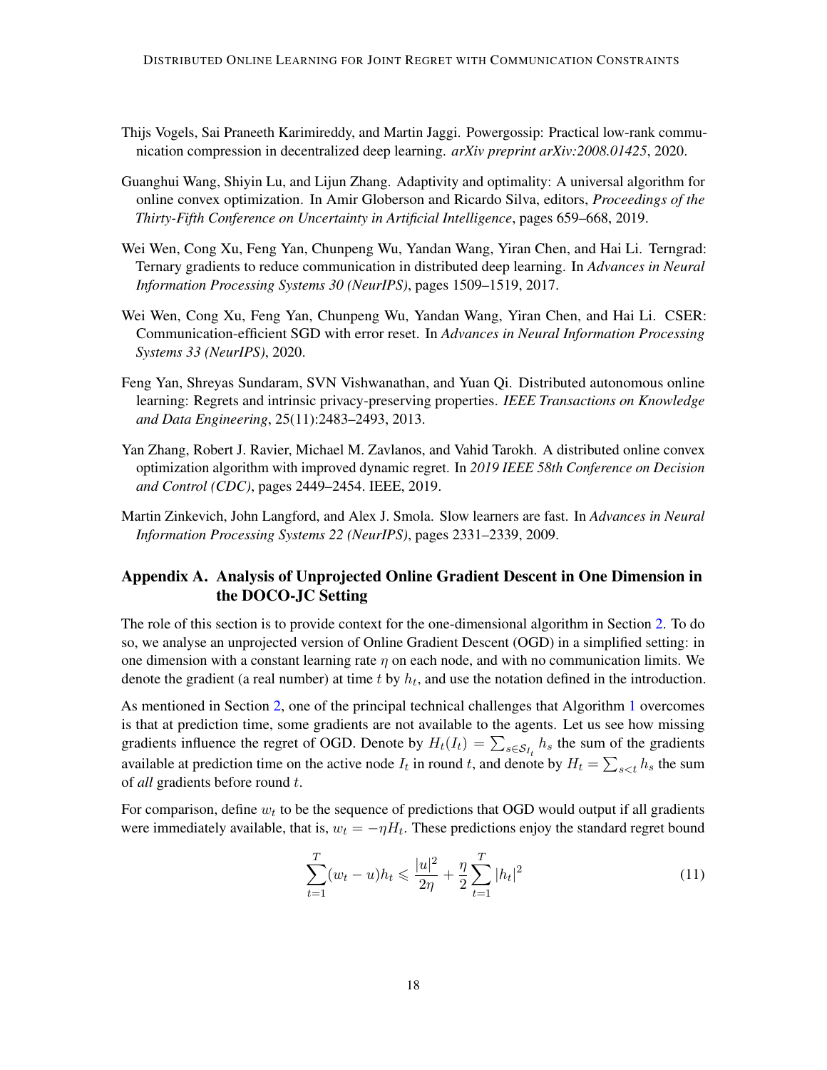Thijs Vogels, Sai Praneeth Karimireddy, and Martin Jaggi. Powergossip: Practical low-rank communication compression in decentralized deep learning. *arXiv preprint arXiv:2008.01425*, 2020.

Guanghui Wang, Shiyin Lu, and Lijun Zhang. Adaptivity and optimality: A universal algorithm for online convex optimization. In Amir Globerson and Ricardo Silva, editors, *Proceedings of the Thirty-Fifth Conference on Uncertainty in Artificial Intelligence*, pages 659–668, 2019.

Wei Wen, Cong Xu, Feng Yan, Chunpeng Wu, Yandan Wang, Yiran Chen, and Hai Li. Terngrad: Ternary gradients to reduce communication in distributed deep learning. In *Advances in Neural Information Processing Systems 30 (NeurIPS)*, pages 1509–1519, 2017.

Wei Wen, Cong Xu, Feng Yan, Chunpeng Wu, Yandan Wang, Yiran Chen, and Hai Li. CSER: Communication-efficient SGD with error reset. In *Advances in Neural Information Processing Systems 33 (NeurIPS)*, 2020.

Feng Yan, Shreyas Sundaram, SVN Vishwanathan, and Yuan Qi. Distributed autonomous online learning: Regrets and intrinsic privacy-preserving properties. *IEEE Transactions on Knowledge and Data Engineering*, 25(11):2483–2493, 2013.

Yan Zhang, Robert J. Ravier, Michael M. Zavlanos, and Vahid Tarokh. A distributed online convex optimization algorithm with improved dynamic regret. In *2019 IEEE 58th Conference on Decision and Control (CDC)*, pages 2449–2454. IEEE, 2019.

Martin Zinkevich, John Langford, and Alex J. Smola. Slow learners are fast. In *Advances in Neural Information Processing Systems 22 (NeurIPS)*, pages 2331–2339, 2009.

## Appendix A. Analysis of Unprojected Online Gradient Descent in One Dimension in the DOCO-JC Setting

The role of this section is to provide context for the one-dimensional algorithm in Section 2. To do so, we analyse an unprojected version of Online Gradient Descent (OGD) in a simplified setting: in one dimension with a constant learning rate $\eta$ on each node, and with no communication limits. We denote the gradient (a real number) at time $t$ by $h_t$, and use the notation defined in the introduction.

As mentioned in Section 2, one of the principal technical challenges that Algorithm 1 overcomes is that at prediction time, some gradients are not available to the agents. Let us see how missing gradients influence the regret of OGD. Denote by $H_t(I_t) = \sum_{s \in \mathcal{S}_{I_t}} h_s$ the sum of the gradients available at prediction time on the active node $I_t$ in round $t$, and denote by $H_t = \sum_{s<t} h_s$ the sum of *all* gradients before round $t$.

For comparison, define $w_t$ to be the sequence of predictions that OGD would output if all gradients were immediately available, that is, $w_t = -\eta H_t$. These predictions enjoy the standard regret bound

$$\sum_{t=1}^{T} (w_t - u) h_t \leqslant \frac{|u|^2}{2\eta} + \frac{\eta}{2} \sum_{t=1}^{T} |h_t|^2 \tag{11}$$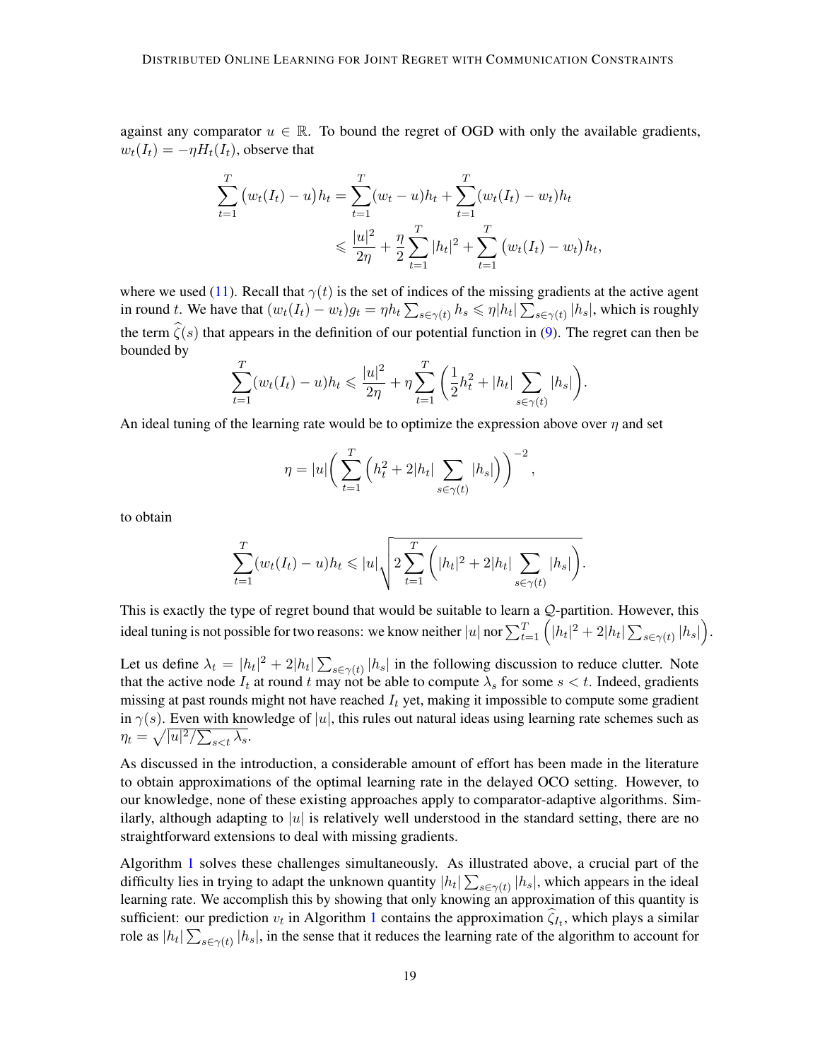against any comparator $u \in \mathbb{R}$. To bound the regret of OGD with only the available gradients, $w_t(I_t) = -\eta H_t(I_t)$, observe that

$$\sum_{t=1}^{T} \big(w_t(I_t) - u\big)h_t = \sum_{t=1}^{T} (w_t - u)h_t + \sum_{t=1}^{T} (w_t(I_t) - w_t)h_t$$
$$\leqslant \frac{|u|^2}{2\eta} + \frac{\eta}{2} \sum_{t=1}^{T} |h_t|^2 + \sum_{t=1}^{T} \big(w_t(I_t) - w_t\big)h_t,$$

where we used (11). Recall that $\gamma(t)$ is the set of indices of the missing gradients at the active agent in round $t$. We have that $(w_t(I_t) - w_t)g_t = \eta h_t \sum_{s \in \gamma(t)} h_s \leqslant \eta |h_t| \sum_{s \in \gamma(t)} |h_s|$, which is roughly the term $\widehat{\zeta}(s)$ that appears in the definition of our potential function in (9). The regret can then be bounded by

$$\sum_{t=1}^{T} (w_t(I_t) - u)h_t \leqslant \frac{|u|^2}{2\eta} + \eta \sum_{t=1}^{T} \bigg( \frac{1}{2} h_t^2 + |h_t| \sum_{s \in \gamma(t)} |h_s| \bigg).$$

An ideal tuning of the learning rate would be to optimize the expression above over $\eta$ and set

$$\eta = |u| \bigg( \sum_{t=1}^{T} \Big( h_t^2 + 2|h_t| \sum_{s \in \gamma(t)} |h_s| \Big) \bigg)^{-2},$$

to obtain

$$\sum_{t=1}^{T} (w_t(I_t) - u)h_t \leqslant |u| \sqrt{2 \sum_{t=1}^{T} \bigg( |h_t|^2 + 2|h_t| \sum_{s \in \gamma(t)} |h_s| \bigg)}.$$

This is exactly the type of regret bound that would be suitable to learn a $\mathcal{Q}$-partition. However, this ideal tuning is not possible for two reasons: we know neither $|u|$ nor $\sum_{t=1}^{T} \Big( |h_t|^2 + 2|h_t| \sum_{s \in \gamma(t)} |h_s| \Big)$.

Let us define $\lambda_t = |h_t|^2 + 2|h_t| \sum_{s \in \gamma(t)} |h_s|$ in the following discussion to reduce clutter. Note that the active node $I_t$ at round $t$ may not be able to compute $\lambda_s$ for some $s < t$. Indeed, gradients missing at past rounds might not have reached $I_t$ yet, making it impossible to compute some gradient in $\gamma(s)$. Even with knowledge of $|u|$, this rules out natural ideas using learning rate schemes such as $\eta_t = \sqrt{|u|^2 / \sum_{s<t} \lambda_s}$.

As discussed in the introduction, a considerable amount of effort has been made in the literature to obtain approximations of the optimal learning rate in the delayed OCO setting. However, to our knowledge, none of these existing approaches apply to comparator-adaptive algorithms. Similarly, although adapting to $|u|$ is relatively well understood in the standard setting, there are no straightforward extensions to deal with missing gradients.

Algorithm 1 solves these challenges simultaneously. As illustrated above, a crucial part of the difficulty lies in trying to adapt the unknown quantity $|h_t| \sum_{s \in \gamma(t)} |h_s|$, which appears in the ideal learning rate. We accomplish this by showing that only knowing an approximation of this quantity is sufficient: our prediction $v_t$ in Algorithm 1 contains the approximation $\widehat{\zeta}_{I_t}$, which plays a similar role as $|h_t| \sum_{s \in \gamma(t)} |h_s|$, in the sense that it reduces the learning rate of the algorithm to account for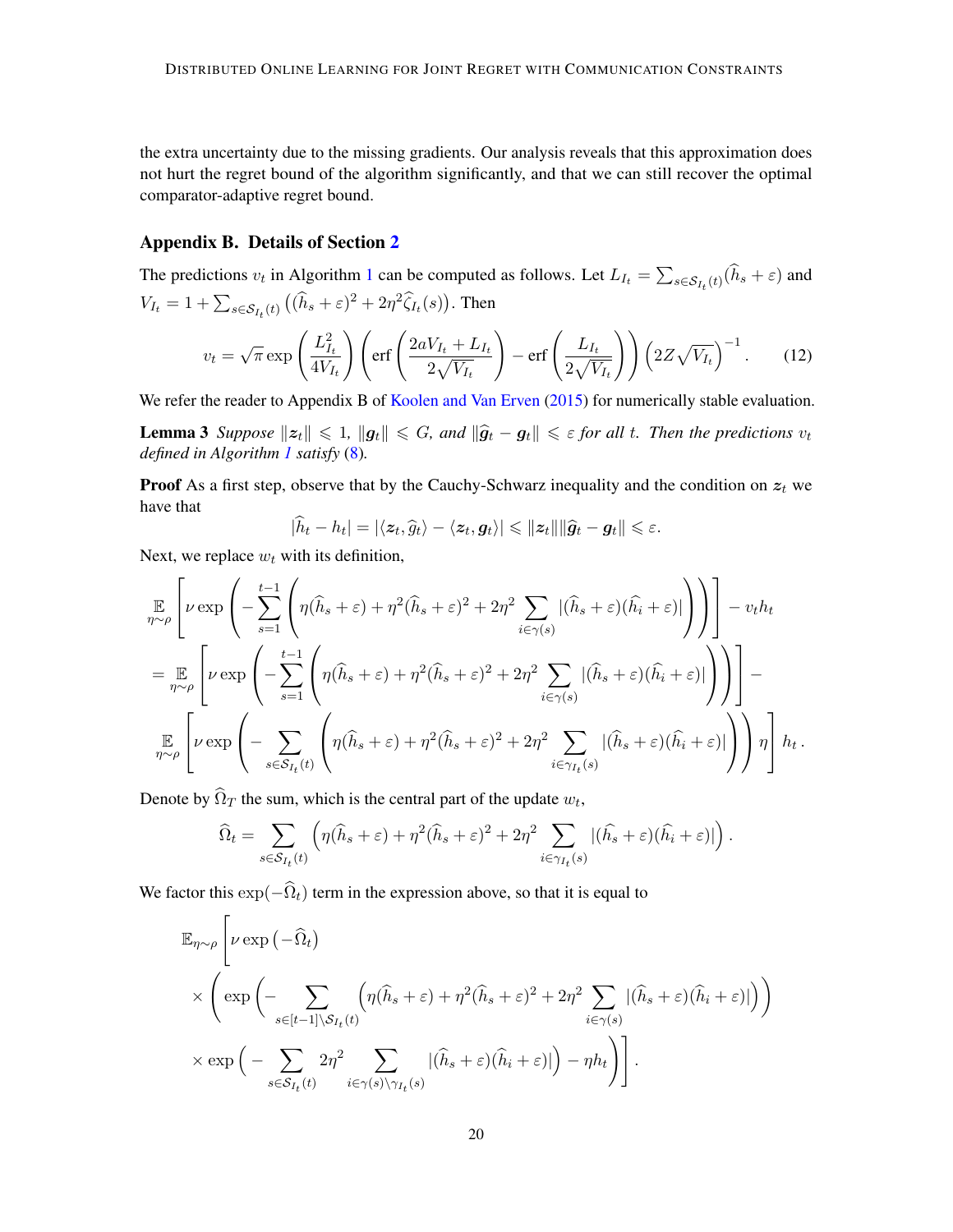the extra uncertainty due to the missing gradients. Our analysis reveals that this approximation does not hurt the regret bound of the algorithm significantly, and that we can still recover the optimal comparator-adaptive regret bound.

## Appendix B. Details of Section 2

The predictions $v_t$ in Algorithm 1 can be computed as follows. Let $L_{I_t} = \sum_{s \in \mathcal{S}_{I_t}(t)} (\widehat{h}_s + \varepsilon)$ and $V_{I_t} = 1 + \sum_{s \in \mathcal{S}_{I_t}(t)} \left( (\widehat{h}_s + \varepsilon)^2 + 2\eta^2 \widehat{\zeta}_{I_t}(s) \right)$. Then

$$
v_t = \sqrt{\pi} \exp\left( \frac{L_{I_t}^2}{4V_{I_t}} \right) \left( \operatorname{erf}\left( \frac{2aV_{I_t} + L_{I_t}}{2\sqrt{V_{I_t}}} \right) - \operatorname{erf}\left( \frac{L_{I_t}}{2\sqrt{V_{I_t}}} \right) \right) \left( 2Z\sqrt{V_{I_t}} \right)^{-1}. \tag{12}
$$

We refer the reader to Appendix B of Koolen and Van Erven (2015) for numerically stable evaluation.

**Lemma 3** *Suppose $\|\boldsymbol{z}_t\| \leqslant 1$, $\|\boldsymbol{g}_t\| \leqslant G$, and $\|\widehat{\boldsymbol{g}}_t - \boldsymbol{g}_t\| \leqslant \varepsilon$ for all $t$. Then the predictions $v_t$ defined in Algorithm 1 satisfy (8).*

**Proof** As a first step, observe that by the Cauchy-Schwarz inequality and the condition on $\boldsymbol{z}_t$ we have that

$$
|\widehat{h}_t - h_t| = |\langle \boldsymbol{z}_t, \widehat{\boldsymbol{g}}_t \rangle - \langle \boldsymbol{z}_t, \boldsymbol{g}_t \rangle| \leqslant \|\boldsymbol{z}_t\| \|\widehat{\boldsymbol{g}}_t - \boldsymbol{g}_t\| \leqslant \varepsilon.
$$

Next, we replace $w_t$ with its definition,

$$
\begin{aligned}
&\mathop{\mathbb{E}}_{\eta \sim \rho} \left[ \nu \exp\left( -\sum_{s=1}^{t-1} \left( \eta(\widehat{h}_s + \varepsilon) + \eta^2 (\widehat{h}_s + \varepsilon)^2 + 2\eta^2 \sum_{i \in \gamma(s)} |(\widehat{h}_s + \varepsilon)(\widehat{h}_i + \varepsilon)| \right) \right) \right] - v_t h_t \\
&= \mathop{\mathbb{E}}_{\eta \sim \rho} \left[ \nu \exp\left( -\sum_{s=1}^{t-1} \left( \eta(\widehat{h}_s + \varepsilon) + \eta^2 (\widehat{h}_s + \varepsilon)^2 + 2\eta^2 \sum_{i \in \gamma(s)} |(\widehat{h}_s + \varepsilon)(\widehat{h}_i + \varepsilon)| \right) \right) \right] - \\
&\quad \mathop{\mathbb{E}}_{\eta \sim \rho} \left[ \nu \exp\left( -\sum_{s \in \mathcal{S}_{I_t}(t)} \left( \eta(\widehat{h}_s + \varepsilon) + \eta^2 (\widehat{h}_s + \varepsilon)^2 + 2\eta^2 \sum_{i \in \gamma_{I_t}(s)} |(\widehat{h}_s + \varepsilon)(\widehat{h}_i + \varepsilon)| \right) \right) \eta \right] h_t \,.
\end{aligned}
$$

Denote by $\widehat{\Omega}_T$ the sum, which is the central part of the update $w_t$,

$$
\widehat{\Omega}_t = \sum_{s \in \mathcal{S}_{I_t}(t)} \left( \eta(\widehat{h}_s + \varepsilon) + \eta^2 (\widehat{h}_s + \varepsilon)^2 + 2\eta^2 \sum_{i \in \gamma_{I_t}(s)} |(\widehat{h}_s + \varepsilon)(\widehat{h}_i + \varepsilon)| \right).
$$

We factor this $\exp(-\widehat{\Omega}_t)$ term in the expression above, so that it is equal to

$$
\begin{aligned}
&\mathbb{E}_{\eta \sim \rho} \Bigg[ \nu \exp\left( -\widehat{\Omega}_t \right) \\
&\quad \times \Bigg( \exp\Bigg( -\sum_{s \in [t-1] \setminus \mathcal{S}_{I_t}(t)} \Big( \eta(\widehat{h}_s + \varepsilon) + \eta^2 (\widehat{h}_s + \varepsilon)^2 + 2\eta^2 \sum_{i \in \gamma(s)} |(\widehat{h}_s + \varepsilon)(\widehat{h}_i + \varepsilon)| \Big) \Bigg) \\
&\quad \times \exp\Big( -\sum_{s \in \mathcal{S}_{I_t}(t)} 2\eta^2 \sum_{i \in \gamma(s) \setminus \gamma_{I_t}(s)} |(\widehat{h}_s + \varepsilon)(\widehat{h}_i + \varepsilon)| \Big) - \eta h_t \Bigg) \Bigg].
\end{aligned}
$$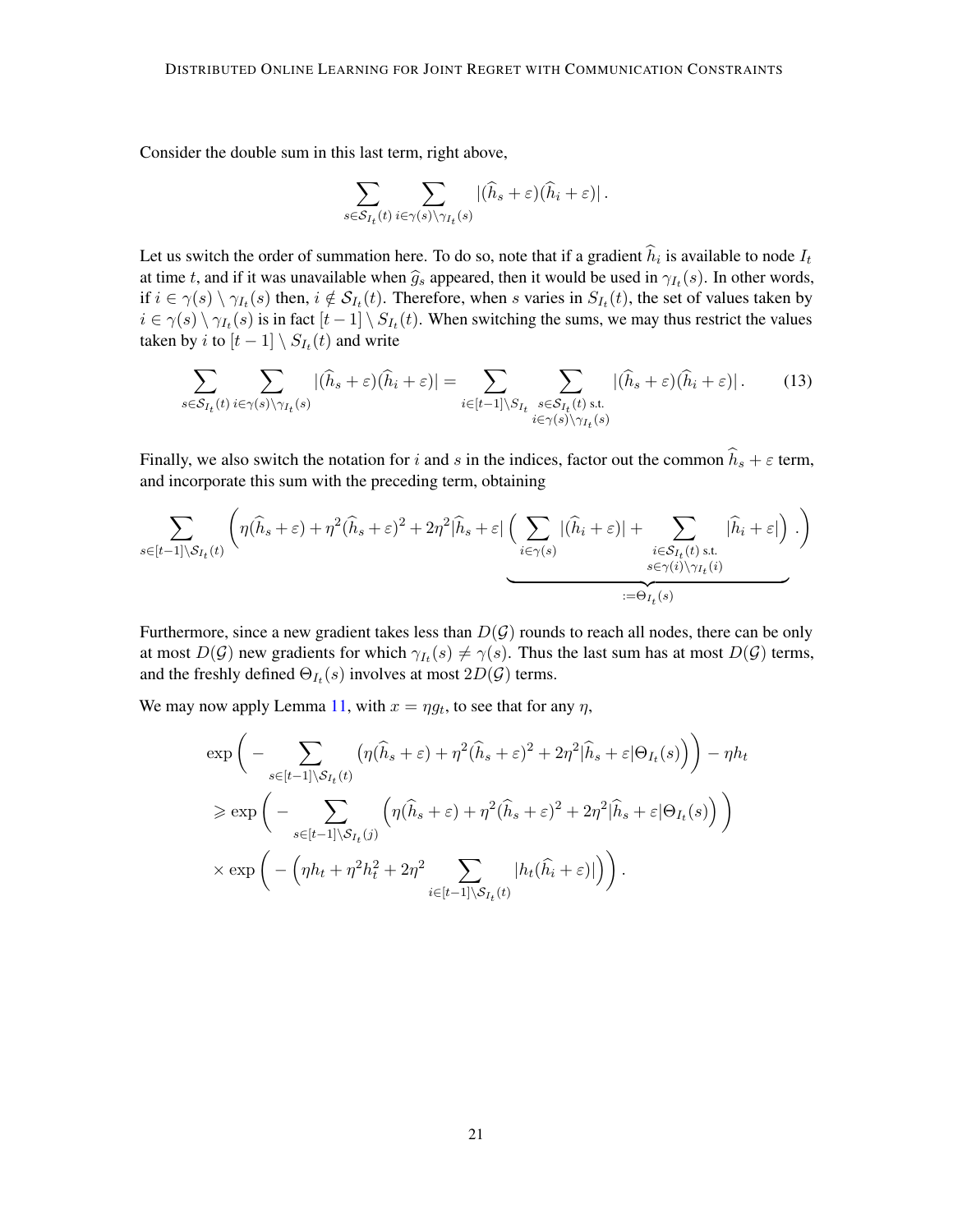Consider the double sum in this last term, right above,

$$\sum_{s\in\mathcal{S}_{I_t}(t)} \sum_{i\in\gamma(s)\setminus\gamma_{I_t}(s)} |(\widehat{h}_s+\varepsilon)(\widehat{h}_i+\varepsilon)| \,.$$

Let us switch the order of summation here. To do so, note that if a gradient $\widehat{h}_i$ is available to node $I_t$ at time $t$, and if it was unavailable when $\widehat{g}_s$ appeared, then it would be used in $\gamma_{I_t}(s)$. In other words, if $i \in \gamma(s) \setminus \gamma_{I_t}(s)$ then, $i \notin \mathcal{S}_{I_t}(t)$. Therefore, when $s$ varies in $S_{I_t}(t)$, the set of values taken by $i \in \gamma(s) \setminus \gamma_{I_t}(s)$ is in fact $[t-1] \setminus S_{I_t}(t)$. When switching the sums, we may thus restrict the values taken by $i$ to $[t-1] \setminus S_{I_t}(t)$ and write

$$\sum_{s\in\mathcal{S}_{I_t}(t)} \sum_{i\in\gamma(s)\setminus\gamma_{I_t}(s)} |(\widehat{h}_s+\varepsilon)(\widehat{h}_i+\varepsilon)| = \sum_{i\in[t-1]\setminus S_{I_t}} \sum_{\substack{s\in\mathcal{S}_{I_t}(t) \text{ s.t.} \\ i\in\gamma(s)\setminus\gamma_{I_t}(s)}} |(\widehat{h}_s+\varepsilon)(\widehat{h}_i+\varepsilon)| \,. \tag{13}$$

Finally, we also switch the notation for $i$ and $s$ in the indices, factor out the common $\widehat{h}_s+\varepsilon$ term, and incorporate this sum with the preceding term, obtaining

$$\sum_{s\in[t-1]\setminus\mathcal{S}_{I_t}(t)} \left( \eta(\widehat{h}_s+\varepsilon) + \eta^2(\widehat{h}_s+\varepsilon)^2 + 2\eta^2|\widehat{h}_s+\varepsilon| \underbrace{\Big( \sum_{i\in\gamma(s)} |(\widehat{h}_i+\varepsilon)| + \sum_{\substack{i\in\mathcal{S}_{I_t}(t) \text{ s.t.} \\ s\in\gamma(i)\setminus\gamma_{I_t}(i)}} |\widehat{h}_i+\varepsilon| \Big)}_{:=\Theta_{I_t}(s)} . \right)$$

Furthermore, since a new gradient takes less than $D(\mathcal{G})$ rounds to reach all nodes, there can be only at most $D(\mathcal{G})$ new gradients for which $\gamma_{I_t}(s) \neq \gamma(s)$. Thus the last sum has at most $D(\mathcal{G})$ terms, and the freshly defined $\Theta_{I_t}(s)$ involves at most $2D(\mathcal{G})$ terms.

We may now apply Lemma 11, with $x = \eta g_t$, to see that for any $\eta$,

$$\begin{aligned}
&\exp\Bigg( -\sum_{s\in[t-1]\setminus\mathcal{S}_{I_t}(t)} \big( \eta(\widehat{h}_s+\varepsilon) + \eta^2(\widehat{h}_s+\varepsilon)^2 + 2\eta^2|\widehat{h}_s+\varepsilon|\Theta_{I_t}(s) \big) \Bigg) - \eta h_t \\
&\geqslant \exp\Bigg( -\sum_{s\in[t-1]\setminus\mathcal{S}_{I_t}(j)} \Big( \eta(\widehat{h}_s+\varepsilon) + \eta^2(\widehat{h}_s+\varepsilon)^2 + 2\eta^2|\widehat{h}_s+\varepsilon|\Theta_{I_t}(s) \Big) \Bigg) \\
&\times \exp\Bigg( -\Big( \eta h_t + \eta^2 h_t^2 + 2\eta^2 \sum_{i\in[t-1]\setminus\mathcal{S}_{I_t}(t)} |h_t(\widehat{h}_i+\varepsilon)| \Big) \Bigg) .
\end{aligned}$$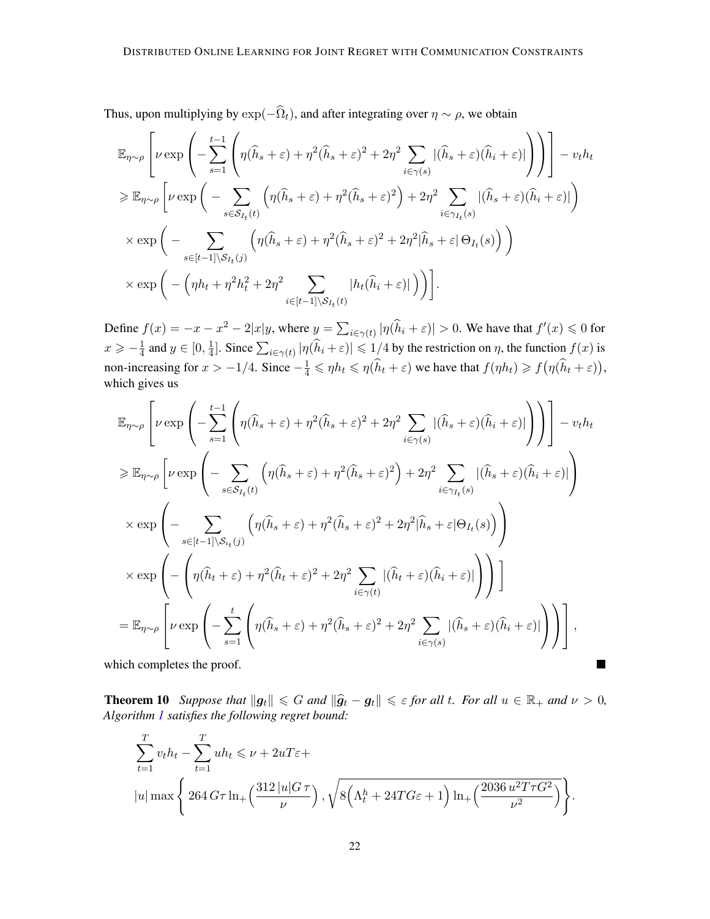Thus, upon multiplying by $\exp(-\widehat{\Omega}_t)$, and after integrating over $\eta \sim \rho$, we obtain

$$
\begin{aligned}
&\mathbb{E}_{\eta\sim\rho}\left[\nu \exp\left(-\sum_{s=1}^{t-1}\left(\eta(\widehat{h}_s+\varepsilon)+\eta^2(\widehat{h}_s+\varepsilon)^2+2\eta^2\sum_{i\in\gamma(s)}|(\widehat{h}_s+\varepsilon)(\widehat{h}_i+\varepsilon)|\right)\right)\right]-v_t h_t\\
&\geqslant \mathbb{E}_{\eta\sim\rho}\Bigg[\nu\exp\bigg(-\sum_{s\in\mathcal{S}_{I_t}(t)}\Big(\eta(\widehat{h}_s+\varepsilon)+\eta^2(\widehat{h}_s+\varepsilon)^2\Big)+2\eta^2\sum_{i\in\gamma_{I_t}(s)}|(\widehat{h}_s+\varepsilon)(\widehat{h}_i+\varepsilon)|\bigg)\\
&\quad\times\exp\bigg(-\sum_{s\in[t-1]\setminus\mathcal{S}_{I_t}(j)}\Big(\eta(\widehat{h}_s+\varepsilon)+\eta^2(\widehat{h}_s+\varepsilon)^2+2\eta^2|\widehat{h}_s+\varepsilon|\,\Theta_{I_t}(s)\Big)\bigg)\\
&\quad\times\exp\bigg(-\Big(\eta h_t+\eta^2 h_t^2+2\eta^2\sum_{i\in[t-1]\setminus\mathcal{S}_{I_t}(t)}|h_t(\widehat{h}_i+\varepsilon)|\Big)\bigg)\Bigg].
\end{aligned}
$$

Define $f(x)=-x-x^2-2|x|y$, where $y=\sum_{i\in\gamma(t)}|\eta(\widehat{h}_i+\varepsilon)|>0$. We have that $f'(x)\leqslant 0$ for $x\geqslant-\frac{1}{4}$ and $y\in[0,\frac{1}{4}]$. Since $\sum_{i\in\gamma(t)}|\eta(\widehat{h}_i+\varepsilon)|\leqslant 1/4$ by the restriction on $\eta$, the function $f(x)$ is non-increasing for $x>-1/4$. Since $-\frac{1}{4}\leqslant\eta h_t\leqslant\eta(\widehat{h}_t+\varepsilon)$ we have that $f(\eta h_t)\geqslant f\big(\eta(\widehat{h}_t+\varepsilon)\big)$, which gives us

$$
\begin{aligned}
&\mathbb{E}_{\eta\sim\rho}\left[\nu \exp\left(-\sum_{s=1}^{t-1}\left(\eta(\widehat{h}_s+\varepsilon)+\eta^2(\widehat{h}_s+\varepsilon)^2+2\eta^2\sum_{i\in\gamma(s)}|(\widehat{h}_s+\varepsilon)(\widehat{h}_i+\varepsilon)|\right)\right)\right]-v_t h_t\\
&\geqslant \mathbb{E}_{\eta\sim\rho}\left[\nu\exp\left(-\sum_{s\in\mathcal{S}_{I_t}(t)}\Big(\eta(\widehat{h}_s+\varepsilon)+\eta^2(\widehat{h}_s+\varepsilon)^2\Big)+2\eta^2\sum_{i\in\gamma_{I_t}(s)}|(\widehat{h}_s+\varepsilon)(\widehat{h}_i+\varepsilon)|\right)\right.\\
&\quad\times\exp\left(-\sum_{s\in[t-1]\setminus\mathcal{S}_{i_t}(j)}\Big(\eta(\widehat{h}_s+\varepsilon)+\eta^2(\widehat{h}_s+\varepsilon)^2+2\eta^2|\widehat{h}_s+\varepsilon|\Theta_{I_t}(s)\Big)\right)\\
&\quad\left.\times\exp\left(-\left(\eta(\widehat{h}_t+\varepsilon)+\eta^2(\widehat{h}_t+\varepsilon)^2+2\eta^2\sum_{i\in\gamma(t)}|(\widehat{h}_t+\varepsilon)(\widehat{h}_i+\varepsilon)|\right)\right)\right]\\
&=\mathbb{E}_{\eta\sim\rho}\left[\nu\exp\left(-\sum_{s=1}^{t}\left(\eta(\widehat{h}_s+\varepsilon)+\eta^2(\widehat{h}_s+\varepsilon)^2+2\eta^2\sum_{i\in\gamma(s)}|(\widehat{h}_s+\varepsilon)(\widehat{h}_i+\varepsilon)|\right)\right)\right],
\end{aligned}
$$

which completes the proof. ■

**Theorem 10** *Suppose that $\|\boldsymbol{g}_t\|\leqslant G$ and $\|\widehat{\boldsymbol{g}}_t-\boldsymbol{g}_t\|\leqslant\varepsilon$ for all $t$. For all $u\in\mathbb{R}_+$ and $\nu>0$, Algorithm 1 satisfies the following regret bound:*

$$
\sum_{t=1}^{T}v_t h_t-\sum_{t=1}^{T}u h_t\leqslant \nu+2uT\varepsilon+
|u|\max\left\{264\,G\tau\ln_+\Big(\frac{312\,|u|G\,\tau}{\nu}\Big),\sqrt{8\Big(\Lambda_t^h+24TG\varepsilon+1\Big)\ln_+\Big(\frac{2036\,u^2T\tau G^2}{\nu^2}\Big)}\right\}.
$$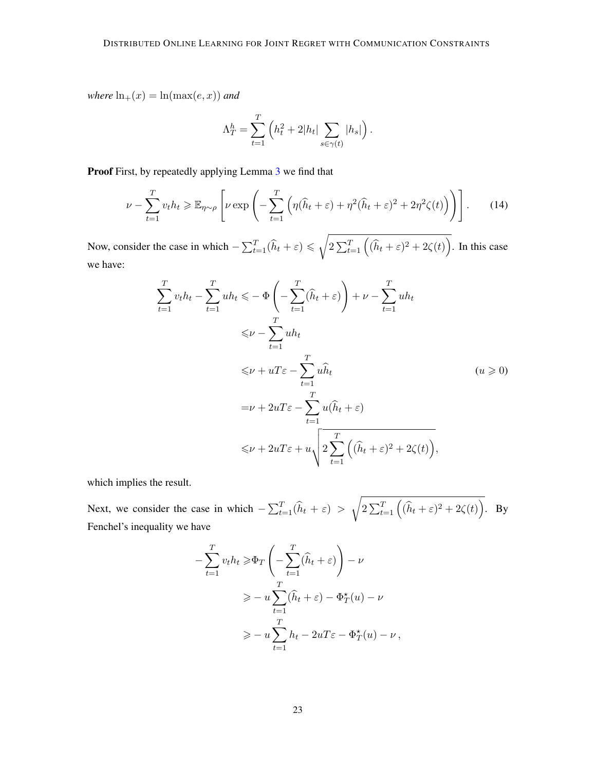*where* $\ln_+(x) = \ln(\max(e, x))$ *and*

$$\Lambda_T^h = \sum_{t=1}^{T} \left( h_t^2 + 2|h_t| \sum_{s \in \gamma(t)} |h_s| \right).$$

**Proof** First, by repeatedly applying Lemma 3 we find that

$$\nu - \sum_{t=1}^{T} v_t h_t \geqslant \mathbb{E}_{\eta \sim \rho} \left[ \nu \exp \left( - \sum_{t=1}^{T} \left( \eta(\widehat{h}_t + \varepsilon) + \eta^2 (\widehat{h}_t + \varepsilon)^2 + 2\eta^2 \zeta(t) \right) \right) \right]. \tag{14}$$

Now, consider the case in which $-\sum_{t=1}^{T}(\widehat{h}_t + \varepsilon) \leqslant \sqrt{2 \sum_{t=1}^{T} \left( (\widehat{h}_t + \varepsilon)^2 + 2\zeta(t) \right)}$. In this case we have:

$$\begin{aligned}
\sum_{t=1}^{T} v_t h_t - \sum_{t=1}^{T} u h_t \leqslant& -\Phi\left( -\sum_{t=1}^{T} (\widehat{h}_t + \varepsilon) \right) + \nu - \sum_{t=1}^{T} u h_t \\
\leqslant& \nu - \sum_{t=1}^{T} u h_t \\
\leqslant& \nu + uT\varepsilon - \sum_{t=1}^{T} u \widehat{h}_t \qquad\qquad (u \geqslant 0) \\
=& \nu + 2uT\varepsilon - \sum_{t=1}^{T} u(\widehat{h}_t + \varepsilon) \\
\leqslant& \nu + 2uT\varepsilon + u\sqrt{2 \sum_{t=1}^{T} \left( (\widehat{h}_t + \varepsilon)^2 + 2\zeta(t) \right)},
\end{aligned}$$

which implies the result.

Next, we consider the case in which $-\sum_{t=1}^{T}(\widehat{h}_t + \varepsilon) > \sqrt{2 \sum_{t=1}^{T} \left( (\widehat{h}_t + \varepsilon)^2 + 2\zeta(t) \right)}$. By Fenchel's inequality we have

$$\begin{aligned}
-\sum_{t=1}^{T} v_t h_t \geqslant& \Phi_T \left( -\sum_{t=1}^{T} (\widehat{h}_t + \varepsilon) \right) - \nu \\
\geqslant& -u \sum_{t=1}^{T} (\widehat{h}_t + \varepsilon) - \Phi_T^\star(u) - \nu \\
\geqslant& -u \sum_{t=1}^{T} h_t - 2uT\varepsilon - \Phi_T^\star(u) - \nu\,,
\end{aligned}$$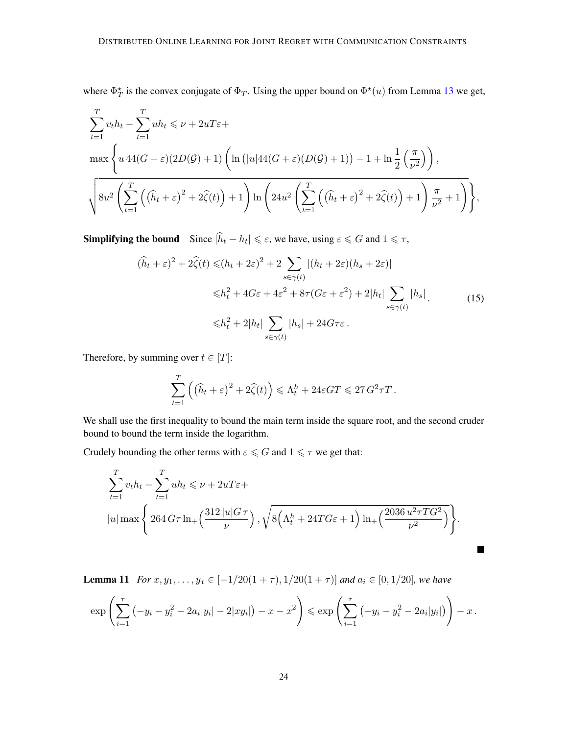where $\Phi_T^\star$ is the convex conjugate of $\Phi_T$. Using the upper bound on $\Phi^\star(u)$ from Lemma 13 we get,

$$
\begin{aligned}
&\sum_{t=1}^T v_t h_t - \sum_{t=1}^T u h_t \leqslant \nu + 2uT\varepsilon + \\
&\max\Bigg\{ u\,44(G+\varepsilon)(2D(\mathcal{G})+1)\left(\ln\left(|u|44(G+\varepsilon)(D(\mathcal{G})+1)\right) - 1 + \ln\frac{1}{2}\left(\frac{\pi}{\nu^2}\right)\right), \\
&\sqrt{8u^2\left(\sum_{t=1}^T\left(\left(\widehat{h}_t+\varepsilon\right)^2 + 2\widehat{\zeta}(t)\right)+1\right)\ln\left(24u^2\left(\sum_{t=1}^T\left(\left(\widehat{h}_t+\varepsilon\right)^2+2\widehat{\zeta}(t)\right)+1\right)\frac{\pi}{\nu^2}+1\right)}\Bigg\},
\end{aligned}
$$

**Simplifying the bound** Since $|\widehat{h}_t - h_t| \leqslant \varepsilon$, we have, using $\varepsilon \leqslant G$ and $1 \leqslant \tau$,

$$
\begin{aligned}
(\widehat{h}_t+\varepsilon)^2 + 2\widehat{\zeta}(t) &\leqslant (h_t+2\varepsilon)^2 + 2\sum_{s\in\gamma(t)}|(h_t+2\varepsilon)(h_s+2\varepsilon)| \\
&\leqslant h_t^2 + 4G\varepsilon + 4\varepsilon^2 + 8\tau(G\varepsilon+\varepsilon^2) + 2|h_t|\sum_{s\in\gamma(t)}|h_s| \\
&\leqslant h_t^2 + 2|h_t|\sum_{s\in\gamma(t)}|h_s| + 24G\tau\varepsilon\,.
\end{aligned}
\tag{15}
$$

Therefore, by summing over $t\in[T]$:

$$
\sum_{t=1}^T\left(\left(\widehat{h}_t+\varepsilon\right)^2 + 2\widehat{\zeta}(t)\right) \leqslant \Lambda_t^h + 24\varepsilon GT \leqslant 27\,G^2\tau T\,.
$$

We shall use the first inequality to bound the main term inside the square root, and the second cruder bound to bound the term inside the logarithm.

Crudely bounding the other terms with $\varepsilon \leqslant G$ and $1\leqslant\tau$ we get that:

$$
\begin{aligned}
&\sum_{t=1}^T v_t h_t - \sum_{t=1}^T u h_t \leqslant \nu + 2uT\varepsilon + \\
&|u|\max\left\{264\,G\tau\ln_+\!\Big(\frac{312\,|u|G\,\tau}{\nu}\Big), \sqrt{8\Big(\Lambda_t^h + 24TG\varepsilon+1\Big)\ln_+\!\Big(\frac{2036\,u^2\tau TG^2}{\nu^2}\Big)}\right\}.
\end{aligned}
$$

■

**Lemma 11** *For $x, y_1, \ldots, y_\tau \in [-1/20(1+\tau), 1/20(1+\tau)]$ and $a_i \in [0, 1/20]$, we have*

$$
\exp\left(\sum_{i=1}^\tau\left(-y_i - y_i^2 - 2a_i|y_i| - 2|xy_i|\right) - x - x^2\right) \leqslant \exp\left(\sum_{i=1}^\tau\left(-y_i - y_i^2 - 2a_i|y_i|\right)\right) - x\,.
$$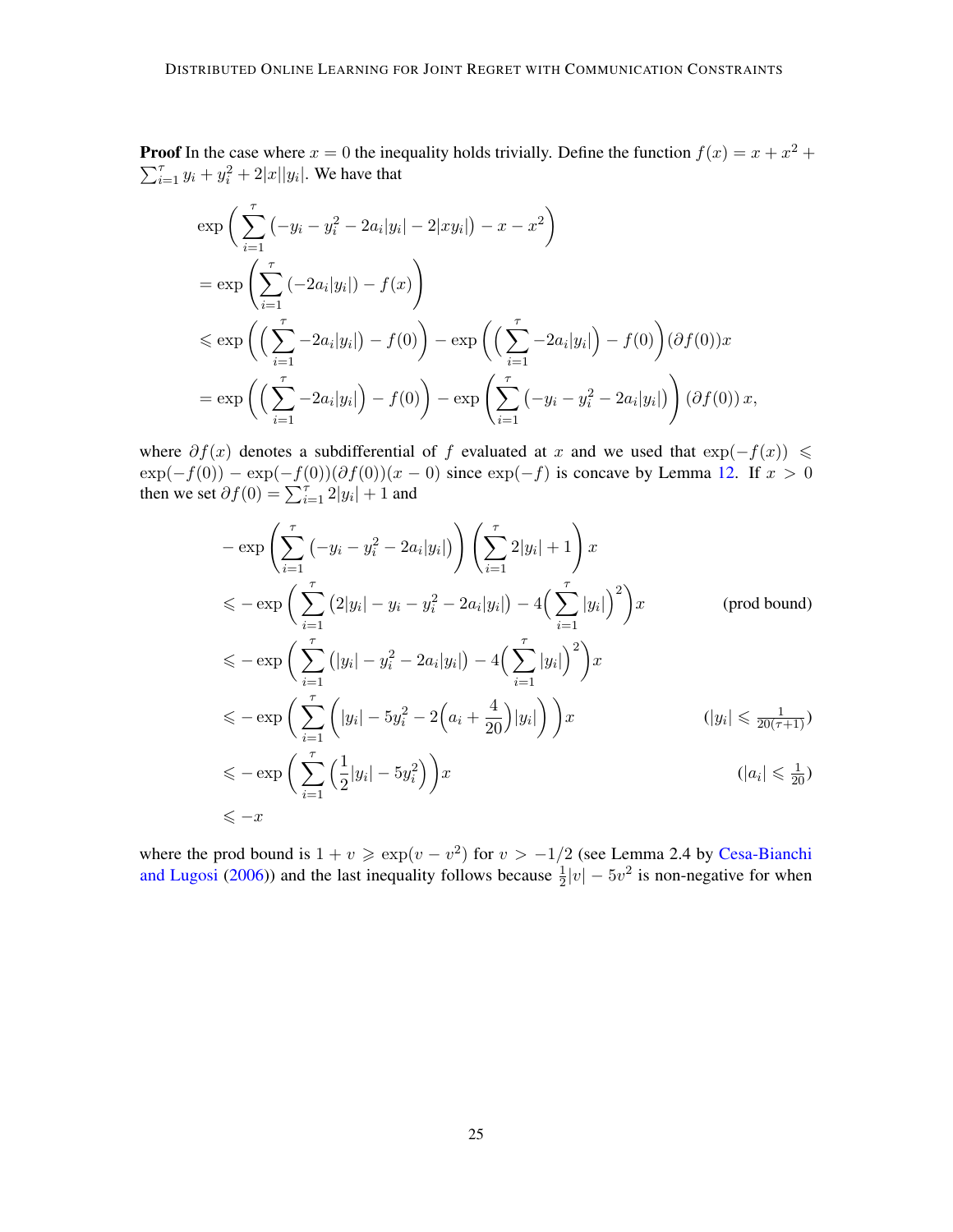**Proof** In the case where $x = 0$ the inequality holds trivially. Define the function $f(x) = x + x^2 + \sum_{i=1}^{\tau} y_i + y_i^2 + 2|x||y_i|$. We have that

$$
\begin{aligned}
&\exp\bigg( \sum_{i=1}^{\tau} \left(-y_i - y_i^2 - 2a_i|y_i| - 2|xy_i|\right) - x - x^2 \bigg) \\
&= \exp\left( \sum_{i=1}^{\tau} \left(-2a_i|y_i|\right) - f(x) \right) \\
&\leqslant \exp\left( \Big( \sum_{i=1}^{\tau} -2a_i|y_i| \Big) - f(0) \right) - \exp\left( \Big( \sum_{i=1}^{\tau} -2a_i|y_i| \Big) - f(0) \right) (\partial f(0)) x \\
&= \exp\left( \Big( \sum_{i=1}^{\tau} -2a_i|y_i| \Big) - f(0) \right) - \exp\left( \sum_{i=1}^{\tau} \left(-y_i - y_i^2 - 2a_i|y_i|\right) \right) (\partial f(0))\, x,
\end{aligned}
$$

where $\partial f(x)$ denotes a subdifferential of $f$ evaluated at $x$ and we used that $\exp(-f(x)) \leqslant \exp(-f(0)) - \exp(-f(0))(\partial f(0))(x - 0)$ since $\exp(-f)$ is concave by Lemma 12. If $x > 0$ then we set $\partial f(0) = \sum_{i=1}^{\tau} 2|y_i| + 1$ and

$$
\begin{aligned}
&- \exp\left( \sum_{i=1}^{\tau} \left(-y_i - y_i^2 - 2a_i|y_i|\right) \right) \left( \sum_{i=1}^{\tau} 2|y_i| + 1 \right) x \\
&\leqslant - \exp\bigg( \sum_{i=1}^{\tau} \left(2|y_i| - y_i - y_i^2 - 2a_i|y_i|\right) - 4\Big( \sum_{i=1}^{\tau} |y_i| \Big)^2 \bigg) x && \text{(prod bound)} \\
&\leqslant - \exp\bigg( \sum_{i=1}^{\tau} \left(|y_i| - y_i^2 - 2a_i|y_i|\right) - 4\Big( \sum_{i=1}^{\tau} |y_i| \Big)^2 \bigg) x \\
&\leqslant - \exp\bigg( \sum_{i=1}^{\tau} \Big( |y_i| - 5y_i^2 - 2\Big(a_i + \frac{4}{20}\Big)|y_i| \Big) \bigg) x && (|y_i| \leqslant \tfrac{1}{20(\tau+1)}) \\
&\leqslant - \exp\bigg( \sum_{i=1}^{\tau} \Big( \frac{1}{2}|y_i| - 5y_i^2 \Big) \bigg) x && (|a_i| \leqslant \tfrac{1}{20}) \\
&\leqslant -x
\end{aligned}
$$

where the prod bound is $1 + v \geqslant \exp(v - v^2)$ for $v > -1/2$ (see Lemma 2.4 by Cesa-Bianchi and Lugosi (2006)) and the last inequality follows because $\frac{1}{2}|v| - 5v^2$ is non-negative for when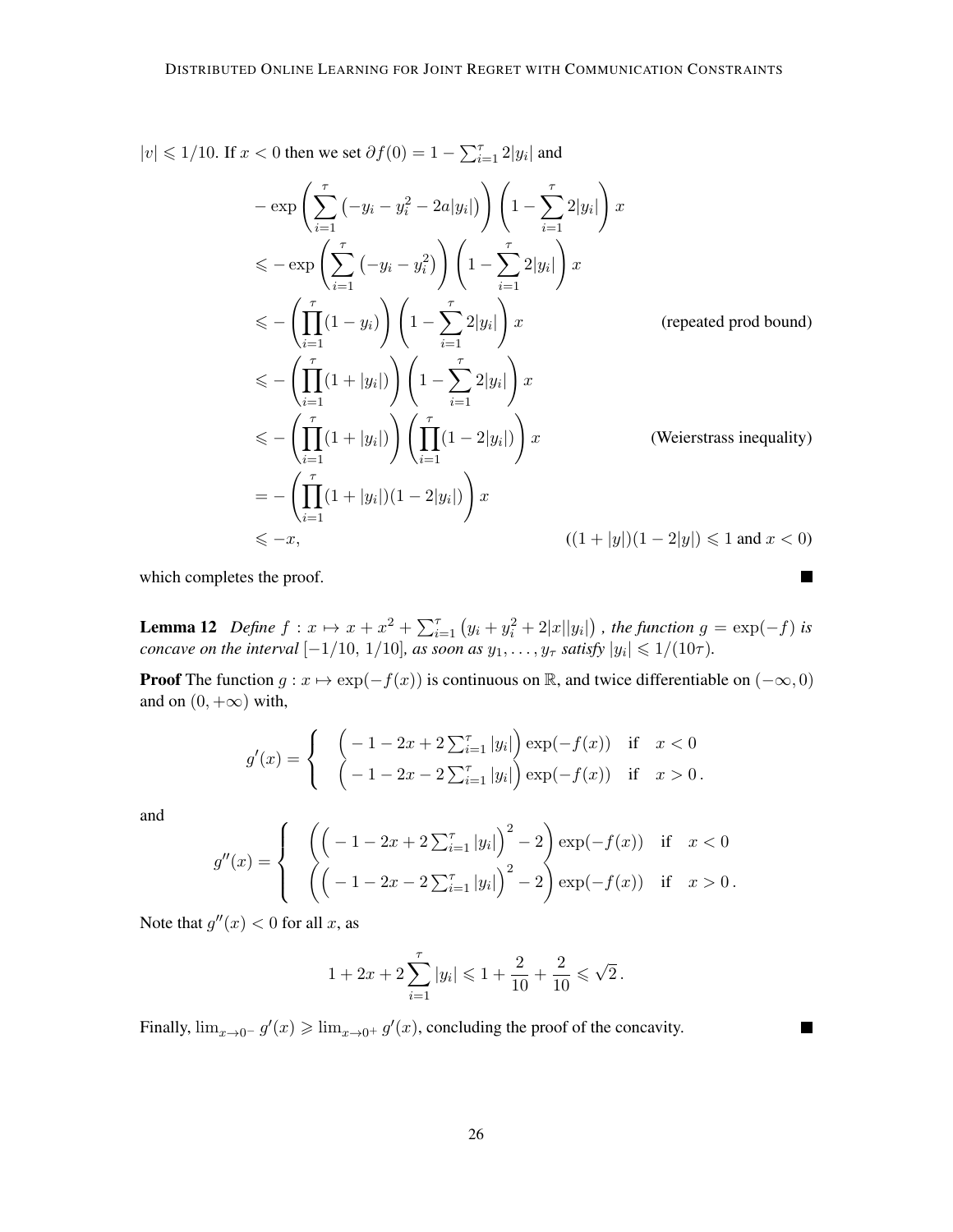$|v| \leqslant 1/10$. If $x < 0$ then we set $\partial f(0) = 1 - \sum_{i=1}^{\tau} 2|y_i|$ and

$$
\begin{aligned}
& -\exp\left(\sum_{i=1}^{\tau}\left(-y_i - y_i^2 - 2a|y_i|\right)\right)\left(1 - \sum_{i=1}^{\tau} 2|y_i|\right) x \\
& \leqslant -\exp\left(\sum_{i=1}^{\tau}\left(-y_i - y_i^2\right)\right)\left(1 - \sum_{i=1}^{\tau} 2|y_i|\right) x \\
& \leqslant -\left(\prod_{i=1}^{\tau}(1 - y_i)\right)\left(1 - \sum_{i=1}^{\tau} 2|y_i|\right) x && \text{(repeated prod bound)} \\
& \leqslant -\left(\prod_{i=1}^{\tau}(1 + |y_i|)\right)\left(1 - \sum_{i=1}^{\tau} 2|y_i|\right) x \\
& \leqslant -\left(\prod_{i=1}^{\tau}(1 + |y_i|)\right)\left(\prod_{i=1}^{\tau}(1 - 2|y_i|)\right) x && \text{(Weierstrass inequality)} \\
& = -\left(\prod_{i=1}^{\tau}(1 + |y_i|)(1 - 2|y_i|)\right) x \\
& \leqslant -x, && ((1 + |y|)(1 - 2|y|) \leqslant 1 \text{ and } x < 0)
\end{aligned}
$$

which completes the proof. ■

**Lemma 12** *Define $f : x \mapsto x + x^2 + \sum_{i=1}^{\tau}\left(y_i + y_i^2 + 2|x||y_i|\right)$, the function $g = \exp(-f)$ is concave on the interval $[-1/10,\, 1/10]$, as soon as $y_1, \ldots, y_\tau$ satisfy $|y_i| \leqslant 1/(10\tau)$.*

**Proof** The function $g : x \mapsto \exp(-f(x))$ is continuous on $\mathbb{R}$, and twice differentiable on $(-\infty, 0)$ and on $(0, +\infty)$ with,

$$
g'(x) = \begin{cases} \left(-1 - 2x + 2\sum_{i=1}^{\tau}|y_i|\right)\exp(-f(x)) & \text{if } \quad x < 0 \\ \left(-1 - 2x - 2\sum_{i=1}^{\tau}|y_i|\right)\exp(-f(x)) & \text{if } \quad x > 0\,. \end{cases}
$$

and

$$
g''(x) = \begin{cases} \left(\left(-1 - 2x + 2\sum_{i=1}^{\tau}|y_i|\right)^2 - 2\right)\exp(-f(x)) & \text{if } \quad x < 0 \\ \left(\left(-1 - 2x - 2\sum_{i=1}^{\tau}|y_i|\right)^2 - 2\right)\exp(-f(x)) & \text{if } \quad x > 0\,. \end{cases}
$$

Note that $g''(x) < 0$ for all $x$, as

$$
1 + 2x + 2\sum_{i=1}^{\tau}|y_i| \leqslant 1 + \frac{2}{10} + \frac{2}{10} \leqslant \sqrt{2}\,.
$$

Finally, $\lim_{x \to 0^-} g'(x) \geqslant \lim_{x \to 0^+} g'(x)$, concluding the proof of the concavity. ■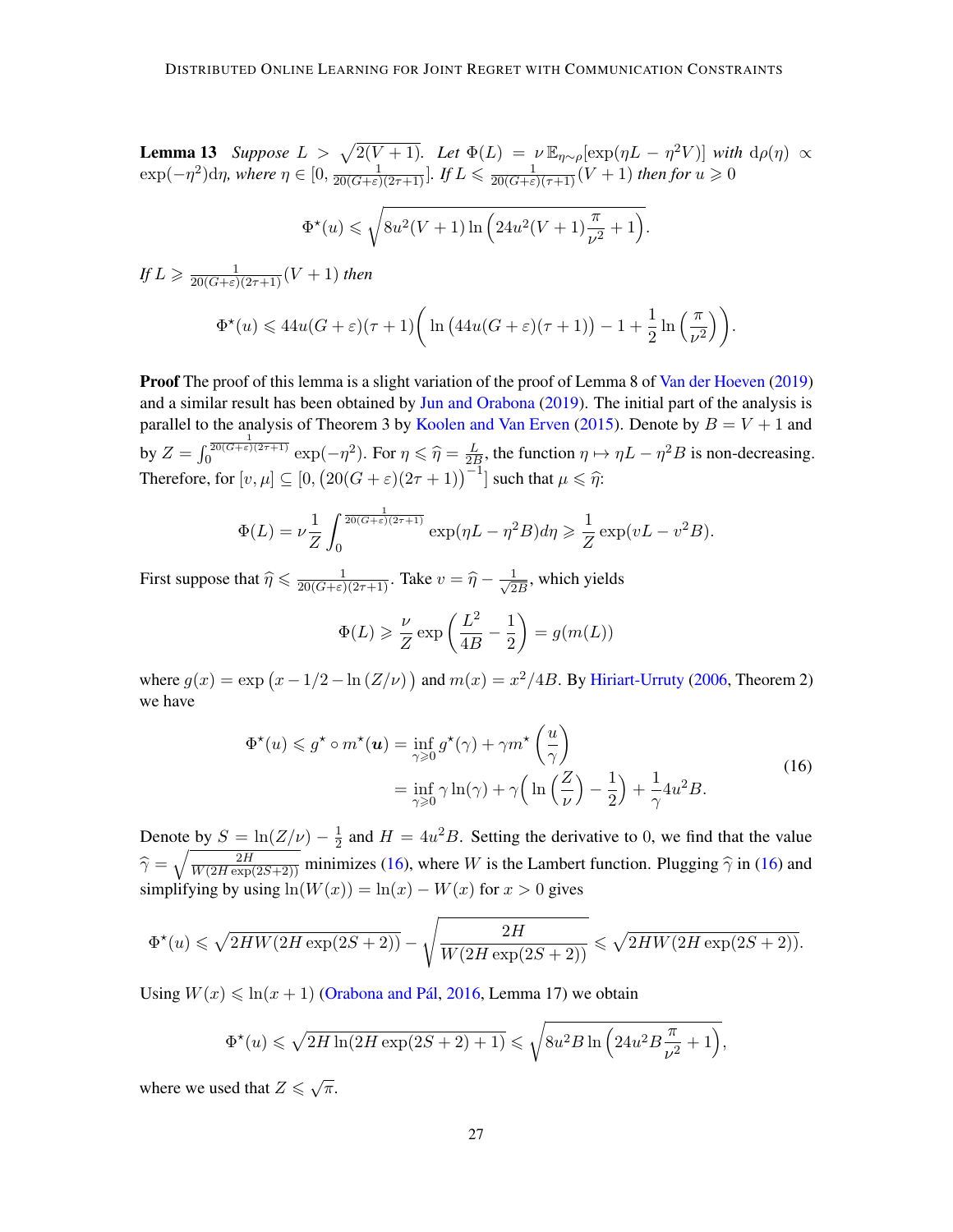**Lemma 13** *Suppose $L > \sqrt{2(V+1)}$. Let $\Phi(L) = \nu\, \mathbb{E}_{\eta\sim\rho}[\exp(\eta L - \eta^2 V)]$ with $\mathrm{d}\rho(\eta) \propto \exp(-\eta^2)\mathrm{d}\eta$, where $\eta \in [0, \frac{1}{20(G+\varepsilon)(2\tau+1)}]$. If $L \leqslant \frac{1}{20(G+\varepsilon)(\tau+1)}(V+1)$ then for $u \geqslant 0$*

$$\Phi^\star(u) \leqslant \sqrt{8u^2(V+1)\ln\Big(24u^2(V+1)\frac{\pi}{\nu^2}+1\Big)}.$$

*If $L \geqslant \frac{1}{20(G+\varepsilon)(2\tau+1)}(V+1)$ then*

$$\Phi^\star(u) \leqslant 44u(G+\varepsilon)(\tau+1)\bigg(\ln\big(44u(G+\varepsilon)(\tau+1)\big) - 1 + \frac{1}{2}\ln\Big(\frac{\pi}{\nu^2}\Big)\bigg).$$

**Proof** The proof of this lemma is a slight variation of the proof of Lemma 8 of Van der Hoeven (2019) and a similar result has been obtained by Jun and Orabona (2019). The initial part of the analysis is parallel to the analysis of Theorem 3 by Koolen and Van Erven (2015). Denote by $B = V+1$ and by $Z = \int_0^{\frac{1}{20(G+\varepsilon)(2\tau+1)}} \exp(-\eta^2)$. For $\eta \leqslant \widehat{\eta} = \frac{L}{2B}$, the function $\eta \mapsto \eta L - \eta^2 B$ is non-decreasing. Therefore, for $[v, \mu] \subseteq [0, \big(20(G+\varepsilon)(2\tau+1)\big)^{-1}]$ such that $\mu \leqslant \widehat{\eta}$:

$$\Phi(L) = \nu\frac{1}{Z}\int_0^{\frac{1}{20(G+\varepsilon)(2\tau+1)}} \exp(\eta L - \eta^2 B)d\eta \geqslant \frac{1}{Z}\exp(vL - v^2B).$$

First suppose that $\widehat{\eta} \leqslant \frac{1}{20(G+\varepsilon)(2\tau+1)}$. Take $v = \widehat{\eta} - \frac{1}{\sqrt{2B}}$, which yields

$$\Phi(L) \geqslant \frac{\nu}{Z}\exp\left(\frac{L^2}{4B} - \frac{1}{2}\right) = g(m(L))$$

where $g(x) = \exp\big(x - 1/2 - \ln(Z/\nu)\big)$ and $m(x) = x^2/4B$. By Hiriart-Urruty (2006, Theorem 2) we have

$$\begin{aligned}\Phi^\star(u) \leqslant g^\star \circ m^\star(\boldsymbol{u}) &= \inf_{\gamma\geqslant 0} g^\star(\gamma) + \gamma m^\star\left(\frac{u}{\gamma}\right) \\ &= \inf_{\gamma\geqslant 0} \gamma\ln(\gamma) + \gamma\bigg(\ln\Big(\frac{Z}{\nu}\Big) - \frac{1}{2}\bigg) + \frac{1}{\gamma}4u^2B.\end{aligned} \tag{16}$$

Denote by $S = \ln(Z/\nu) - \frac{1}{2}$ and $H = 4u^2B$. Setting the derivative to 0, we find that the value $\widehat{\gamma} = \sqrt{\frac{2H}{W(2H\exp(2S+2))}}$ minimizes (16), where $W$ is the Lambert function. Plugging $\widehat{\gamma}$ in (16) and simplifying by using $\ln(W(x)) = \ln(x) - W(x)$ for $x > 0$ gives

$$\Phi^\star(u) \leqslant \sqrt{2HW(2H\exp(2S+2))} - \sqrt{\frac{2H}{W(2H\exp(2S+2))}} \leqslant \sqrt{2HW(2H\exp(2S+2))}.$$

Using $W(x) \leqslant \ln(x+1)$ (Orabona and Pál, 2016, Lemma 17) we obtain

$$\Phi^\star(u) \leqslant \sqrt{2H\ln(2H\exp(2S+2)+1)} \leqslant \sqrt{8u^2B\ln\Big(24u^2B\frac{\pi}{\nu^2}+1\Big)},$$

where we used that $Z \leqslant \sqrt{\pi}$.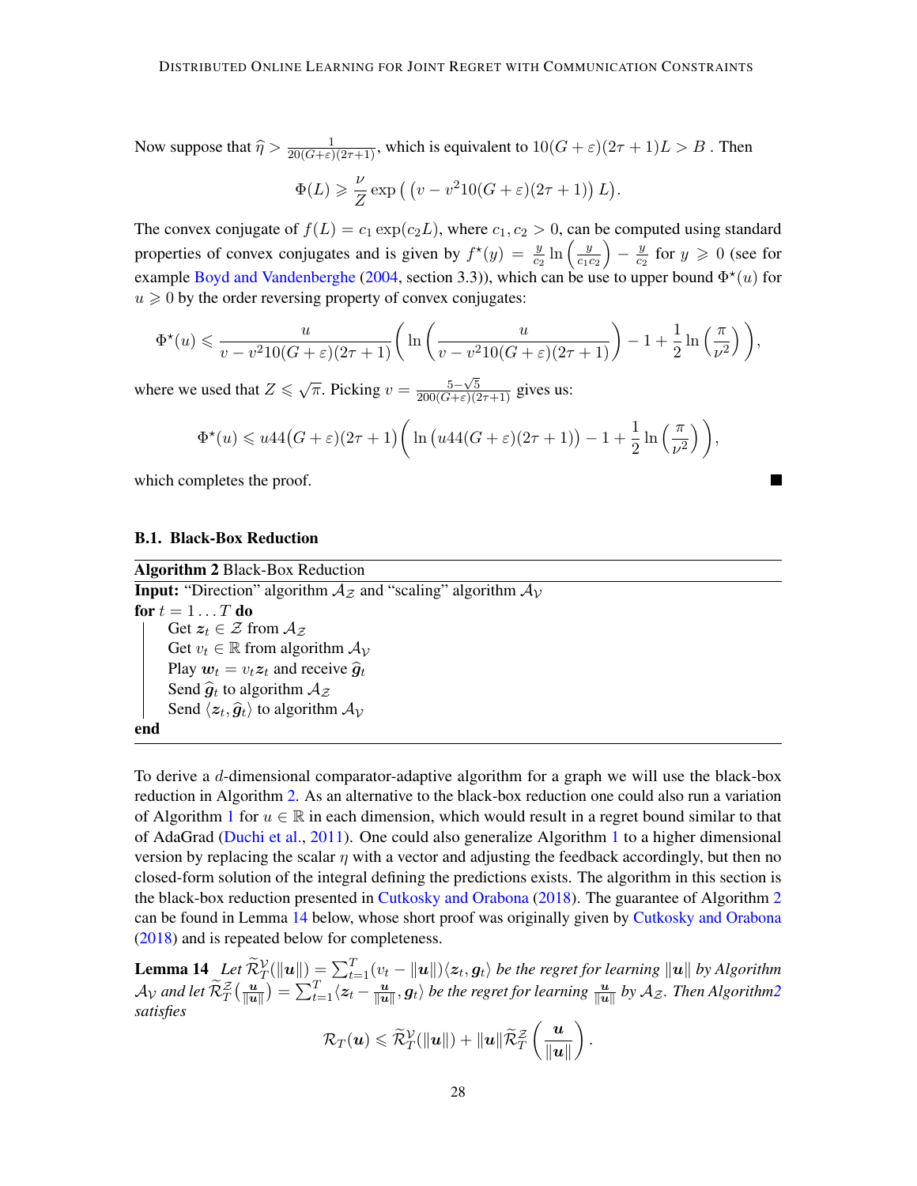Now suppose that $\widehat{\eta} > \frac{1}{20(G+\varepsilon)(2\tau+1)}$, which is equivalent to $10(G+\varepsilon)(2\tau+1)L > B$ . Then

$$\Phi(L) \geqslant \frac{\nu}{Z} \exp\Big( \big(v - v^2 10(G+\varepsilon)(2\tau+1)\big)\, L\Big).$$

The convex conjugate of $f(L) = c_1 \exp(c_2 L)$, where $c_1, c_2 > 0$, can be computed using standard properties of convex conjugates and is given by $f^\star(y) = \frac{y}{c_2} \ln\left(\frac{y}{c_1 c_2}\right) - \frac{y}{c_2}$ for $y \geqslant 0$ (see for example Boyd and Vandenberghe (2004, section 3.3)), which can be use to upper bound $\Phi^\star(u)$ for $u \geqslant 0$ by the order reversing property of convex conjugates:

$$\Phi^\star(u) \leqslant \frac{u}{v - v^2 10(G+\varepsilon)(2\tau+1)} \left( \ln\left(\frac{u}{v - v^2 10(G+\varepsilon)(2\tau+1)}\right) - 1 + \frac{1}{2}\ln\left(\frac{\pi}{\nu^2}\right)\right),$$

where we used that $Z \leqslant \sqrt{\pi}$. Picking $v = \frac{5-\sqrt{5}}{200(G+\varepsilon)(2\tau+1)}$ gives us:

$$\Phi^\star(u) \leqslant u44\big(G+\varepsilon\big)(2\tau+1\big)\bigg( \ln\big(u44(G+\varepsilon)(2\tau+1)\big) - 1 + \frac{1}{2}\ln\left(\frac{\pi}{\nu^2}\right)\bigg),$$

which completes the proof. ■

### B.1. Black-Box Reduction

**Algorithm 2** Black-Box Reduction

**Input:** "Direction" algorithm $\mathcal{A}_{\mathcal{Z}}$ and "scaling" algorithm $\mathcal{A}_{\mathcal{V}}$
**for** $t = 1 \dots T$ **do**
  Get $\boldsymbol{z}_t \in \mathcal{Z}$ from $\mathcal{A}_{\mathcal{Z}}$
  Get $v_t \in \mathbb{R}$ from algorithm $\mathcal{A}_{\mathcal{V}}$
  Play $\boldsymbol{w}_t = v_t \boldsymbol{z}_t$ and receive $\widehat{\boldsymbol{g}}_t$
  Send $\widehat{\boldsymbol{g}}_t$ to algorithm $\mathcal{A}_{\mathcal{Z}}$
  Send $\langle \boldsymbol{z}_t, \widehat{\boldsymbol{g}}_t\rangle$ to algorithm $\mathcal{A}_{\mathcal{V}}$
**end**

To derive a $d$-dimensional comparator-adaptive algorithm for a graph we will use the black-box reduction in Algorithm 2. As an alternative to the black-box reduction one could also run a variation of Algorithm 1 for $u \in \mathbb{R}$ in each dimension, which would result in a regret bound similar to that of AdaGrad (Duchi et al., 2011). One could also generalize Algorithm 1 to a higher dimensional version by replacing the scalar $\eta$ with a vector and adjusting the feedback accordingly, but then no closed-form solution of the integral defining the predictions exists. The algorithm in this section is the black-box reduction presented in Cutkosky and Orabona (2018). The guarantee of Algorithm 2 can be found in Lemma 14 below, whose short proof was originally given by Cutkosky and Orabona (2018) and is repeated below for completeness.

**Lemma 14** *Let $\widetilde{\mathcal{R}}_T^{\mathcal{V}}(\|\boldsymbol{u}\|) = \sum_{t=1}^T (v_t - \|\boldsymbol{u}\|)\langle \boldsymbol{z}_t, \boldsymbol{g}_t\rangle$ be the regret for learning $\|\boldsymbol{u}\|$ by Algorithm $\mathcal{A}_{\mathcal{V}}$ and let $\widetilde{\mathcal{R}}_T^{\mathcal{Z}}\big(\frac{\boldsymbol{u}}{\|\boldsymbol{u}\|}\big) = \sum_{t=1}^T \langle \boldsymbol{z}_t - \frac{\boldsymbol{u}}{\|\boldsymbol{u}\|}, \boldsymbol{g}_t\rangle$ be the regret for learning $\frac{\boldsymbol{u}}{\|\boldsymbol{u}\|}$ by $\mathcal{A}_{\mathcal{Z}}$. Then Algorithm2 satisfies*

$$\mathcal{R}_T(\boldsymbol{u}) \leqslant \widetilde{\mathcal{R}}_T^{\mathcal{V}}(\|\boldsymbol{u}\|) + \|\boldsymbol{u}\| \widetilde{\mathcal{R}}_T^{\mathcal{Z}}\left(\frac{\boldsymbol{u}}{\|\boldsymbol{u}\|}\right).$$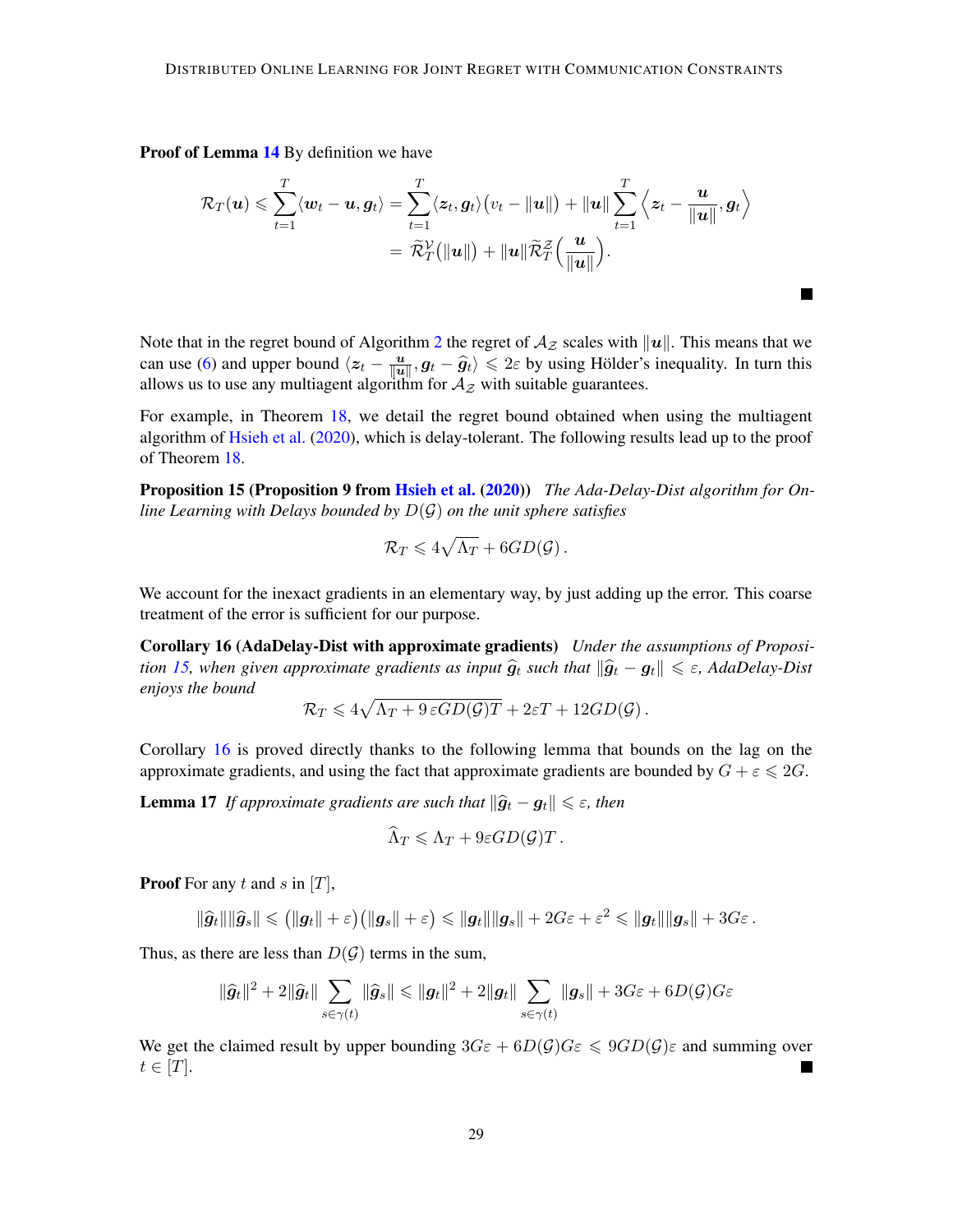**Proof of Lemma 14** By definition we have

$$\mathcal{R}_T(\boldsymbol{u}) \leqslant \sum_{t=1}^{T} \langle \boldsymbol{w}_t - \boldsymbol{u}, \boldsymbol{g}_t \rangle = \sum_{t=1}^{T} \langle \boldsymbol{z}_t, \boldsymbol{g}_t \rangle \big( v_t - \|\boldsymbol{u}\| \big) + \|\boldsymbol{u}\| \sum_{t=1}^{T} \left\langle \boldsymbol{z}_t - \frac{\boldsymbol{u}}{\|\boldsymbol{u}\|}, \boldsymbol{g}_t \right\rangle$$
$$= \widetilde{\mathcal{R}}_T^{\mathcal{V}}\big(\|\boldsymbol{u}\|\big) + \|\boldsymbol{u}\| \widetilde{\mathcal{R}}_T^{\mathcal{Z}}\Big(\frac{\boldsymbol{u}}{\|\boldsymbol{u}\|}\Big).$$

∎

Note that in the regret bound of Algorithm 2 the regret of $\mathcal{A}_{\mathcal{Z}}$ scales with $\|\boldsymbol{u}\|$. This means that we can use (6) and upper bound $\langle \boldsymbol{z}_t - \frac{\boldsymbol{u}}{\|\boldsymbol{u}\|}, \boldsymbol{g}_t - \widehat{\boldsymbol{g}}_t \rangle \leqslant 2\varepsilon$ by using Hölder's inequality. In turn this allows us to use any multiagent algorithm for $\mathcal{A}_{\mathcal{Z}}$ with suitable guarantees.

For example, in Theorem 18, we detail the regret bound obtained when using the multiagent algorithm of Hsieh et al. (2020), which is delay-tolerant. The following results lead up to the proof of Theorem 18.

**Proposition 15 (Proposition 9 from Hsieh et al. (2020))** *The Ada-Delay-Dist algorithm for Online Learning with Delays bounded by $D(\mathcal{G})$ on the unit sphere satisfies*

$$\mathcal{R}_T \leqslant 4\sqrt{\Lambda_T} + 6GD(\mathcal{G}) \,.$$

We account for the inexact gradients in an elementary way, by just adding up the error. This coarse treatment of the error is sufficient for our purpose.

**Corollary 16 (AdaDelay-Dist with approximate gradients)** *Under the assumptions of Proposition 15, when given approximate gradients as input $\widehat{\boldsymbol{g}}_t$ such that $\|\widehat{\boldsymbol{g}}_t - \boldsymbol{g}_t\| \leqslant \varepsilon$, AdaDelay-Dist enjoys the bound*

$$\mathcal{R}_T \leqslant 4\sqrt{\Lambda_T + 9\,\varepsilon G D(\mathcal{G}) T} + 2\varepsilon T + 12 G D(\mathcal{G}) \,.$$

Corollary 16 is proved directly thanks to the following lemma that bounds on the lag on the approximate gradients, and using the fact that approximate gradients are bounded by $G + \varepsilon \leqslant 2G$.

**Lemma 17** *If approximate gradients are such that $\|\widehat{\boldsymbol{g}}_t - \boldsymbol{g}_t\| \leqslant \varepsilon$, then*

$$\widehat{\Lambda}_T \leqslant \Lambda_T + 9\varepsilon G D(\mathcal{G}) T \,.$$

**Proof** For any $t$ and $s$ in $[T]$,

$$\|\widehat{\boldsymbol{g}}_t\|\|\widehat{\boldsymbol{g}}_s\| \leqslant \big(\|\boldsymbol{g}_t\| + \varepsilon\big)\big(\|\boldsymbol{g}_s\| + \varepsilon\big) \leqslant \|\boldsymbol{g}_t\|\|\boldsymbol{g}_s\| + 2G\varepsilon + \varepsilon^2 \leqslant \|\boldsymbol{g}_t\|\|\boldsymbol{g}_s\| + 3G\varepsilon \,.$$

Thus, as there are less than $D(\mathcal{G})$ terms in the sum,

$$\|\widehat{\boldsymbol{g}}_t\|^2 + 2\|\widehat{\boldsymbol{g}}_t\| \sum_{s \in \gamma(t)} \|\widehat{\boldsymbol{g}}_s\| \leqslant \|\boldsymbol{g}_t\|^2 + 2\|\boldsymbol{g}_t\| \sum_{s \in \gamma(t)} \|\boldsymbol{g}_s\| + 3G\varepsilon + 6D(\mathcal{G})G\varepsilon$$

We get the claimed result by upper bounding $3G\varepsilon + 6D(\mathcal{G})G\varepsilon \leqslant 9GD(\mathcal{G})\varepsilon$ and summing over $t \in [T]$. ∎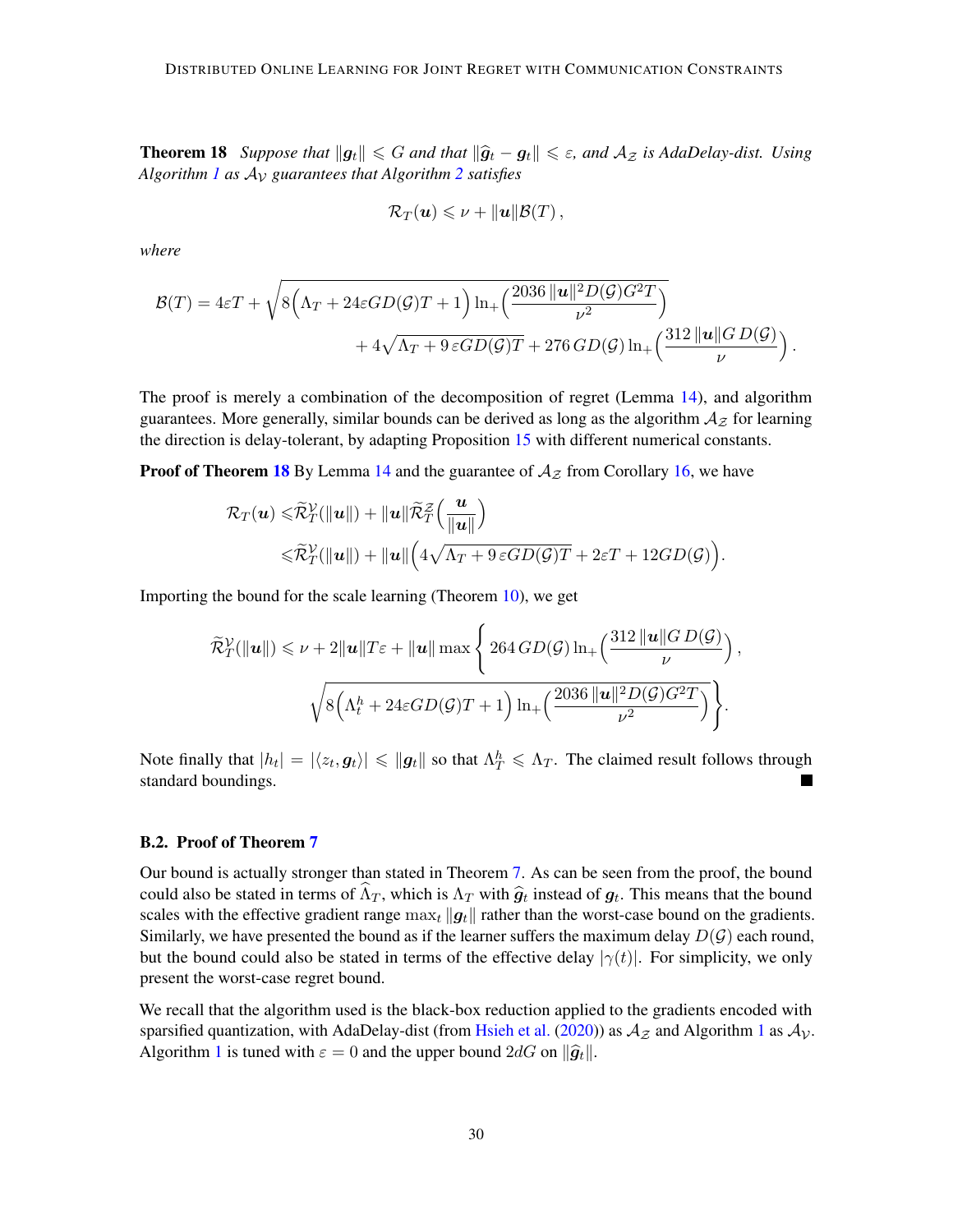**Theorem 18** *Suppose that $\|\boldsymbol{g}_t\| \leqslant G$ and that $\|\widehat{\boldsymbol{g}}_t - \boldsymbol{g}_t\| \leqslant \varepsilon$, and $\mathcal{A}_{\mathcal{Z}}$ is AdaDelay-dist. Using Algorithm 1 as $\mathcal{A}_{\mathcal{V}}$ guarantees that Algorithm 2 satisfies*

$$\mathcal{R}_T(\boldsymbol{u}) \leqslant \nu + \|\boldsymbol{u}\|\mathcal{B}(T)\,,$$

*where*

$$\mathcal{B}(T) = 4\varepsilon T + \sqrt{8\Big(\Lambda_T + 24\varepsilon G D(\mathcal{G}) T + 1\Big)\ln_+\Big(\frac{2036\,\|\boldsymbol{u}\|^2 D(\mathcal{G}) G^2 T}{\nu^2}\Big)} \\ + 4\sqrt{\Lambda_T + 9\,\varepsilon G D(\mathcal{G}) T} + 276\, G D(\mathcal{G}) \ln_+\Big(\frac{312\,\|\boldsymbol{u}\| G\, D(\mathcal{G})}{\nu}\Big)\,.$$

The proof is merely a combination of the decomposition of regret (Lemma 14), and algorithm guarantees. More generally, similar bounds can be derived as long as the algorithm $\mathcal{A}_{\mathcal{Z}}$ for learning the direction is delay-tolerant, by adapting Proposition 15 with different numerical constants.

**Proof of Theorem 18** By Lemma 14 and the guarantee of $\mathcal{A}_{\mathcal{Z}}$ from Corollary 16, we have

$$\begin{aligned}
\mathcal{R}_T(\boldsymbol{u}) \leqslant& \widetilde{\mathcal{R}}^{\mathcal{V}}_T(\|\boldsymbol{u}\|) + \|\boldsymbol{u}\|\widetilde{\mathcal{R}}^{\mathcal{Z}}_T\Big(\frac{\boldsymbol{u}}{\|\boldsymbol{u}\|}\Big) \\
\leqslant& \widetilde{\mathcal{R}}^{\mathcal{V}}_T(\|\boldsymbol{u}\|) + \|\boldsymbol{u}\|\Big(4\sqrt{\Lambda_T + 9\,\varepsilon G D(\mathcal{G}) T} + 2\varepsilon T + 12 G D(\mathcal{G})\Big).
\end{aligned}$$

Importing the bound for the scale learning (Theorem 10), we get

$$\widetilde{\mathcal{R}}^{\mathcal{V}}_T(\|\boldsymbol{u}\|) \leqslant \nu + 2\|\boldsymbol{u}\| T\varepsilon + \|\boldsymbol{u}\| \max\Bigg\{ 264\, G D(\mathcal{G}) \ln_+\Big(\frac{312\,\|\boldsymbol{u}\| G\, D(\mathcal{G})}{\nu}\Big)\,, \\ \sqrt{8\Big(\Lambda^h_t + 24\varepsilon G D(\mathcal{G}) T + 1\Big)\ln_+\Big(\frac{2036\,\|\boldsymbol{u}\|^2 D(\mathcal{G}) G^2 T}{\nu^2}\Big)}\Bigg\}.$$

Note finally that $|h_t| = |\langle z_t, \boldsymbol{g}_t\rangle| \leqslant \|\boldsymbol{g}_t\|$ so that $\Lambda^h_T \leqslant \Lambda_T$. The claimed result follows through standard boundings. ■

### B.2. Proof of Theorem 7

Our bound is actually stronger than stated in Theorem 7. As can be seen from the proof, the bound could also be stated in terms of $\widehat{\Lambda}_T$, which is $\Lambda_T$ with $\widehat{\boldsymbol{g}}_t$ instead of $\boldsymbol{g}_t$. This means that the bound scales with the effective gradient range $\max_t \|\boldsymbol{g}_t\|$ rather than the worst-case bound on the gradients. Similarly, we have presented the bound as if the learner suffers the maximum delay $D(\mathcal{G})$ each round, but the bound could also be stated in terms of the effective delay $|\gamma(t)|$. For simplicity, we only present the worst-case regret bound.

We recall that the algorithm used is the black-box reduction applied to the gradients encoded with sparsified quantization, with AdaDelay-dist (from Hsieh et al. (2020)) as $\mathcal{A}_{\mathcal{Z}}$ and Algorithm 1 as $\mathcal{A}_{\mathcal{V}}$. Algorithm 1 is tuned with $\varepsilon = 0$ and the upper bound $2dG$ on $\|\widehat{\boldsymbol{g}}_t\|$.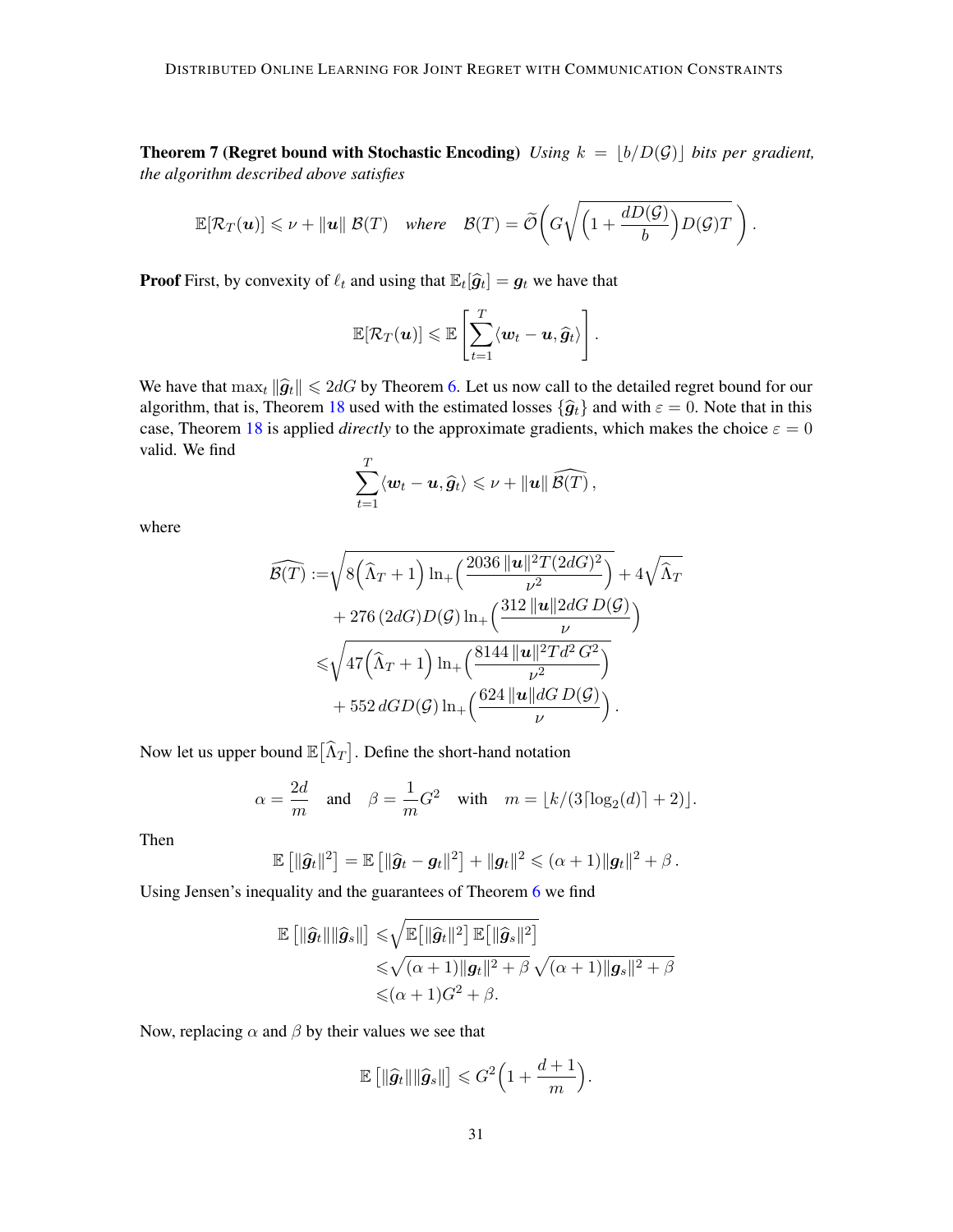**Theorem 7 (Regret bound with Stochastic Encoding)** *Using $k = \lfloor b/D(\mathcal{G}) \rfloor$ bits per gradient, the algorithm described above satisfies*

$$\mathbb{E}[\mathcal{R}_T(\boldsymbol{u})] \leqslant \nu + \|\boldsymbol{u}\| \, \mathcal{B}(T) \quad \textit{where} \quad \mathcal{B}(T) = \widetilde{\mathcal{O}}\bigg( G \sqrt{\Big(1 + \frac{dD(\mathcal{G})}{b}\Big) D(\mathcal{G}) T} \,\bigg).$$

**Proof** First, by convexity of $\ell_t$ and using that $\mathbb{E}_t[\widehat{\boldsymbol{g}}_t] = \boldsymbol{g}_t$ we have that

$$\mathbb{E}[\mathcal{R}_T(\boldsymbol{u})] \leqslant \mathbb{E}\left[ \sum_{t=1}^{T} \langle \boldsymbol{w}_t - \boldsymbol{u}, \widehat{\boldsymbol{g}}_t \rangle \right].$$

We have that $\max_t \|\widehat{\boldsymbol{g}}_t\| \leqslant 2dG$ by Theorem 6. Let us now call to the detailed regret bound for our algorithm, that is, Theorem 18 used with the estimated losses $\{\widehat{\boldsymbol{g}}_t\}$ and with $\varepsilon = 0$. Note that in this case, Theorem 18 is applied *directly* to the approximate gradients, which makes the choice $\varepsilon = 0$ valid. We find

$$\sum_{t=1}^{T} \langle \boldsymbol{w}_t - \boldsymbol{u}, \widehat{\boldsymbol{g}}_t \rangle \leqslant \nu + \|\boldsymbol{u}\| \, \widehat{\mathcal{B}(T)}\,,$$

where

$$\begin{aligned}
\widehat{\mathcal{B}(T)} :=& \sqrt{8\Big(\widehat{\Lambda}_T + 1\Big) \ln_+\!\Big( \frac{2036\,\|\boldsymbol{u}\|^2 T (2dG)^2}{\nu^2} \Big)} + 4\sqrt{\widehat{\Lambda}_T} \\
&+ 276\,(2dG) D(\mathcal{G}) \ln_+\!\Big( \frac{312\,\|\boldsymbol{u}\| 2dG\, D(\mathcal{G})}{\nu} \Big) \\
\leqslant& \sqrt{47\Big(\widehat{\Lambda}_T + 1\Big) \ln_+\!\Big( \frac{8144\,\|\boldsymbol{u}\|^2 T d^2\, G^2}{\nu^2} \Big)} \\
&+ 552\, dG D(\mathcal{G}) \ln_+\!\Big( \frac{624\,\|\boldsymbol{u}\| dG\, D(\mathcal{G})}{\nu} \Big).
\end{aligned}$$

Now let us upper bound $\mathbb{E}\big[\widehat{\Lambda}_T\big]$. Define the short-hand notation

$$\alpha = \frac{2d}{m} \quad \text{and} \quad \beta = \frac{1}{m} G^2 \quad \text{with} \quad m = \lfloor k/(3\lceil \log_2(d) \rceil + 2) \rfloor.$$

Then

$$\mathbb{E}\left[ \|\widehat{\boldsymbol{g}}_t\|^2 \right] = \mathbb{E}\left[ \|\widehat{\boldsymbol{g}}_t - \boldsymbol{g}_t\|^2 \right] + \|\boldsymbol{g}_t\|^2 \leqslant (\alpha + 1)\|\boldsymbol{g}_t\|^2 + \beta\,.$$

Using Jensen's inequality and the guarantees of Theorem 6 we find

$$\begin{aligned}
\mathbb{E}\left[ \|\widehat{\boldsymbol{g}}_t\| \|\widehat{\boldsymbol{g}}_s\| \right] &\leqslant \sqrt{\mathbb{E}\big[\|\widehat{\boldsymbol{g}}_t\|^2\big] \, \mathbb{E}\big[\|\widehat{\boldsymbol{g}}_s\|^2\big]} \\
&\leqslant \sqrt{(\alpha+1)\|\boldsymbol{g}_t\|^2 + \beta}\, \sqrt{(\alpha+1)\|\boldsymbol{g}_s\|^2 + \beta} \\
&\leqslant (\alpha + 1) G^2 + \beta.
\end{aligned}$$

Now, replacing $\alpha$ and $\beta$ by their values we see that

$$\mathbb{E}\left[ \|\widehat{\boldsymbol{g}}_t\| \|\widehat{\boldsymbol{g}}_s\| \right] \leqslant G^2 \Big( 1 + \frac{d+1}{m} \Big).$$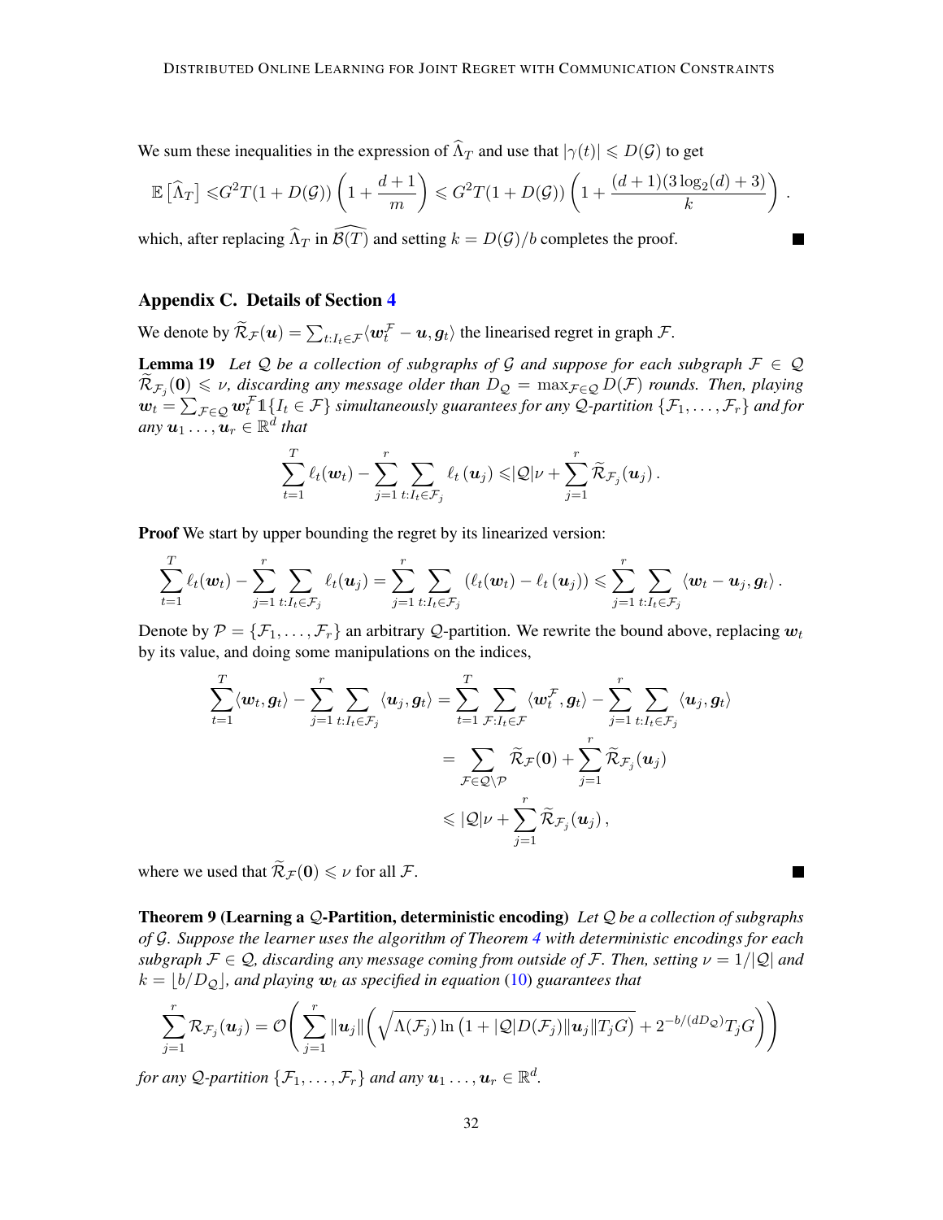We sum these inequalities in the expression of $\widehat{\Lambda}_T$ and use that $|\gamma(t)| \leqslant D(\mathcal{G})$ to get

$$\mathbb{E}\left[\widehat{\Lambda}_T\right] \leqslant G^2 T(1+D(\mathcal{G}))\left(1+\frac{d+1}{m}\right) \leqslant G^2 T(1+D(\mathcal{G}))\left(1+\frac{(d+1)(3\log_2(d)+3)}{k}\right).$$

which, after replacing $\widehat{\Lambda}_T$ in $\widehat{\mathcal{B}(T)}$ and setting $k = D(\mathcal{G})/b$ completes the proof. ■

## Appendix C. Details of Section 4

We denote by $\widetilde{\mathcal{R}}_{\mathcal{F}}(\boldsymbol{u}) = \sum_{t:I_t \in \mathcal{F}} \langle \boldsymbol{w}_t^{\mathcal{F}} - \boldsymbol{u}, \boldsymbol{g}_t \rangle$ the linearised regret in graph $\mathcal{F}$.

**Lemma 19** *Let $\mathcal{Q}$ be a collection of subgraphs of $\mathcal{G}$ and suppose for each subgraph $\mathcal{F} \in \mathcal{Q}$ $\widetilde{\mathcal{R}}_{\mathcal{F}_j}(\mathbf{0}) \leqslant \nu$, discarding any message older than $D_{\mathcal{Q}} = \max_{\mathcal{F}\in\mathcal{Q}} D(\mathcal{F})$ rounds. Then, playing $\boldsymbol{w}_t = \sum_{\mathcal{F}\in\mathcal{Q}} \boldsymbol{w}_t^{\mathcal{F}} \mathbb{1}\{I_t \in \mathcal{F}\}$ simultaneously guarantees for any $\mathcal{Q}$-partition $\{\mathcal{F}_1, \ldots, \mathcal{F}_r\}$ and for any $\boldsymbol{u}_1 \ldots, \boldsymbol{u}_r \in \mathbb{R}^d$ that*

$$\sum_{t=1}^{T} \ell_t(\boldsymbol{w}_t) - \sum_{j=1}^{r} \sum_{t:I_t\in\mathcal{F}_j} \ell_t\left(\boldsymbol{u}_j\right) \leqslant |\mathcal{Q}|\nu + \sum_{j=1}^{r} \widetilde{\mathcal{R}}_{\mathcal{F}_j}(\boldsymbol{u}_j).$$

**Proof** We start by upper bounding the regret by its linearized version:

$$\sum_{t=1}^{T} \ell_t(\boldsymbol{w}_t) - \sum_{j=1}^{r} \sum_{t:I_t\in\mathcal{F}_j} \ell_t(\boldsymbol{u}_j) = \sum_{j=1}^{r} \sum_{t:I_t\in\mathcal{F}_j} \left(\ell_t(\boldsymbol{w}_t) - \ell_t\left(\boldsymbol{u}_j\right)\right) \leqslant \sum_{j=1}^{r} \sum_{t:I_t\in\mathcal{F}_j} \langle \boldsymbol{w}_t - \boldsymbol{u}_j, \boldsymbol{g}_t \rangle.$$

Denote by $\mathcal{P} = \{\mathcal{F}_1, \ldots, \mathcal{F}_r\}$ an arbitrary $\mathcal{Q}$-partition. We rewrite the bound above, replacing $\boldsymbol{w}_t$ by its value, and doing some manipulations on the indices,

$$\begin{aligned}
\sum_{t=1}^{T} \langle \boldsymbol{w}_t, \boldsymbol{g}_t \rangle - \sum_{j=1}^{r} \sum_{t:I_t\in\mathcal{F}_j} \langle \boldsymbol{u}_j, \boldsymbol{g}_t \rangle &= \sum_{t=1}^{T} \sum_{\mathcal{F}:I_t\in\mathcal{F}} \langle \boldsymbol{w}_t^{\mathcal{F}}, \boldsymbol{g}_t \rangle - \sum_{j=1}^{r} \sum_{t:I_t\in\mathcal{F}_j} \langle \boldsymbol{u}_j, \boldsymbol{g}_t \rangle \\
&= \sum_{\mathcal{F}\in\mathcal{Q}\setminus\mathcal{P}} \widetilde{\mathcal{R}}_{\mathcal{F}}(\mathbf{0}) + \sum_{j=1}^{r} \widetilde{\mathcal{R}}_{\mathcal{F}_j}(\boldsymbol{u}_j) \\
&\leqslant |\mathcal{Q}|\nu + \sum_{j=1}^{r} \widetilde{\mathcal{R}}_{\mathcal{F}_j}(\boldsymbol{u}_j),
\end{aligned}$$

where we used that $\widetilde{\mathcal{R}}_{\mathcal{F}}(\mathbf{0}) \leqslant \nu$ for all $\mathcal{F}$. ■

**Theorem 9 (Learning a $\mathcal{Q}$-Partition, deterministic encoding)** *Let $\mathcal{Q}$ be a collection of subgraphs of $\mathcal{G}$. Suppose the learner uses the algorithm of Theorem 4 with deterministic encodings for each subgraph $\mathcal{F} \in \mathcal{Q}$, discarding any message coming from outside of $\mathcal{F}$. Then, setting $\nu = 1/|\mathcal{Q}|$ and $k = \lfloor b/D_{\mathcal{Q}} \rfloor$, and playing $\boldsymbol{w}_t$ as specified in equation (10) guarantees that*

$$\sum_{j=1}^{r} \mathcal{R}_{\mathcal{F}_j}(\boldsymbol{u}_j) = \mathcal{O}\left(\sum_{j=1}^{r} \|\boldsymbol{u}_j\| \left(\sqrt{\Lambda(\mathcal{F}_j)\ln\left(1 + |\mathcal{Q}|D(\mathcal{F}_j)\|\boldsymbol{u}_j\|T_j G\right)} + 2^{-b/(dD_{\mathcal{Q}})} T_j G\right)\right)$$

*for any $\mathcal{Q}$-partition $\{\mathcal{F}_1, \ldots, \mathcal{F}_r\}$ and any $\boldsymbol{u}_1 \ldots, \boldsymbol{u}_r \in \mathbb{R}^d$.*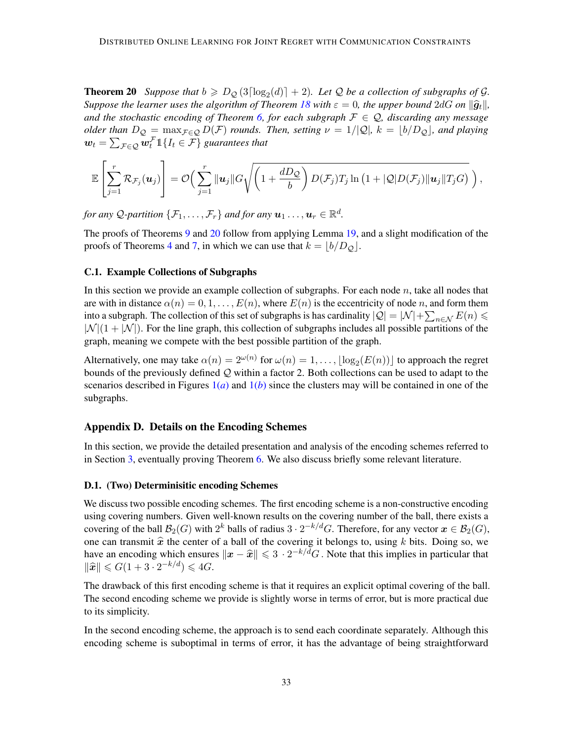**Theorem 20** *Suppose that $b \geqslant D_{\mathcal{Q}}(3\lceil \log_2(d) \rceil + 2)$. Let $\mathcal{Q}$ be a collection of subgraphs of $\mathcal{G}$. Suppose the learner uses the algorithm of Theorem 18 with $\varepsilon = 0$, the upper bound $2dG$ on $\|\widehat{\boldsymbol{g}}_t\|$, and the stochastic encoding of Theorem 6, for each subgraph $\mathcal{F} \in \mathcal{Q}$, discarding any message older than $D_{\mathcal{Q}} = \max_{\mathcal{F} \in \mathcal{Q}} D(\mathcal{F})$ rounds. Then, setting $\nu = 1/|\mathcal{Q}|$, $k = \lfloor b/D_{\mathcal{Q}} \rfloor$, and playing $\boldsymbol{w}_t = \sum_{\mathcal{F} \in \mathcal{Q}} \boldsymbol{w}_t^{\mathcal{F}} \mathbb{1}\{I_t \in \mathcal{F}\}$ guarantees that*

$$
\mathbb{E}\left[\sum_{j=1}^{r} \mathcal{R}_{\mathcal{F}_j}(\boldsymbol{u}_j)\right] = \mathcal{O}\Big( \sum_{j=1}^{r} \|\boldsymbol{u}_j\| G \sqrt{\left(1 + \frac{dD_{\mathcal{Q}}}{b}\right) D(\mathcal{F}_j) T_j \ln\left(1 + |\mathcal{Q}| D(\mathcal{F}_j) \|\boldsymbol{u}_j\| T_j G\right)} \Big),
$$

*for any $\mathcal{Q}$-partition $\{\mathcal{F}_1, \ldots, \mathcal{F}_r\}$ and for any $\boldsymbol{u}_1 \ldots, \boldsymbol{u}_r \in \mathbb{R}^d$.*

The proofs of Theorems 9 and 20 follow from applying Lemma 19, and a slight modification of the proofs of Theorems 4 and 7, in which we can use that $k = \lfloor b/D_{\mathcal{Q}} \rfloor$.

### C.1. Example Collections of Subgraphs

In this section we provide an example collection of subgraphs. For each node $n$, take all nodes that are with in distance $\alpha(n) = 0, 1, \ldots, E(n)$, where $E(n)$ is the eccentricity of node $n$, and form them into a subgraph. The collection of this set of subgraphs is has cardinality $|\mathcal{Q}| = |\mathcal{N}| + \sum_{n \in \mathcal{N}} E(n) \leqslant |\mathcal{N}|(1 + |\mathcal{N}|)$. For the line graph, this collection of subgraphs includes all possible partitions of the graph, meaning we compete with the best possible partition of the graph.

Alternatively, one may take $\alpha(n) = 2^{\omega(n)}$ for $\omega(n) = 1, \ldots, \lfloor \log_2(E(n)) \rfloor$ to approach the regret bounds of the previously defined $\mathcal{Q}$ within a factor 2. Both collections can be used to adapt to the scenarios described in Figures 1(*a*) and 1(*b*) since the clusters may will be contained in one of the subgraphs.

## Appendix D. Details on the Encoding Schemes

In this section, we provide the detailed presentation and analysis of the encoding schemes referred to in Section 3, eventually proving Theorem 6. We also discuss briefly some relevant literature.

### D.1. (Two) Determinisitic encoding Schemes

We discuss two possible encoding schemes. The first encoding scheme is a non-constructive encoding using covering numbers. Given well-known results on the covering number of the ball, there exists a covering of the ball $\mathcal{B}_2(G)$ with $2^k$ balls of radius $3 \cdot 2^{-k/d} G$. Therefore, for any vector $\boldsymbol{x} \in \mathcal{B}_2(G)$, one can transmit $\widehat{\boldsymbol{x}}$ the center of a ball of the covering it belongs to, using $k$ bits. Doing so, we have an encoding which ensures $\|\boldsymbol{x} - \widehat{\boldsymbol{x}}\| \leqslant 3 \cdot 2^{-k/d} G$. Note that this implies in particular that $\|\widehat{\boldsymbol{x}}\| \leqslant G(1 + 3 \cdot 2^{-k/d}) \leqslant 4G$.

The drawback of this first encoding scheme is that it requires an explicit optimal covering of the ball. The second encoding scheme we provide is slightly worse in terms of error, but is more practical due to its simplicity.

In the second encoding scheme, the approach is to send each coordinate separately. Although this encoding scheme is suboptimal in terms of error, it has the advantage of being straightforward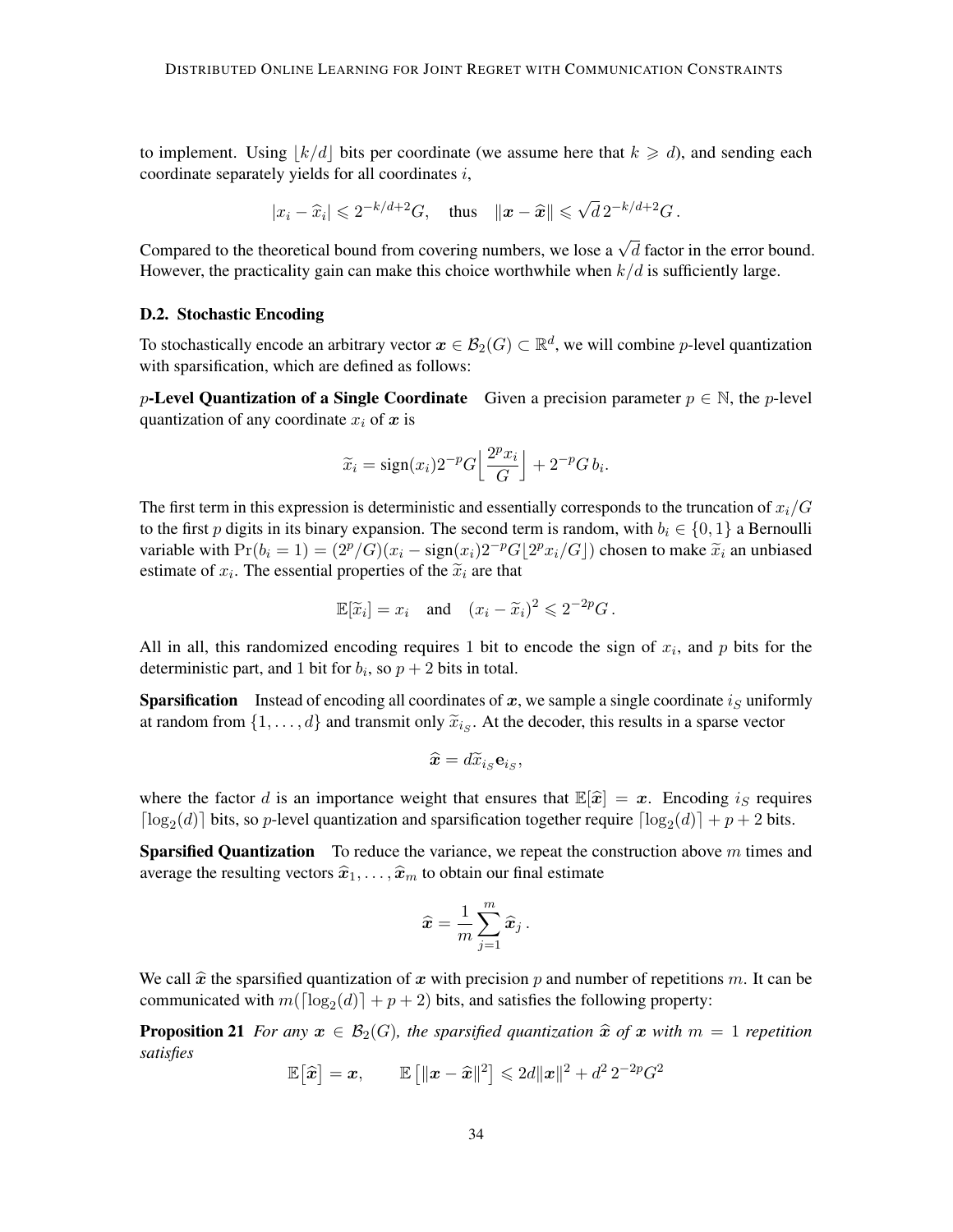to implement. Using $\lfloor k/d \rfloor$ bits per coordinate (we assume here that $k \geqslant d$), and sending each coordinate separately yields for all coordinates $i$,

$$|x_i - \widehat{x}_i| \leqslant 2^{-k/d+2}G, \quad \text{thus} \quad \|\boldsymbol{x} - \widehat{\boldsymbol{x}}\| \leqslant \sqrt{d}\, 2^{-k/d+2}G\,.$$

Compared to the theoretical bound from covering numbers, we lose a $\sqrt{d}$ factor in the error bound. However, the practicality gain can make this choice worthwhile when $k/d$ is sufficiently large.

### D.2. Stochastic Encoding

To stochastically encode an arbitrary vector $\boldsymbol{x} \in \mathcal{B}_2(G) \subset \mathbb{R}^d$, we will combine $p$-level quantization with sparsification, which are defined as follows:

**$p$-Level Quantization of a Single Coordinate** Given a precision parameter $p \in \mathbb{N}$, the $p$-level quantization of any coordinate $x_i$ of $\boldsymbol{x}$ is

$$\widetilde{x}_i = \operatorname{sign}(x_i) 2^{-p} G \Big\lfloor \frac{2^p x_i}{G} \Big\rfloor + 2^{-p} G\, b_i.$$

The first term in this expression is deterministic and essentially corresponds to the truncation of $x_i/G$ to the first $p$ digits in its binary expansion. The second term is random, with $b_i \in \{0, 1\}$ a Bernoulli variable with $\Pr(b_i = 1) = (2^p/G)(x_i - \operatorname{sign}(x_i) 2^{-p} G \lfloor 2^p x_i / G \rfloor)$ chosen to make $\widetilde{x}_i$ an unbiased estimate of $x_i$. The essential properties of the $\widetilde{x}_i$ are that

$$\mathbb{E}[\widetilde{x}_i] = x_i \quad \text{and} \quad (x_i - \widetilde{x}_i)^2 \leqslant 2^{-2p} G\,.$$

All in all, this randomized encoding requires 1 bit to encode the sign of $x_i$, and $p$ bits for the deterministic part, and 1 bit for $b_i$, so $p + 2$ bits in total.

**Sparsification** Instead of encoding all coordinates of $\boldsymbol{x}$, we sample a single coordinate $i_S$ uniformly at random from $\{1, \ldots, d\}$ and transmit only $\widetilde{x}_{i_S}$. At the decoder, this results in a sparse vector

$$\widehat{\boldsymbol{x}} = d \widetilde{x}_{i_S} \mathbf{e}_{i_S},$$

where the factor $d$ is an importance weight that ensures that $\mathbb{E}[\widehat{\boldsymbol{x}}] = \boldsymbol{x}$. Encoding $i_S$ requires $\lceil \log_2(d) \rceil$ bits, so $p$-level quantization and sparsification together require $\lceil \log_2(d) \rceil + p + 2$ bits.

**Sparsified Quantization** To reduce the variance, we repeat the construction above $m$ times and average the resulting vectors $\widehat{\boldsymbol{x}}_1, \ldots, \widehat{\boldsymbol{x}}_m$ to obtain our final estimate

$$\widehat{\boldsymbol{x}} = \frac{1}{m} \sum_{j=1}^{m} \widehat{\boldsymbol{x}}_j\,.$$

We call $\widehat{\boldsymbol{x}}$ the sparsified quantization of $\boldsymbol{x}$ with precision $p$ and number of repetitions $m$. It can be communicated with $m(\lceil \log_2(d) \rceil + p + 2)$ bits, and satisfies the following property:

**Proposition 21** *For any $\boldsymbol{x} \in \mathcal{B}_2(G)$, the sparsified quantization $\widehat{\boldsymbol{x}}$ of $\boldsymbol{x}$ with $m = 1$ repetition satisfies*

$$\mathbb{E}\big[\widehat{\boldsymbol{x}}\big] = \boldsymbol{x}, \qquad \mathbb{E}\left[\|\boldsymbol{x} - \widehat{\boldsymbol{x}}\|^2\right] \leqslant 2d\|\boldsymbol{x}\|^2 + d^2\, 2^{-2p} G^2$$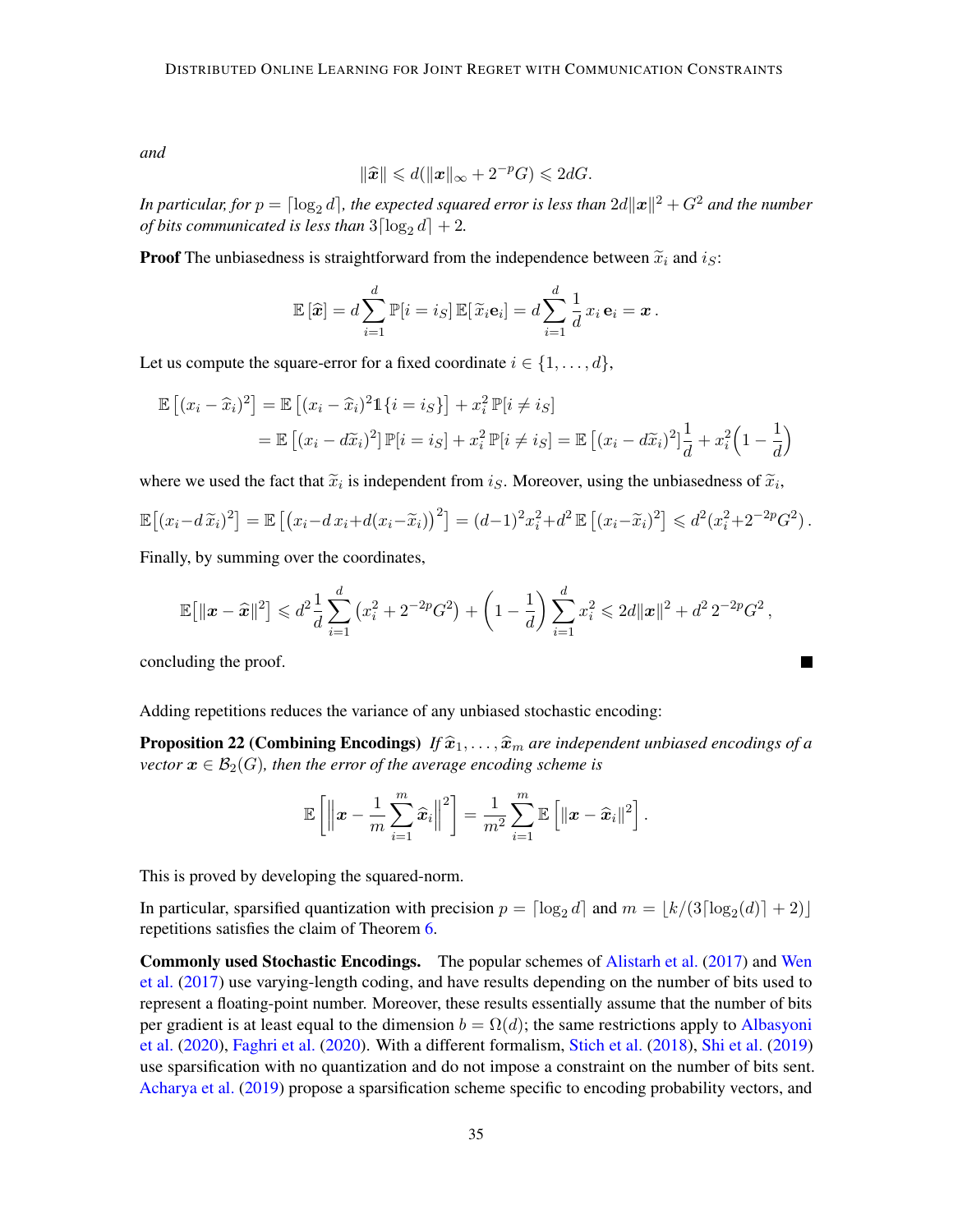*and*

$$\|\widehat{\boldsymbol{x}}\| \leqslant d(\|\boldsymbol{x}\|_\infty + 2^{-p}G) \leqslant 2dG.$$

*In particular, for $p = \lceil \log_2 d \rceil$, the expected squared error is less than $2d\|\boldsymbol{x}\|^2 + G^2$ and the number of bits communicated is less than $3\lceil \log_2 d \rceil + 2$.*

**Proof** The unbiasedness is straightforward from the independence between $\widetilde{x}_i$ and $i_S$:

$$\mathbb{E}\left[\widehat{\boldsymbol{x}}\right] = d\sum_{i=1}^{d} \mathbb{P}[i = i_S]\,\mathbb{E}[\widetilde{x}_i \mathbf{e}_i] = d\sum_{i=1}^{d} \frac{1}{d}\, x_i\, \mathbf{e}_i = \boldsymbol{x}\,.$$

Let us compute the square-error for a fixed coordinate $i \in \{1, \ldots, d\}$,

$$\begin{aligned}
\mathbb{E}\left[(x_i - \widehat{x}_i)^2\right] &= \mathbb{E}\left[(x_i - \widehat{x}_i)^2 \mathbb{1}\{i = i_S\}\right] + x_i^2\, \mathbb{P}[i \neq i_S] \\
&= \mathbb{E}\left[(x_i - d\widetilde{x}_i)^2\right] \mathbb{P}[i = i_S] + x_i^2\, \mathbb{P}[i \neq i_S] = \mathbb{E}\left[(x_i - d\widetilde{x}_i)^2\right]\frac{1}{d} + x_i^2\Big(1 - \frac{1}{d}\Big)
\end{aligned}$$

where we used the fact that $\widetilde{x}_i$ is independent from $i_S$. Moreover, using the unbiasedness of $\widetilde{x}_i$,

$$\mathbb{E}\big[(x_i - d\,\widetilde{x}_i)^2\big] = \mathbb{E}\left[\big(x_i - d\,x_i + d(x_i - \widetilde{x}_i)\big)^2\right] = (d-1)^2 x_i^2 + d^2\,\mathbb{E}\left[(x_i - \widetilde{x}_i)^2\right] \leqslant d^2(x_i^2 + 2^{-2p}G^2)\,.$$

Finally, by summing over the coordinates,

$$\mathbb{E}\big[\|\boldsymbol{x} - \widehat{\boldsymbol{x}}\|^2\big] \leqslant d^2 \frac{1}{d}\sum_{i=1}^{d}\left(x_i^2 + 2^{-2p}G^2\right) + \left(1 - \frac{1}{d}\right)\sum_{i=1}^{d} x_i^2 \leqslant 2d\|\boldsymbol{x}\|^2 + d^2\, 2^{-2p} G^2\,,$$

concluding the proof. ■

Adding repetitions reduces the variance of any unbiased stochastic encoding:

**Proposition 22 (Combining Encodings)** *If $\widehat{\boldsymbol{x}}_1, \ldots, \widehat{\boldsymbol{x}}_m$ are independent unbiased encodings of a vector $\boldsymbol{x} \in \mathcal{B}_2(G)$, then the error of the average encoding scheme is*

$$\mathbb{E}\left[\left\|\boldsymbol{x} - \frac{1}{m}\sum_{i=1}^{m} \widehat{\boldsymbol{x}}_i\right\|^2\right] = \frac{1}{m^2}\sum_{i=1}^{m} \mathbb{E}\left[\|\boldsymbol{x} - \widehat{\boldsymbol{x}}_i\|^2\right].$$

This is proved by developing the squared-norm.

In particular, sparsified quantization with precision $p = \lceil \log_2 d \rceil$ and $m = \lfloor k/(3\lceil \log_2(d) \rceil + 2) \rfloor$ repetitions satisfies the claim of Theorem 6.

**Commonly used Stochastic Encodings.** The popular schemes of Alistarh et al. (2017) and Wen et al. (2017) use varying-length coding, and have results depending on the number of bits used to represent a floating-point number. Moreover, these results essentially assume that the number of bits per gradient is at least equal to the dimension $b = \Omega(d)$; the same restrictions apply to Albasyoni et al. (2020), Faghri et al. (2020). With a different formalism, Stich et al. (2018), Shi et al. (2019) use sparsification with no quantization and do not impose a constraint on the number of bits sent. Acharya et al. (2019) propose a sparsification scheme specific to encoding probability vectors, and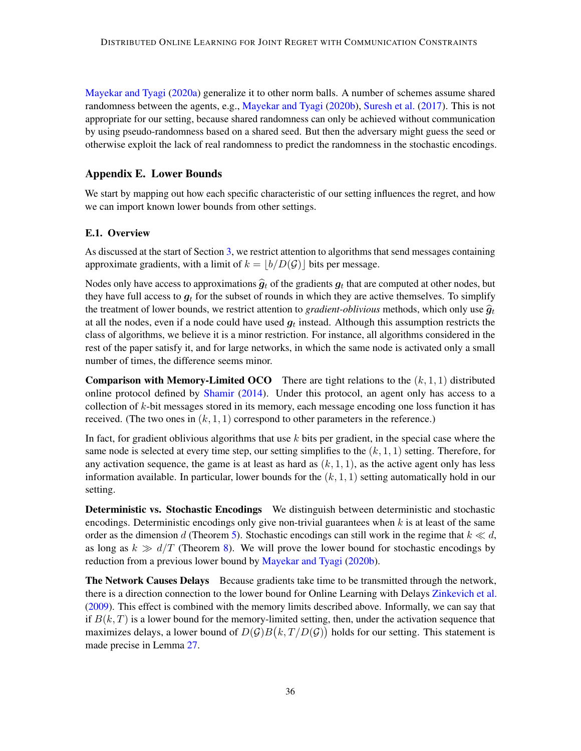Mayekar and Tyagi (2020a) generalize it to other norm balls. A number of schemes assume shared randomness between the agents, e.g., Mayekar and Tyagi (2020b), Suresh et al. (2017). This is not appropriate for our setting, because shared randomness can only be achieved without communication by using pseudo-randomness based on a shared seed. But then the adversary might guess the seed or otherwise exploit the lack of real randomness to predict the randomness in the stochastic encodings.

## Appendix E. Lower Bounds

We start by mapping out how each specific characteristic of our setting influences the regret, and how we can import known lower bounds from other settings.

### E.1. Overview

As discussed at the start of Section 3, we restrict attention to algorithms that send messages containing approximate gradients, with a limit of $k = \lfloor b/D(\mathcal{G}) \rfloor$ bits per message.

Nodes only have access to approximations $\widehat{\boldsymbol{g}}_t$ of the gradients $\boldsymbol{g}_t$ that are computed at other nodes, but they have full access to $\boldsymbol{g}_t$ for the subset of rounds in which they are active themselves. To simplify the treatment of lower bounds, we restrict attention to *gradient-oblivious* methods, which only use $\widehat{\boldsymbol{g}}_t$ at all the nodes, even if a node could have used $\boldsymbol{g}_t$ instead. Although this assumption restricts the class of algorithms, we believe it is a minor restriction. For instance, all algorithms considered in the rest of the paper satisfy it, and for large networks, in which the same node is activated only a small number of times, the difference seems minor.

**Comparison with Memory-Limited OCO** There are tight relations to the $(k, 1, 1)$ distributed online protocol defined by Shamir (2014). Under this protocol, an agent only has access to a collection of $k$-bit messages stored in its memory, each message encoding one loss function it has received. (The two ones in $(k, 1, 1)$ correspond to other parameters in the reference.)

In fact, for gradient oblivious algorithms that use $k$ bits per gradient, in the special case where the same node is selected at every time step, our setting simplifies to the $(k, 1, 1)$ setting. Therefore, for any activation sequence, the game is at least as hard as $(k, 1, 1)$, as the active agent only has less information available. In particular, lower bounds for the $(k, 1, 1)$ setting automatically hold in our setting.

**Deterministic vs. Stochastic Encodings** We distinguish between deterministic and stochastic encodings. Deterministic encodings only give non-trivial guarantees when $k$ is at least of the same order as the dimension $d$ (Theorem 5). Stochastic encodings can still work in the regime that $k \ll d$, as long as $k \gg d/T$ (Theorem 8). We will prove the lower bound for stochastic encodings by reduction from a previous lower bound by Mayekar and Tyagi (2020b).

**The Network Causes Delays** Because gradients take time to be transmitted through the network, there is a direction connection to the lower bound for Online Learning with Delays Zinkevich et al. (2009). This effect is combined with the memory limits described above. Informally, we can say that if $B(k, T)$ is a lower bound for the memory-limited setting, then, under the activation sequence that maximizes delays, a lower bound of $D(\mathcal{G})B\big(k, T/D(\mathcal{G})\big)$ holds for our setting. This statement is made precise in Lemma 27.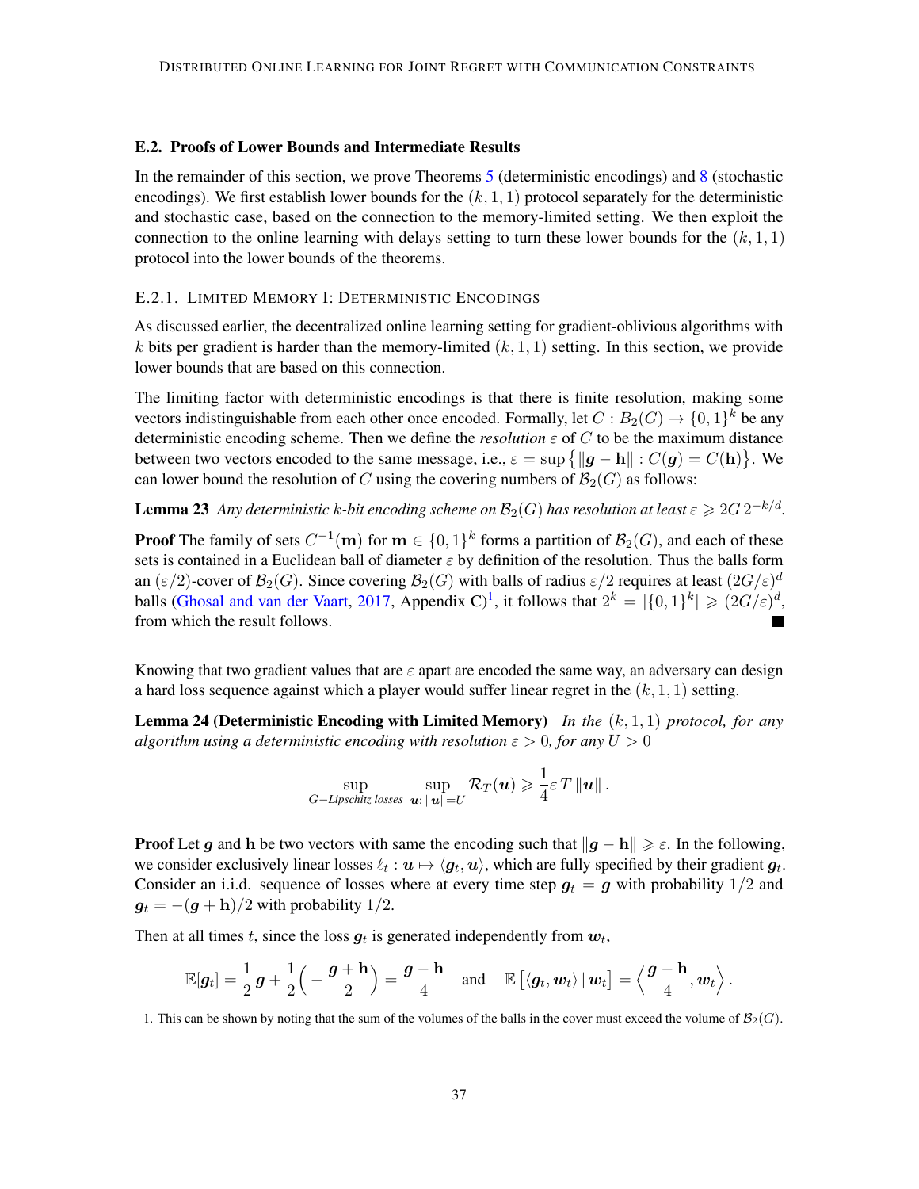## E.2. Proofs of Lower Bounds and Intermediate Results

In the remainder of this section, we prove Theorems 5 (deterministic encodings) and 8 (stochastic encodings). We first establish lower bounds for the $(k, 1, 1)$ protocol separately for the deterministic and stochastic case, based on the connection to the memory-limited setting. We then exploit the connection to the online learning with delays setting to turn these lower bounds for the $(k, 1, 1)$ protocol into the lower bounds of the theorems.

### E.2.1. Limited Memory I: Deterministic Encodings

As discussed earlier, the decentralized online learning setting for gradient-oblivious algorithms with $k$ bits per gradient is harder than the memory-limited $(k, 1, 1)$ setting. In this section, we provide lower bounds that are based on this connection.

The limiting factor with deterministic encodings is that there is finite resolution, making some vectors indistinguishable from each other once encoded. Formally, let $C : B_2(G) \to \{0,1\}^k$ be any deterministic encoding scheme. Then we define the *resolution* $\varepsilon$ of $C$ to be the maximum distance between two vectors encoded to the same message, i.e., $\varepsilon = \sup\big\{\|\boldsymbol{g} - \mathbf{h}\| : C(\boldsymbol{g}) = C(\mathbf{h})\big\}$. We can lower bound the resolution of $C$ using the covering numbers of $\mathcal{B}_2(G)$ as follows:

**Lemma 23** *Any deterministic $k$-bit encoding scheme on $\mathcal{B}_2(G)$ has resolution at least $\varepsilon \geqslant 2G\, 2^{-k/d}$.*

**Proof** The family of sets $C^{-1}(\mathbf{m})$ for $\mathbf{m} \in \{0,1\}^k$ forms a partition of $\mathcal{B}_2(G)$, and each of these sets is contained in a Euclidean ball of diameter $\varepsilon$ by definition of the resolution. Thus the balls form an $(\varepsilon/2)$-cover of $\mathcal{B}_2(G)$. Since covering $\mathcal{B}_2(G)$ with balls of radius $\varepsilon/2$ requires at least $(2G/\varepsilon)^d$ balls (Ghosal and van der Vaart, 2017, Appendix C)[1], it follows that $2^k = |\{0,1\}^k| \geqslant (2G/\varepsilon)^d$, from which the result follows. ■

Knowing that two gradient values that are $\varepsilon$ apart are encoded the same way, an adversary can design a hard loss sequence against which a player would suffer linear regret in the $(k, 1, 1)$ setting.

**Lemma 24 (Deterministic Encoding with Limited Memory)** *In the $(k, 1, 1)$ protocol, for any algorithm using a deterministic encoding with resolution $\varepsilon > 0$, for any $U > 0$*

$$\sup_{G-\text{Lipschitz losses}} \; \sup_{\boldsymbol{u}\colon \|\boldsymbol{u}\| = U} \mathcal{R}_T(\boldsymbol{u}) \geqslant \frac{1}{4}\varepsilon\, T\, \|\boldsymbol{u}\|\,.$$

**Proof** Let $\boldsymbol{g}$ and $\mathbf{h}$ be two vectors with same the encoding such that $\|\boldsymbol{g} - \mathbf{h}\| \geqslant \varepsilon$. In the following, we consider exclusively linear losses $\ell_t : \boldsymbol{u} \mapsto \langle \boldsymbol{g}_t, \boldsymbol{u}\rangle$, which are fully specified by their gradient $\boldsymbol{g}_t$. Consider an i.i.d. sequence of losses where at every time step $\boldsymbol{g}_t = \boldsymbol{g}$ with probability $1/2$ and $\boldsymbol{g}_t = -(\boldsymbol{g} + \mathbf{h})/2$ with probability $1/2$.

Then at all times $t$, since the loss $\boldsymbol{g}_t$ is generated independently from $\boldsymbol{w}_t$,

$$\mathbb{E}[\boldsymbol{g}_t] = \frac{1}{2}\,\boldsymbol{g} + \frac{1}{2}\Big(-\frac{\boldsymbol{g} + \mathbf{h}}{2}\Big) = \frac{\boldsymbol{g} - \mathbf{h}}{4} \quad \text{and} \quad \mathbb{E}\left[\langle \boldsymbol{g}_t, \boldsymbol{w}_t\rangle \,|\, \boldsymbol{w}_t\right] = \Big\langle \frac{\boldsymbol{g} - \mathbf{h}}{4}, \boldsymbol{w}_t \Big\rangle\,.$$

1. This can be shown by noting that the sum of the volumes of the balls in the cover must exceed the volume of $\mathcal{B}_2(G)$.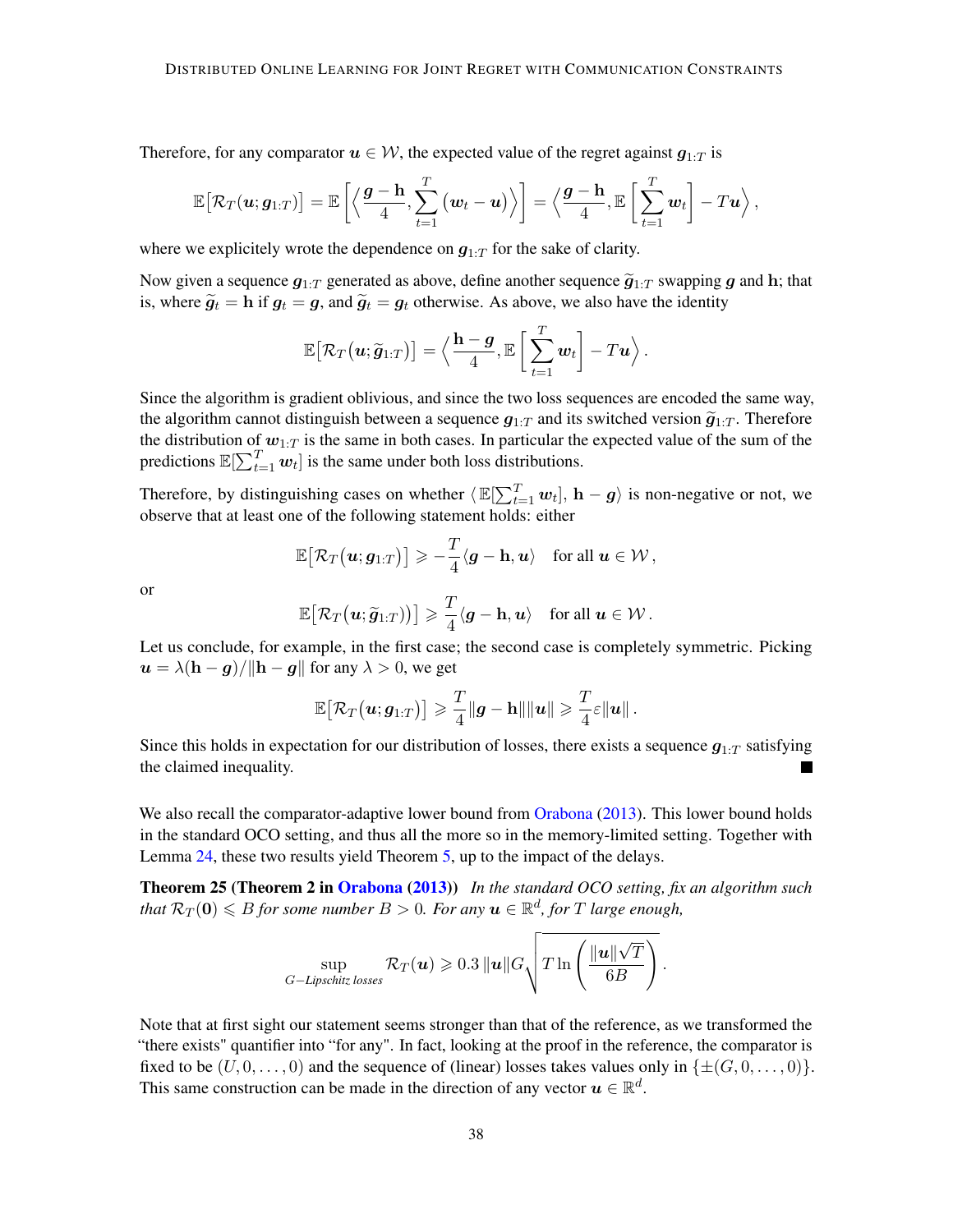Therefore, for any comparator $\boldsymbol{u} \in \mathcal{W}$, the expected value of the regret against $\boldsymbol{g}_{1:T}$ is

$$
\mathbb{E}\big[\mathcal{R}_T(\boldsymbol{u}; \boldsymbol{g}_{1:T})\big] = \mathbb{E}\left[\left\langle \frac{\boldsymbol{g} - \mathbf{h}}{4}, \sum_{t=1}^{T} (\boldsymbol{w}_t - \boldsymbol{u}) \right\rangle\right] = \left\langle \frac{\boldsymbol{g} - \mathbf{h}}{4}, \mathbb{E}\left[\sum_{t=1}^{T} \boldsymbol{w}_t\right] - T\boldsymbol{u} \right\rangle,
$$

where we explicitly wrote the dependence on $\boldsymbol{g}_{1:T}$ for the sake of clarity.

Now given a sequence $\boldsymbol{g}_{1:T}$ generated as above, define another sequence $\widetilde{\boldsymbol{g}}_{1:T}$ swapping $\boldsymbol{g}$ and $\mathbf{h}$; that is, where $\widetilde{\boldsymbol{g}}_t = \mathbf{h}$ if $\boldsymbol{g}_t = \boldsymbol{g}$, and $\widetilde{\boldsymbol{g}}_t = \boldsymbol{g}_t$ otherwise. As above, we also have the identity

$$
\mathbb{E}\big[\mathcal{R}_T\big(\boldsymbol{u}; \widetilde{\boldsymbol{g}}_{1:T}\big)\big] = \left\langle \frac{\mathbf{h} - \boldsymbol{g}}{4}, \mathbb{E}\left[\sum_{t=1}^{T} \boldsymbol{w}_t\right] - T\boldsymbol{u} \right\rangle.
$$

Since the algorithm is gradient oblivious, and since the two loss sequences are encoded the same way, the algorithm cannot distinguish between a sequence $\boldsymbol{g}_{1:T}$ and its switched version $\widetilde{\boldsymbol{g}}_{1:T}$. Therefore the distribution of $\boldsymbol{w}_{1:T}$ is the same in both cases. In particular the expected value of the sum of the predictions $\mathbb{E}[\sum_{t=1}^{T} \boldsymbol{w}_t]$ is the same under both loss distributions.

Therefore, by distinguishing cases on whether $\langle \mathbb{E}[\sum_{t=1}^{T} \boldsymbol{w}_t],\, \mathbf{h} - \boldsymbol{g} \rangle$ is non-negative or not, we observe that at least one of the following statement holds: either

$$
\mathbb{E}\big[\mathcal{R}_T\big(\boldsymbol{u}; \boldsymbol{g}_{1:T}\big)\big] \geqslant -\frac{T}{4}\langle \boldsymbol{g} - \mathbf{h}, \boldsymbol{u} \rangle \quad \text{for all } \boldsymbol{u} \in \mathcal{W},
$$

or

$$
\mathbb{E}\big[\mathcal{R}_T\big(\boldsymbol{u}; \widetilde{\boldsymbol{g}}_{1:T}\big)\big] \geqslant \frac{T}{4}\langle \boldsymbol{g} - \mathbf{h}, \boldsymbol{u} \rangle \quad \text{for all } \boldsymbol{u} \in \mathcal{W}.
$$

Let us conclude, for example, in the first case; the second case is completely symmetric. Picking $\boldsymbol{u} = \lambda(\mathbf{h} - \boldsymbol{g})/\|\mathbf{h} - \boldsymbol{g}\|$ for any $\lambda > 0$, we get

$$
\mathbb{E}\big[\mathcal{R}_T\big(\boldsymbol{u}; \boldsymbol{g}_{1:T}\big)\big] \geqslant \frac{T}{4}\|\boldsymbol{g} - \mathbf{h}\|\|\boldsymbol{u}\| \geqslant \frac{T}{4}\varepsilon\|\boldsymbol{u}\|.
$$

Since this holds in expectation for our distribution of losses, there exists a sequence $\boldsymbol{g}_{1:T}$ satisfying the claimed inequality. ∎

We also recall the comparator-adaptive lower bound from Orabona (2013). This lower bound holds in the standard OCO setting, and thus all the more so in the memory-limited setting. Together with Lemma 24, these two results yield Theorem 5, up to the impact of the delays.

**Theorem 25 (Theorem 2 in Orabona (2013))** *In the standard OCO setting, fix an algorithm such that $\mathcal{R}_T(\mathbf{0}) \leqslant B$ for some number $B > 0$. For any $\boldsymbol{u} \in \mathbb{R}^d$, for $T$ large enough,*

$$
\sup_{G\text{--Lipschitz losses}} \mathcal{R}_T(\boldsymbol{u}) \geqslant 0.3\,\|\boldsymbol{u}\|G\sqrt{T\ln\left(\frac{\|\boldsymbol{u}\|\sqrt{T}}{6B}\right)}.
$$

Note that at first sight our statement seems stronger than that of the reference, as we transformed the "there exists" quantifier into "for any". In fact, looking at the proof in the reference, the comparator is fixed to be $(U, 0, \ldots, 0)$ and the sequence of (linear) losses takes values only in $\{\pm(G, 0, \ldots, 0)\}$. This same construction can be made in the direction of any vector $\boldsymbol{u} \in \mathbb{R}^d$.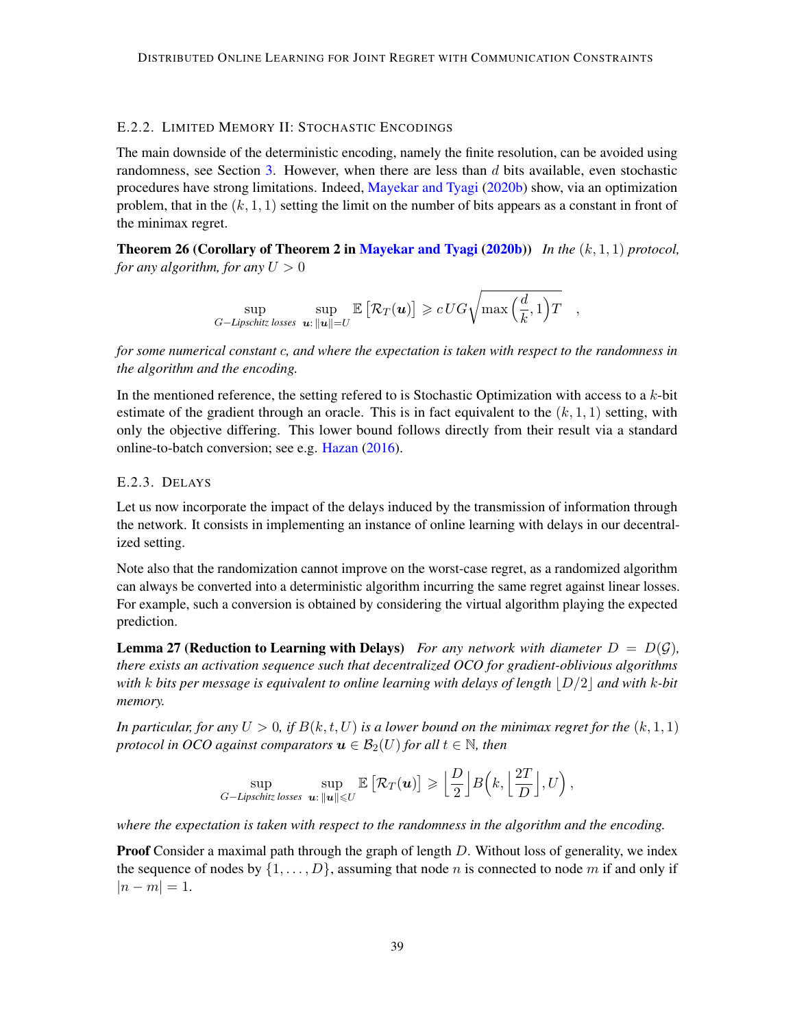### E.2.2. Limited Memory II: Stochastic Encodings

The main downside of the deterministic encoding, namely the finite resolution, can be avoided using randomness, see Section 3. However, when there are less than $d$ bits available, even stochastic procedures have strong limitations. Indeed, Mayekar and Tyagi (2020b) show, via an optimization problem, that in the $(k, 1, 1)$ setting the limit on the number of bits appears as a constant in front of the minimax regret.

**Theorem 26 (Corollary of Theorem 2 in Mayekar and Tyagi (2020b))** *In the $(k, 1, 1)$ protocol, for any algorithm, for any $U > 0$*

$$\sup_{G\text{−Lipschitz losses}} \; \sup_{\boldsymbol{u}\colon \|\boldsymbol{u}\|=U} \mathbb{E}\left[\mathcal{R}_T(\boldsymbol{u})\right] \geqslant c\, UG\sqrt{\max\Big(\frac{d}{k}, 1\Big)T} \quad ,$$

*for some numerical constant $c$, and where the expectation is taken with respect to the randomness in the algorithm and the encoding.*

In the mentioned reference, the setting refered to is Stochastic Optimization with access to a $k$-bit estimate of the gradient through an oracle. This is in fact equivalent to the $(k, 1, 1)$ setting, with only the objective differing. This lower bound follows directly from their result via a standard online-to-batch conversion; see e.g. Hazan (2016).

### E.2.3. Delays

Let us now incorporate the impact of the delays induced by the transmission of information through the network. It consists in implementing an instance of online learning with delays in our decentralized setting.

Note also that the randomization cannot improve on the worst-case regret, as a randomized algorithm can always be converted into a deterministic algorithm incurring the same regret against linear losses. For example, such a conversion is obtained by considering the virtual algorithm playing the expected prediction.

**Lemma 27 (Reduction to Learning with Delays)** *For any network with diameter $D = D(\mathcal{G})$, there exists an activation sequence such that decentralized OCO for gradient-oblivious algorithms with $k$ bits per message is equivalent to online learning with delays of length $\lfloor D/2 \rfloor$ and with $k$-bit memory.*

*In particular, for any $U > 0$, if $B(k, t, U)$ is a lower bound on the minimax regret for the $(k, 1, 1)$ protocol in OCO against comparators $\boldsymbol{u} \in \mathcal{B}_2(U)$ for all $t \in \mathbb{N}$, then*

$$\sup_{G\text{−Lipschitz losses}} \; \sup_{\boldsymbol{u}\colon \|\boldsymbol{u}\|\leqslant U} \mathbb{E}\left[\mathcal{R}_T(\boldsymbol{u})\right] \geqslant \Big\lfloor \frac{D}{2} \Big\rfloor B\Big(k, \Big\lfloor \frac{2T}{D} \Big\rfloor, U\Big) \, ,$$

*where the expectation is taken with respect to the randomness in the algorithm and the encoding.*

**Proof** Consider a maximal path through the graph of length $D$. Without loss of generality, we index the sequence of nodes by $\{1, \ldots, D\}$, assuming that node $n$ is connected to node $m$ if and only if $|n - m| = 1$.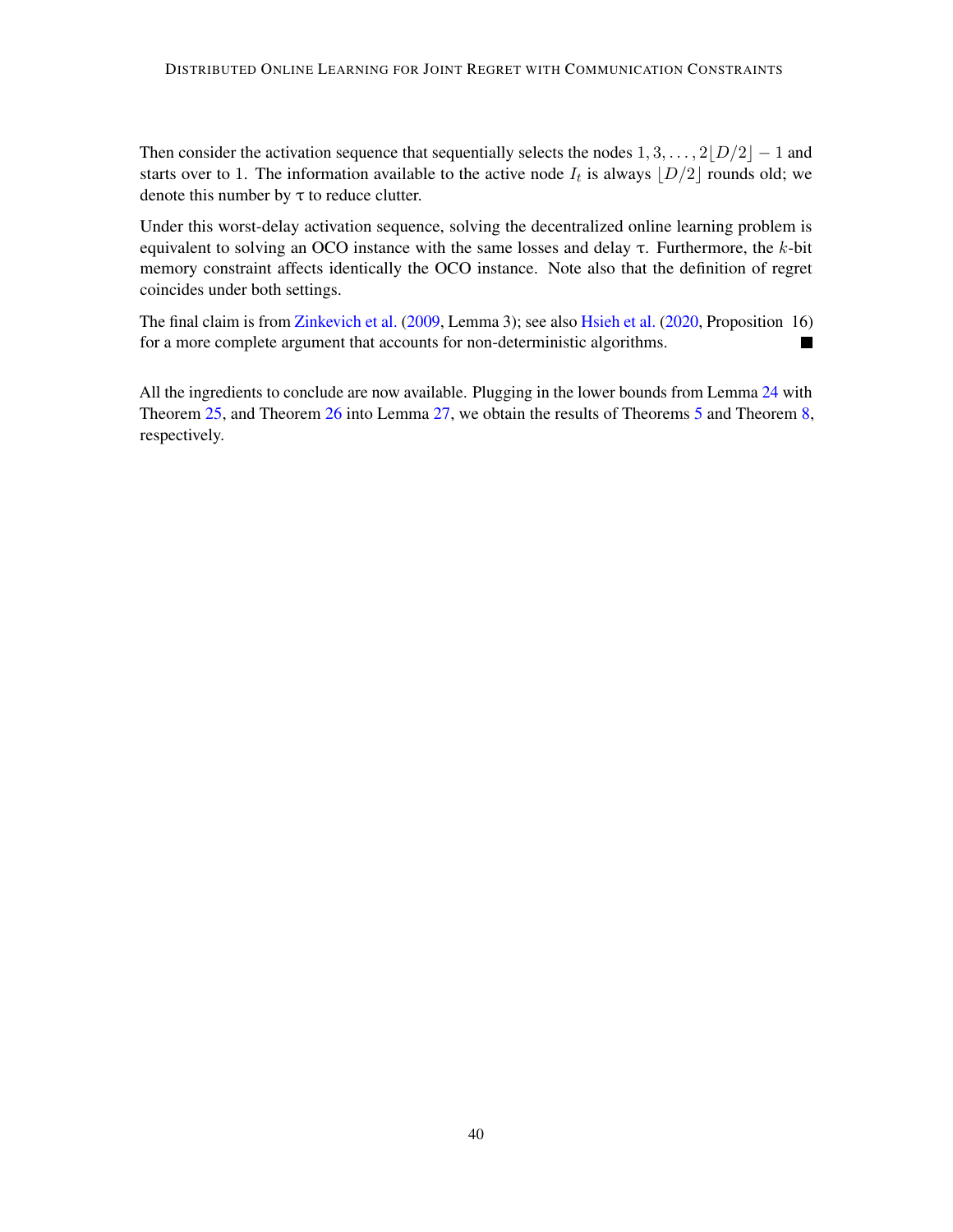Then consider the activation sequence that sequentially selects the nodes $1, 3, \ldots, 2\lfloor D/2 \rfloor - 1$ and starts over to $1$. The information available to the active node $I_t$ is always $\lfloor D/2 \rfloor$ rounds old; we denote this number by $\tau$ to reduce clutter.

Under this worst-delay activation sequence, solving the decentralized online learning problem is equivalent to solving an OCO instance with the same losses and delay $\tau$. Furthermore, the $k$-bit memory constraint affects identically the OCO instance. Note also that the definition of regret coincides under both settings.

The final claim is from Zinkevich et al. (2009, Lemma 3); see also Hsieh et al. (2020, Proposition 16) for a more complete argument that accounts for non-deterministic algorithms. ■

All the ingredients to conclude are now available. Plugging in the lower bounds from Lemma 24 with Theorem 25, and Theorem 26 into Lemma 27, we obtain the results of Theorems 5 and Theorem 8, respectively.